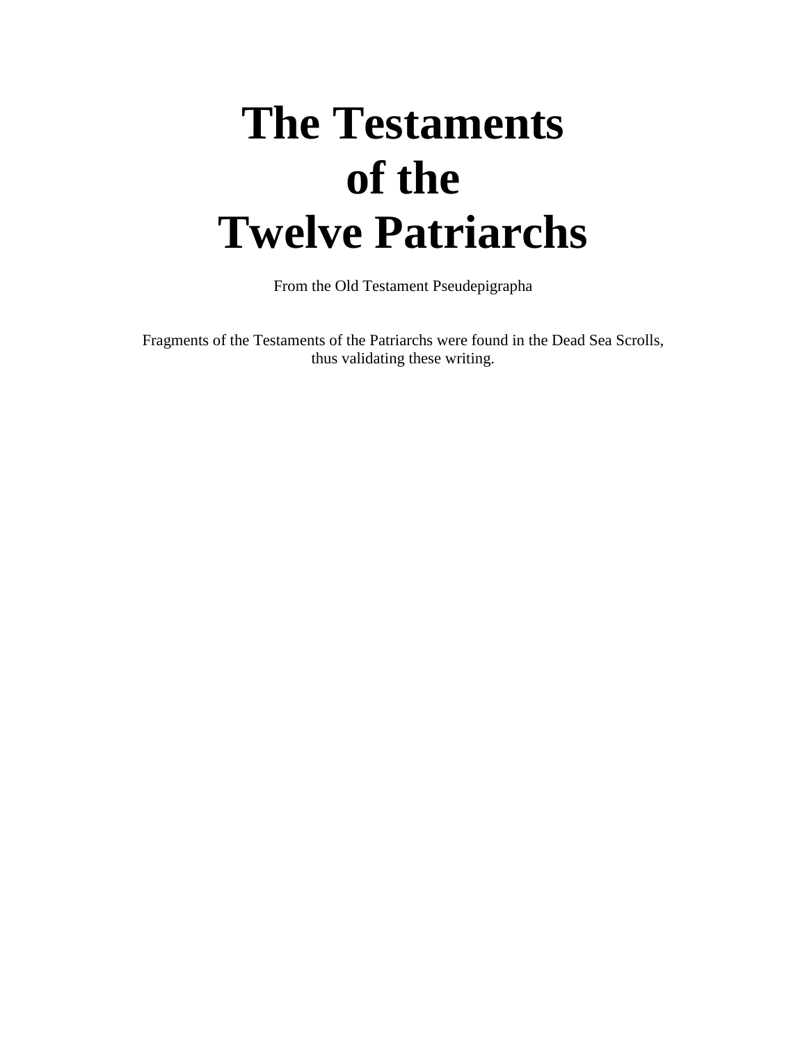# The Testaments of the Twelve Patriarchs

From the Old Testament Pseudepigrapha

Fragments of the Testaments of the Patriarchs were found in the Dead Sea Scrolls, thus validating these writing.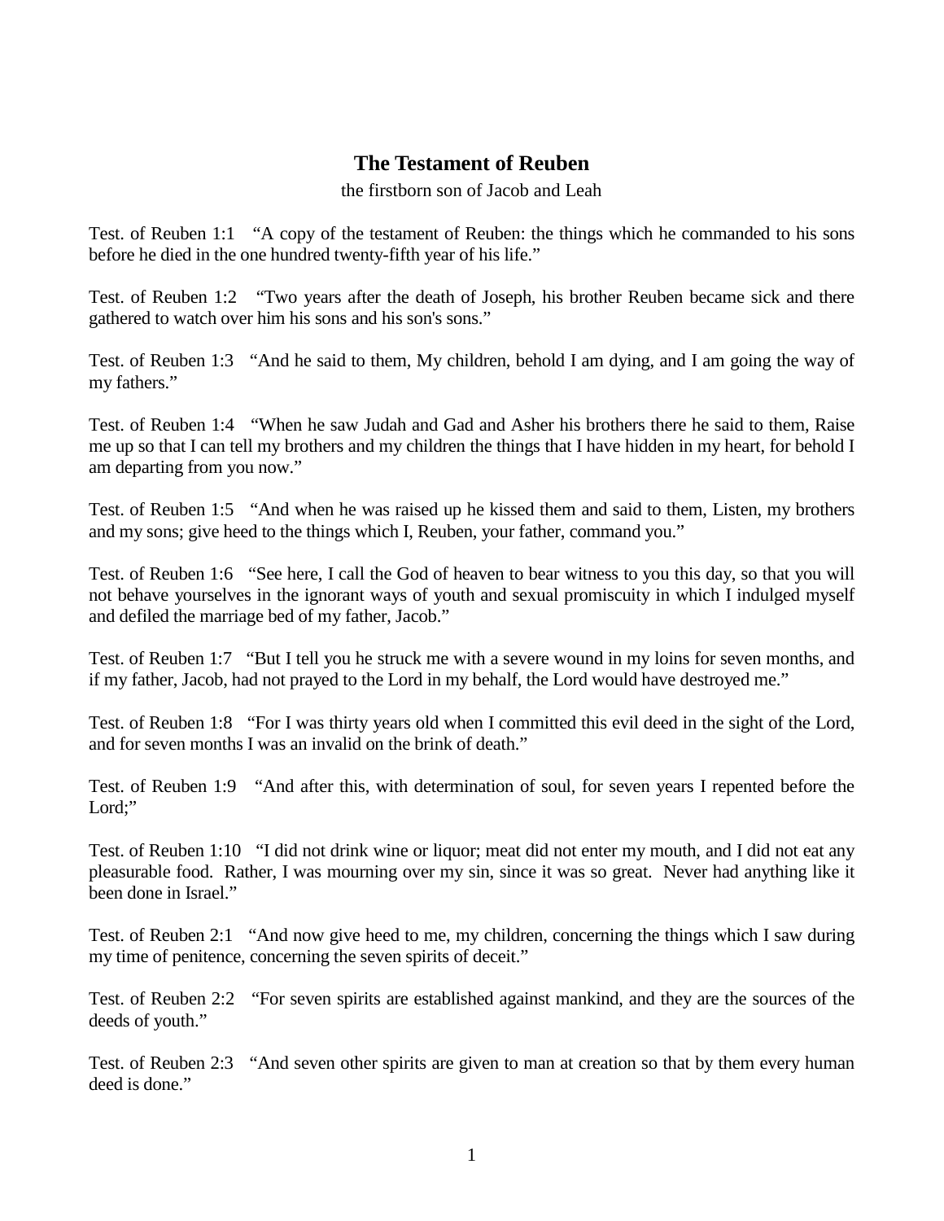## The Testament of Reuben

the firstborn son of Jacob and Leah

Test. of Reuben 1:1 "A copy of the testament of Reuben: the things which he commanded to his sons before he died in the one hundred twenty-fifth year of his life."

Test. of Reuben 1:2 "Two years after the death of Joseph, his brother Reuben became sick and there gathered to watch over him his sons and his son's sons."

Test. of Reuben 1:3 "And he said to them, My children, behold I am dying, and I am going the way of my fathers."

Test. of Reuben 1:4 "When he saw Judah and Gad and Asher his brothers there he said to them, Raise me up so that I can tell my brothers and my children the things that I have hidden in my heart, for behold I am departing from you now."

Test. of Reuben 1:5 "And when he was raised up he kissed them and said to them, Listen, my brothers and my sons; give heed to the things which I, Reuben, your father, command you."

Test. of Reuben 1:6 "See here, I call the God of heaven to bear witness to you this day, so that you will not behave yourselves in the ignorant ways of youth and sexual promiscuity in which I indulged myself and defiled the marriage bed of my father, Jacob."

Test. of Reuben 1:7 "But I tell you he struck me with a severe wound in my loins for seven months, and if my father, Jacob, had not prayed to the Lord in my behalf, the Lord would have destroyed me."

Test. of Reuben 1:8 "For I was thirty years old when I committed this evil deed in the sight of the Lord, and for seven months I was an invalid on the brink of death."

Test. of Reuben 1:9 "And after this, with determination of soul, for seven years I repented before the Lord;"

Test. of Reuben 1:10 "I did not drink wine or liquor; meat did not enter my mouth, and I did not eat any pleasurable food. Rather, I was mourning over my sin, since it was so great. Never had anything like it been done in Israel."

Test. of Reuben 2:1 "And now give heed to me, my children, concerning the things which I saw during my time of penitence, concerning the seven spirits of deceit."

Test. of Reuben 2:2 "For seven spirits are established against mankind, and they are the sources of the deeds of youth."

Test. of Reuben 2:3 "And seven other spirits are given to man at creation so that by them every human deed is done."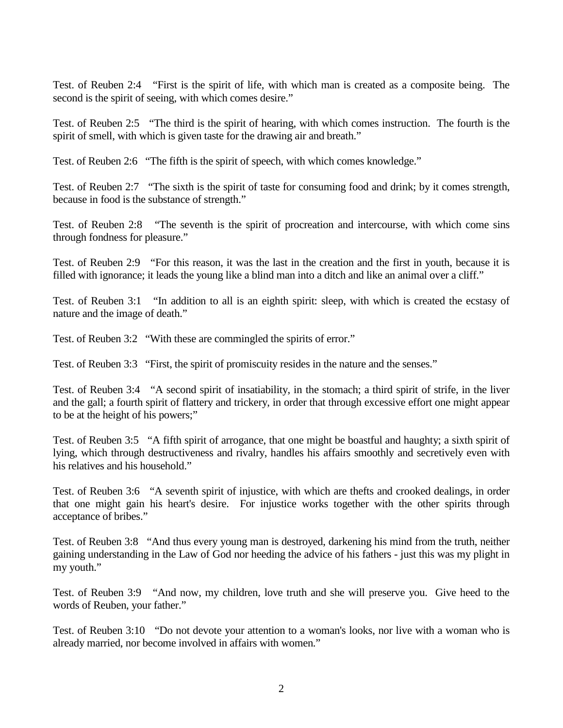Test. of Reuben 2:4 "First is the spirit of life, with which man is created as a composite being. The second is the spirit of seeing, with which comes desire."

Test. of Reuben 2:5 "The third is the spirit of hearing, with which comes instruction. The fourth is the spirit of smell, with which is given taste for the drawing air and breath."

Test. of Reuben 2:6 "The fifth is the spirit of speech, with which comes knowledge."

Test. of Reuben 2:7 "The sixth is the spirit of taste for consuming food and drink; by it comes strength, because in food is the substance of strength."

Test. of Reuben 2:8 "The seventh is the spirit of procreation and intercourse, with which come sins through fondness for pleasure."

Test. of Reuben 2:9 "For this reason, it was the last in the creation and the first in youth, because it is filled with ignorance; it leads the young like a blind man into a ditch and like an animal over a cliff."

Test. of Reuben 3:1 "In addition to all is an eighth spirit: sleep, with which is created the ecstasy of nature and the image of death."

Test. of Reuben 3:2 "With these are commingled the spirits of error."

Test. of Reuben 3:3 "First, the spirit of promiscuity resides in the nature and the senses."

Test. of Reuben 3:4 "A second spirit of insatiability, in the stomach; a third spirit of strife, in the liver and the gall; a fourth spirit of flattery and trickery, in order that through excessive effort one might appear to be at the height of his powers;"

Test. of Reuben 3:5 "A fifth spirit of arrogance, that one might be boastful and haughty; a sixth spirit of lying, which through destructiveness and rivalry, handles his affairs smoothly and secretively even with his relatives and his household."

Test. of Reuben 3:6 "A seventh spirit of injustice, with which are thefts and crooked dealings, in order that one might gain his heart's desire. For injustice works together with the other spirits through acceptance of bribes."

Test. of Reuben 3:8 "And thus every young man is destroyed, darkening his mind from the truth, neither gaining understanding in the Law of God nor heeding the advice of his fathers - just this was my plight in my youth."

Test. of Reuben 3:9 "And now, my children, love truth and she will preserve you. Give heed to the words of Reuben, your father."

Test. of Reuben 3:10 "Do not devote your attention to a woman's looks, nor live with a woman who is already married, nor become involved in affairs with women."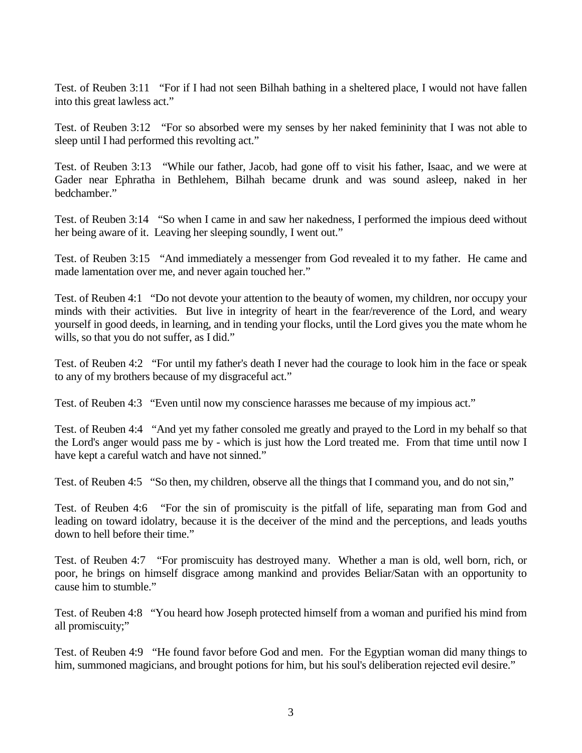Test. of Reuben 3:11 "For if I had not seen Bilhah bathing in a sheltered place, I would not have fallen into this great lawless act."

Test. of Reuben 3:12 "For so absorbed were my senses by her naked femininity that I was not able to sleep until I had performed this revolting act."

Test. of Reuben 3:13 "While our father, Jacob, had gone off to visit his father, Isaac, and we were at Gader near Ephratha in Bethlehem, Bilhah became drunk and was sound asleep, naked in her bedchamber."

Test. of Reuben 3:14 "So when I came in and saw her nakedness, I performed the impious deed without her being aware of it. Leaving her sleeping soundly, I went out."

Test. of Reuben 3:15 "And immediately a messenger from God revealed it to my father. He came and made lamentation over me, and never again touched her."

Test. of Reuben 4:1 "Do not devote your attention to the beauty of women, my children, nor occupy your minds with their activities. But live in integrity of heart in the fear/reverence of the Lord, and weary yourself in good deeds, in learning, and in tending your flocks, until the Lord gives you the mate whom he wills, so that you do not suffer, as I did."

Test. of Reuben 4:2 "For until my father's death I never had the courage to look him in the face or speak to any of my brothers because of my disgraceful act."

Test. of Reuben 4:3 "Even until now my conscience harasses me because of my impious act."

Test. of Reuben 4:4 "And yet my father consoled me greatly and prayed to the Lord in my behalf so that the Lord's anger would pass me by - which is just how the Lord treated me. From that time until now I have kept a careful watch and have not sinned."

Test. of Reuben 4:5 "So then, my children, observe all the things that I command you, and do not sin,"

Test. of Reuben 4:6 "For the sin of promiscuity is the pitfall of life, separating man from God and leading on toward idolatry, because it is the deceiver of the mind and the perceptions, and leads youths down to hell before their time."

Test. of Reuben 4:7 "For promiscuity has destroyed many. Whether a man is old, well born, rich, or poor, he brings on himself disgrace among mankind and provides Beliar/Satan with an opportunity to cause him to stumble."

Test. of Reuben 4:8 "You heard how Joseph protected himself from a woman and purified his mind from all promiscuity;"

Test. of Reuben 4:9 "He found favor before God and men. For the Egyptian woman did many things to him, summoned magicians, and brought potions for him, but his soul's deliberation rejected evil desire."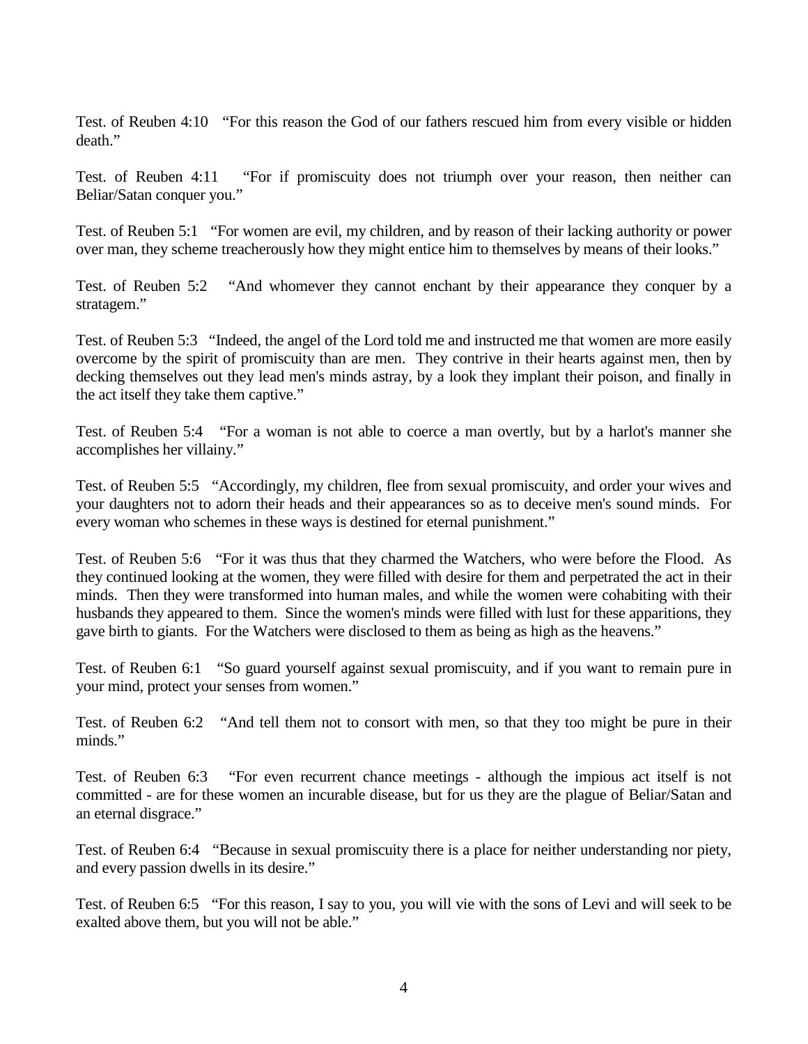Test. of Reuben 4:10 "For this reason the God of our fathers rescued him from every visible or hidden death."

Test. of Reuben 4:11 "For if promiscuity does not triumph over your reason, then neither can Beliar/Satan conquer you."

Test. of Reuben 5:1 "For women are evil, my children, and by reason of their lacking authority or power over man, they scheme treacherously how they might entice him to themselves by means of their looks."

Test. of Reuben 5:2 "And whomever they cannot enchant by their appearance they conquer by a stratagem."

Test. of Reuben 5:3 "Indeed, the angel of the Lord told me and instructed me that women are more easily overcome by the spirit of promiscuity than are men. They contrive in their hearts against men, then by decking themselves out they lead men's minds astray, by a look they implant their poison, and finally in the act itself they take them captive."

Test. of Reuben 5:4 "For a woman is not able to coerce a man overtly, but by a harlot's manner she accomplishes her villainy."

Test. of Reuben 5:5 "Accordingly, my children, flee from sexual promiscuity, and order your wives and your daughters not to adorn their heads and their appearances so as to deceive men's sound minds. For every woman who schemes in these ways is destined for eternal punishment."

Test. of Reuben 5:6 "For it was thus that they charmed the Watchers, who were before the Flood. As they continued looking at the women, they were filled with desire for them and perpetrated the act in their minds. Then they were transformed into human males, and while the women were cohabiting with their husbands they appeared to them. Since the women's minds were filled with lust for these apparitions, they gave birth to giants. For the Watchers were disclosed to them as being as high as the heavens."

Test. of Reuben 6:1 "So guard yourself against sexual promiscuity, and if you want to remain pure in your mind, protect your senses from women."

Test. of Reuben 6:2 "And tell them not to consort with men, so that they too might be pure in their minds."

Test. of Reuben 6:3 "For even recurrent chance meetings - although the impious act itself is not committed - are for these women an incurable disease, but for us they are the plague of Beliar/Satan and an eternal disgrace."

Test. of Reuben 6:4 "Because in sexual promiscuity there is a place for neither understanding nor piety, and every passion dwells in its desire."

Test. of Reuben 6:5 "For this reason, I say to you, you will vie with the sons of Levi and will seek to be exalted above them, but you will not be able."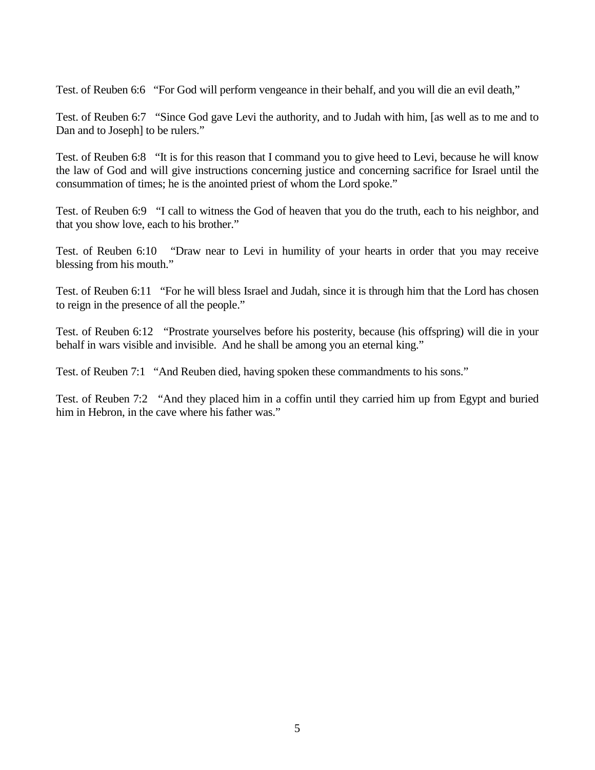Test. of Reuben 6:6 "For God will perform vengeance in their behalf, and you will die an evil death,"

Test. of Reuben 6:7 "Since God gave Levi the authority, and to Judah with him, [as well as to me and to Dan and to Joseph] to be rulers."

Test. of Reuben 6:8 "It is for this reason that I command you to give heed to Levi, because he will know the law of God and will give instructions concerning justice and concerning sacrifice for Israel until the consummation of times; he is the anointed priest of whom the Lord spoke."

Test. of Reuben 6:9 "I call to witness the God of heaven that you do the truth, each to his neighbor, and that you show love, each to his brother."

Test. of Reuben 6:10 "Draw near to Levi in humility of your hearts in order that you may receive blessing from his mouth."

Test. of Reuben 6:11 "For he will bless Israel and Judah, since it is through him that the Lord has chosen to reign in the presence of all the people."

Test. of Reuben 6:12 "Prostrate yourselves before his posterity, because (his offspring) will die in your behalf in wars visible and invisible. And he shall be among you an eternal king."

Test. of Reuben 7:1 "And Reuben died, having spoken these commandments to his sons."

Test. of Reuben 7:2 "And they placed him in a coffin until they carried him up from Egypt and buried him in Hebron, in the cave where his father was."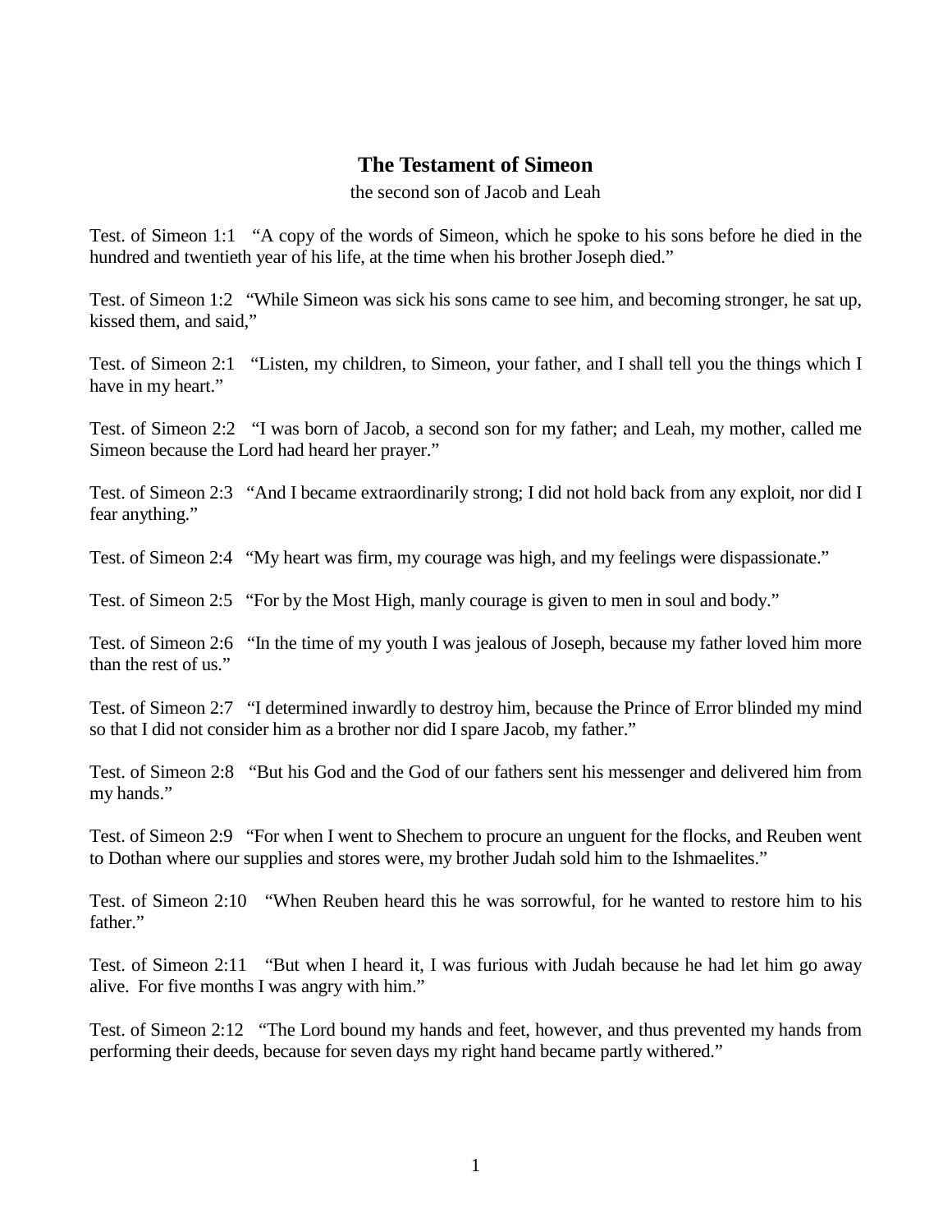## The Testament of Simeon

the second son of Jacob and Leah

Test. of Simeon 1:1 “A copy of the words of Simeon, which he spoke to his sons before he died in the hundred and twentieth year of his life, at the time when his brother Joseph died.”

Test. of Simeon 1:2 “While Simeon was sick his sons came to see him, and becoming stronger, he sat up, kissed them, and said,”

Test. of Simeon 2:1 “Listen, my children, to Simeon, your father, and I shall tell you the things which I have in my heart.”

Test. of Simeon 2:2 “I was born of Jacob, a second son for my father; and Leah, my mother, called me Simeon because the Lord had heard her prayer.”

Test. of Simeon 2:3 “And I became extraordinarily strong; I did not hold back from any exploit, nor did I fear anything.”

Test. of Simeon 2:4 “My heart was firm, my courage was high, and my feelings were dispassionate.”

Test. of Simeon 2:5 “For by the Most High, manly courage is given to men in soul and body.”

Test. of Simeon 2:6 “In the time of my youth I was jealous of Joseph, because my father loved him more than the rest of us.”

Test. of Simeon 2:7 “I determined inwardly to destroy him, because the Prince of Error blinded my mind so that I did not consider him as a brother nor did I spare Jacob, my father.”

Test. of Simeon 2:8 “But his God and the God of our fathers sent his messenger and delivered him from my hands.”

Test. of Simeon 2:9 “For when I went to Shechem to procure an unguent for the flocks, and Reuben went to Dothan where our supplies and stores were, my brother Judah sold him to the Ishmaelites.”

Test. of Simeon 2:10 “When Reuben heard this he was sorrowful, for he wanted to restore him to his father.”

Test. of Simeon 2:11 “But when I heard it, I was furious with Judah because he had let him go away alive. For five months I was angry with him.”

Test. of Simeon 2:12 “The Lord bound my hands and feet, however, and thus prevented my hands from performing their deeds, because for seven days my right hand became partly withered.”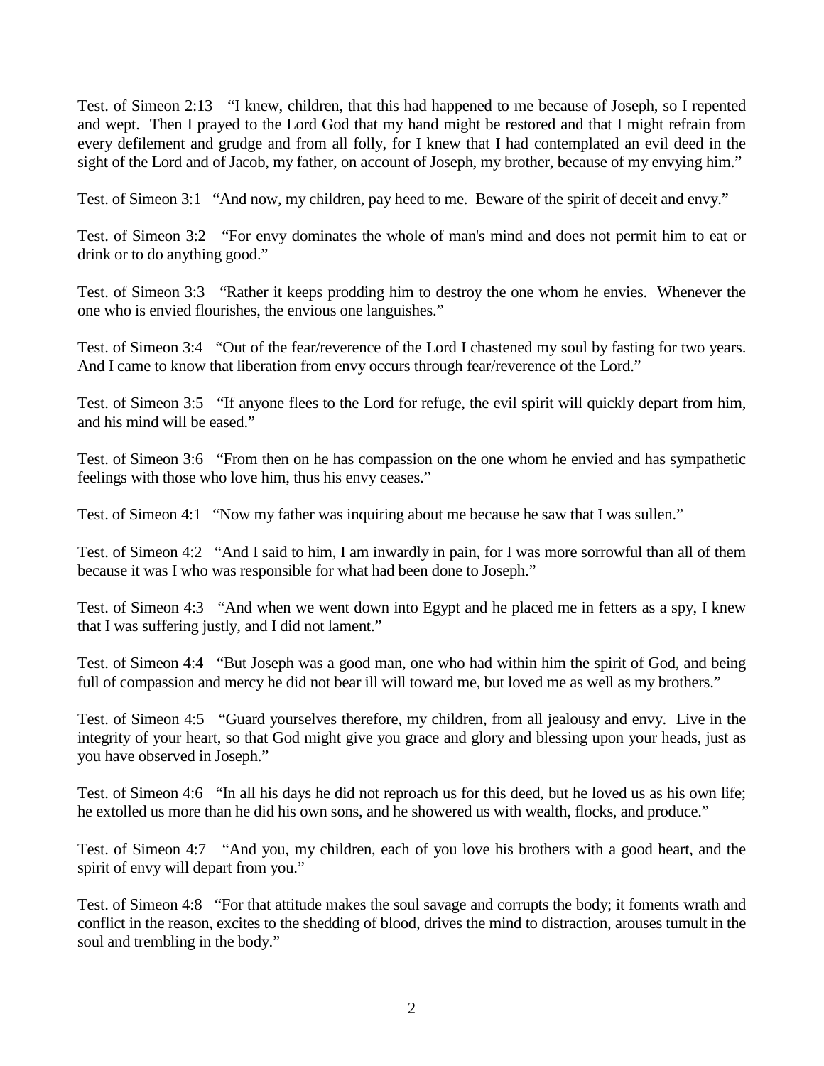Test. of Simeon 2:13 "I knew, children, that this had happened to me because of Joseph, so I repented and wept. Then I prayed to the Lord God that my hand might be restored and that I might refrain from every defilement and grudge and from all folly, for I knew that I had contemplated an evil deed in the sight of the Lord and of Jacob, my father, on account of Joseph, my brother, because of my envying him."

Test. of Simeon 3:1 "And now, my children, pay heed to me. Beware of the spirit of deceit and envy."

Test. of Simeon 3:2 "For envy dominates the whole of man's mind and does not permit him to eat or drink or to do anything good."

Test. of Simeon 3:3 "Rather it keeps prodding him to destroy the one whom he envies. Whenever the one who is envied flourishes, the envious one languishes."

Test. of Simeon 3:4 "Out of the fear/reverence of the Lord I chastened my soul by fasting for two years. And I came to know that liberation from envy occurs through fear/reverence of the Lord."

Test. of Simeon 3:5 "If anyone flees to the Lord for refuge, the evil spirit will quickly depart from him, and his mind will be eased."

Test. of Simeon 3:6 "From then on he has compassion on the one whom he envied and has sympathetic feelings with those who love him, thus his envy ceases."

Test. of Simeon 4:1 "Now my father was inquiring about me because he saw that I was sullen."

Test. of Simeon 4:2 "And I said to him, I am inwardly in pain, for I was more sorrowful than all of them because it was I who was responsible for what had been done to Joseph."

Test. of Simeon 4:3 "And when we went down into Egypt and he placed me in fetters as a spy, I knew that I was suffering justly, and I did not lament."

Test. of Simeon 4:4 "But Joseph was a good man, one who had within him the spirit of God, and being full of compassion and mercy he did not bear ill will toward me, but loved me as well as my brothers."

Test. of Simeon 4:5 "Guard yourselves therefore, my children, from all jealousy and envy. Live in the integrity of your heart, so that God might give you grace and glory and blessing upon your heads, just as you have observed in Joseph."

Test. of Simeon 4:6 "In all his days he did not reproach us for this deed, but he loved us as his own life; he extolled us more than he did his own sons, and he showered us with wealth, flocks, and produce."

Test. of Simeon 4:7 "And you, my children, each of you love his brothers with a good heart, and the spirit of envy will depart from you."

Test. of Simeon 4:8 "For that attitude makes the soul savage and corrupts the body; it foments wrath and conflict in the reason, excites to the shedding of blood, drives the mind to distraction, arouses tumult in the soul and trembling in the body."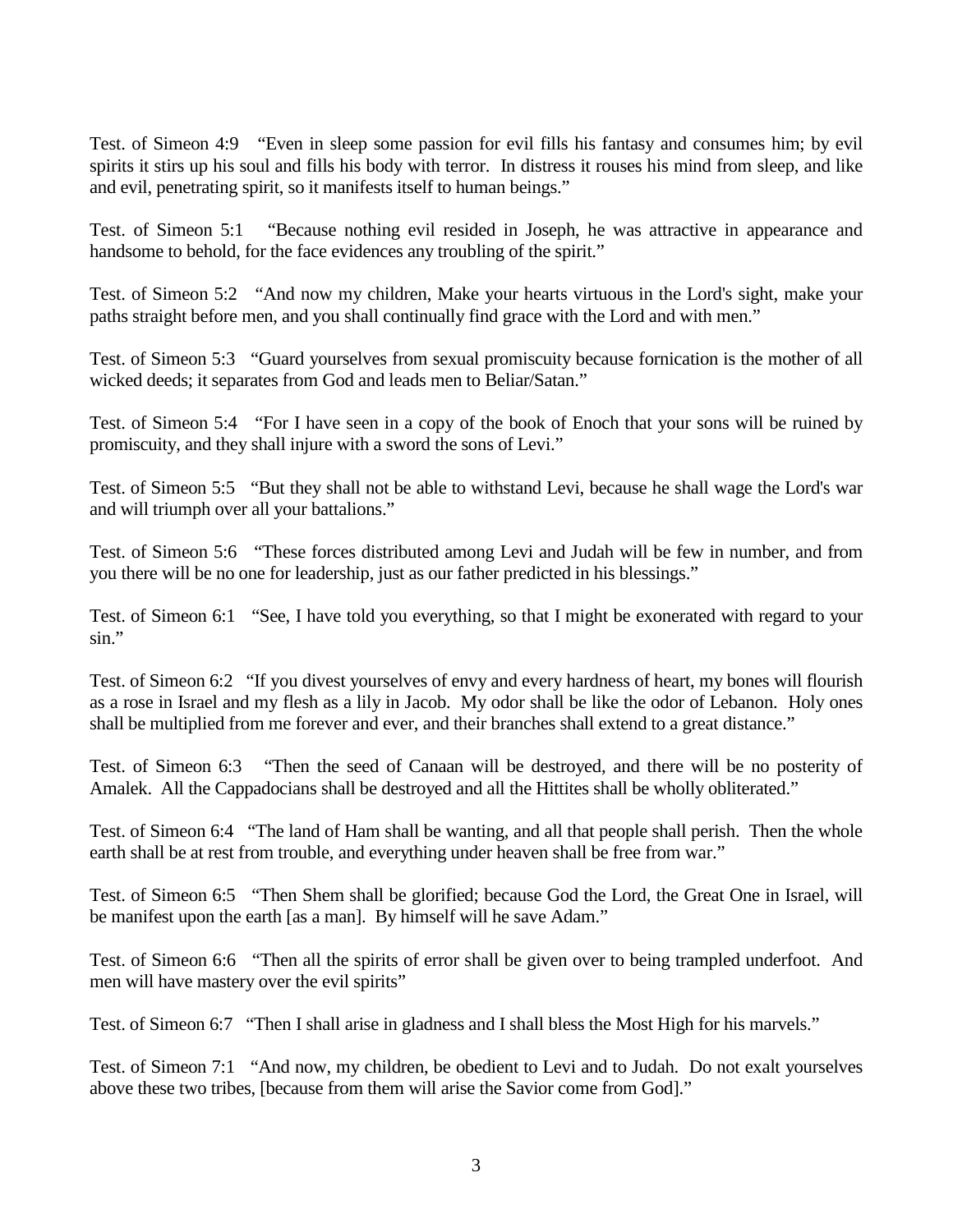Test. of Simeon 4:9 "Even in sleep some passion for evil fills his fantasy and consumes him; by evil spirits it stirs up his soul and fills his body with terror. In distress it rouses his mind from sleep, and like and evil, penetrating spirit, so it manifests itself to human beings."

Test. of Simeon 5:1 "Because nothing evil resided in Joseph, he was attractive in appearance and handsome to behold, for the face evidences any troubling of the spirit."

Test. of Simeon 5:2 "And now my children, Make your hearts virtuous in the Lord's sight, make your paths straight before men, and you shall continually find grace with the Lord and with men."

Test. of Simeon 5:3 "Guard yourselves from sexual promiscuity because fornication is the mother of all wicked deeds; it separates from God and leads men to Beliar/Satan."

Test. of Simeon 5:4 "For I have seen in a copy of the book of Enoch that your sons will be ruined by promiscuity, and they shall injure with a sword the sons of Levi."

Test. of Simeon 5:5 "But they shall not be able to withstand Levi, because he shall wage the Lord's war and will triumph over all your battalions."

Test. of Simeon 5:6 "These forces distributed among Levi and Judah will be few in number, and from you there will be no one for leadership, just as our father predicted in his blessings."

Test. of Simeon 6:1 "See, I have told you everything, so that I might be exonerated with regard to your sin."

Test. of Simeon 6:2 "If you divest yourselves of envy and every hardness of heart, my bones will flourish as a rose in Israel and my flesh as a lily in Jacob. My odor shall be like the odor of Lebanon. Holy ones shall be multiplied from me forever and ever, and their branches shall extend to a great distance."

Test. of Simeon 6:3 "Then the seed of Canaan will be destroyed, and there will be no posterity of Amalek. All the Cappadocians shall be destroyed and all the Hittites shall be wholly obliterated."

Test. of Simeon 6:4 "The land of Ham shall be wanting, and all that people shall perish. Then the whole earth shall be at rest from trouble, and everything under heaven shall be free from war."

Test. of Simeon 6:5 "Then Shem shall be glorified; because God the Lord, the Great One in Israel, will be manifest upon the earth [as a man]. By himself will he save Adam."

Test. of Simeon 6:6 "Then all the spirits of error shall be given over to being trampled underfoot. And men will have mastery over the evil spirits"

Test. of Simeon 6:7 "Then I shall arise in gladness and I shall bless the Most High for his marvels."

Test. of Simeon 7:1 "And now, my children, be obedient to Levi and to Judah. Do not exalt yourselves above these two tribes, [because from them will arise the Savior come from God]."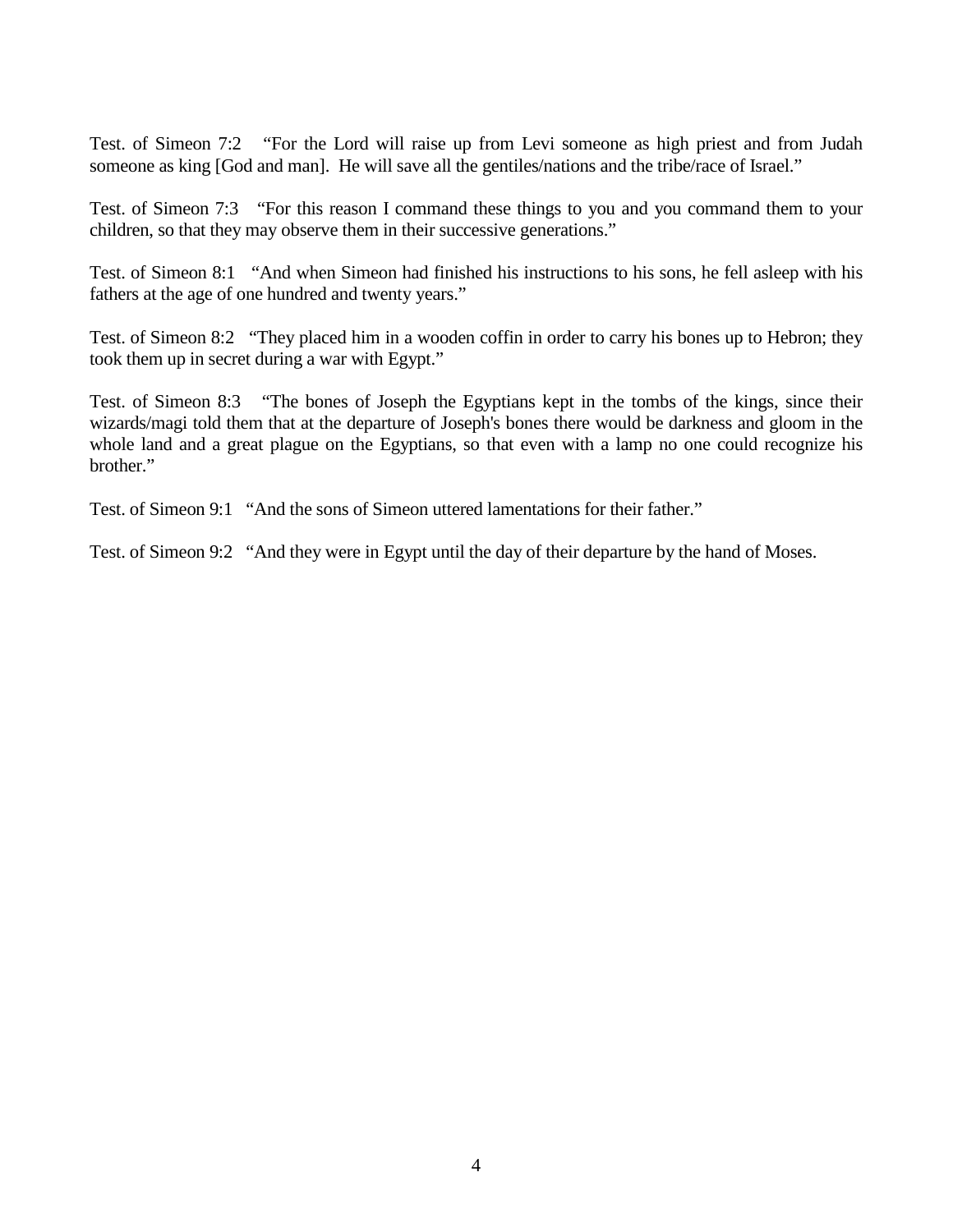Test. of Simeon 7:2 “For the Lord will raise up from Levi someone as high priest and from Judah someone as king [God and man]. He will save all the gentiles/nations and the tribe/race of Israel.”

Test. of Simeon 7:3 “For this reason I command these things to you and you command them to your children, so that they may observe them in their successive generations.”

Test. of Simeon 8:1 “And when Simeon had finished his instructions to his sons, he fell asleep with his fathers at the age of one hundred and twenty years.”

Test. of Simeon 8:2 “They placed him in a wooden coffin in order to carry his bones up to Hebron; they took them up in secret during a war with Egypt.”

Test. of Simeon 8:3 “The bones of Joseph the Egyptians kept in the tombs of the kings, since their wizards/magi told them that at the departure of Joseph's bones there would be darkness and gloom in the whole land and a great plague on the Egyptians, so that even with a lamp no one could recognize his brother.”

Test. of Simeon 9:1 “And the sons of Simeon uttered lamentations for their father.”

Test. of Simeon 9:2 “And they were in Egypt until the day of their departure by the hand of Moses.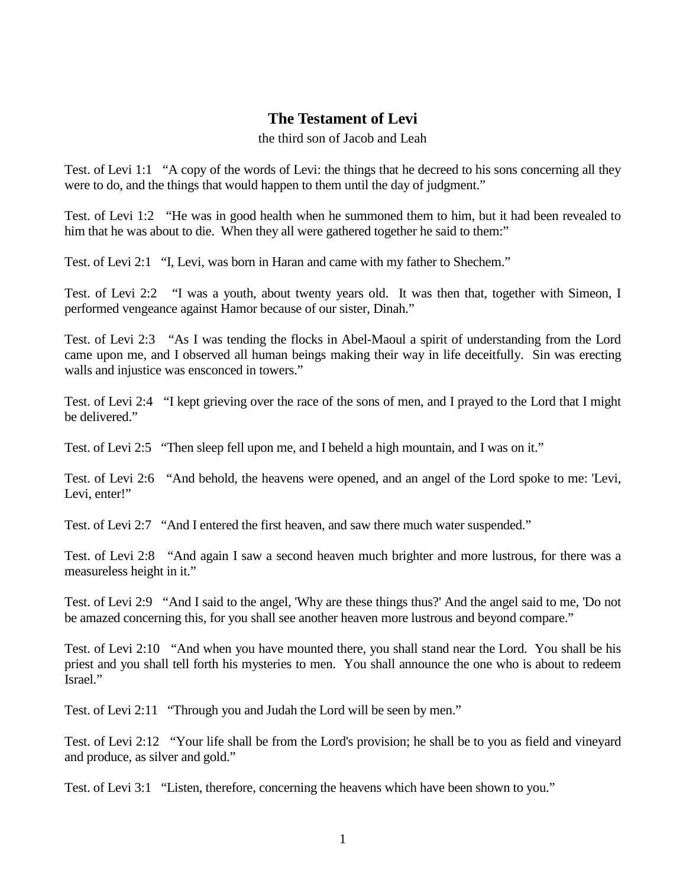## The Testament of Levi

the third son of Jacob and Leah

Test. of Levi 1:1 “A copy of the words of Levi: the things that he decreed to his sons concerning all they were to do, and the things that would happen to them until the day of judgment.”

Test. of Levi 1:2 “He was in good health when he summoned them to him, but it had been revealed to him that he was about to die. When they all were gathered together he said to them:”

Test. of Levi 2:1 “I, Levi, was born in Haran and came with my father to Shechem.”

Test. of Levi 2:2 “I was a youth, about twenty years old. It was then that, together with Simeon, I performed vengeance against Hamor because of our sister, Dinah.”

Test. of Levi 2:3 “As I was tending the flocks in Abel-Maoul a spirit of understanding from the Lord came upon me, and I observed all human beings making their way in life deceitfully. Sin was erecting walls and injustice was ensconced in towers.”

Test. of Levi 2:4 “I kept grieving over the race of the sons of men, and I prayed to the Lord that I might be delivered.”

Test. of Levi 2:5 “Then sleep fell upon me, and I beheld a high mountain, and I was on it.”

Test. of Levi 2:6 “And behold, the heavens were opened, and an angel of the Lord spoke to me: 'Levi, Levi, enter!”

Test. of Levi 2:7 “And I entered the first heaven, and saw there much water suspended.”

Test. of Levi 2:8 “And again I saw a second heaven much brighter and more lustrous, for there was a measureless height in it.”

Test. of Levi 2:9 “And I said to the angel, 'Why are these things thus?' And the angel said to me, 'Do not be amazed concerning this, for you shall see another heaven more lustrous and beyond compare.”

Test. of Levi 2:10 “And when you have mounted there, you shall stand near the Lord. You shall be his priest and you shall tell forth his mysteries to men. You shall announce the one who is about to redeem Israel.”

Test. of Levi 2:11 “Through you and Judah the Lord will be seen by men.”

Test. of Levi 2:12 “Your life shall be from the Lord's provision; he shall be to you as field and vineyard and produce, as silver and gold.”

Test. of Levi 3:1 “Listen, therefore, concerning the heavens which have been shown to you.”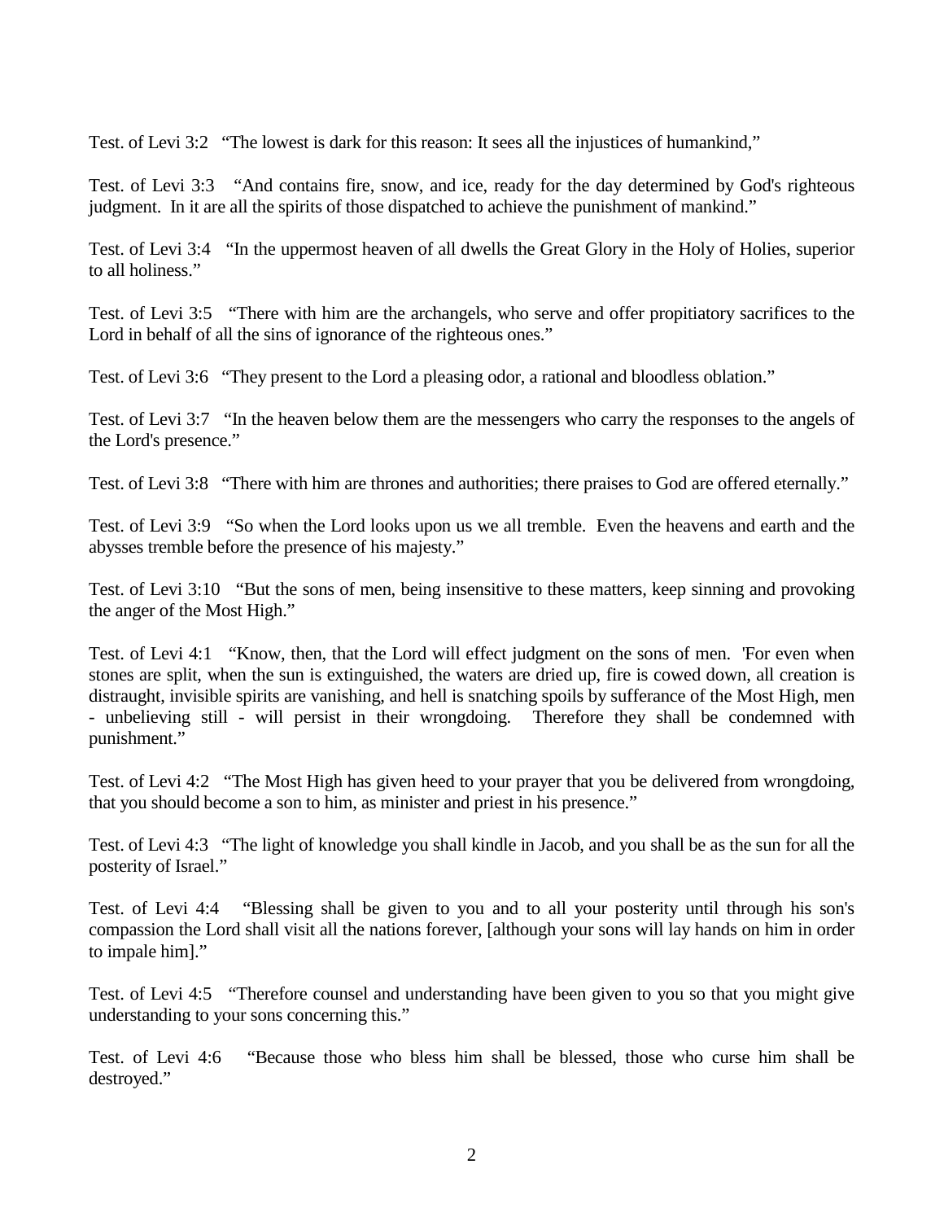Test. of Levi 3:2 "The lowest is dark for this reason: It sees all the injustices of humankind,"

Test. of Levi 3:3 "And contains fire, snow, and ice, ready for the day determined by God's righteous judgment. In it are all the spirits of those dispatched to achieve the punishment of mankind."

Test. of Levi 3:4 "In the uppermost heaven of all dwells the Great Glory in the Holy of Holies, superior to all holiness."

Test. of Levi 3:5 "There with him are the archangels, who serve and offer propitiatory sacrifices to the Lord in behalf of all the sins of ignorance of the righteous ones."

Test. of Levi 3:6 "They present to the Lord a pleasing odor, a rational and bloodless oblation."

Test. of Levi 3:7 "In the heaven below them are the messengers who carry the responses to the angels of the Lord's presence."

Test. of Levi 3:8 "There with him are thrones and authorities; there praises to God are offered eternally."

Test. of Levi 3:9 "So when the Lord looks upon us we all tremble. Even the heavens and earth and the abysses tremble before the presence of his majesty."

Test. of Levi 3:10 "But the sons of men, being insensitive to these matters, keep sinning and provoking the anger of the Most High."

Test. of Levi 4:1 "Know, then, that the Lord will effect judgment on the sons of men. 'For even when stones are split, when the sun is extinguished, the waters are dried up, fire is cowed down, all creation is distraught, invisible spirits are vanishing, and hell is snatching spoils by sufferance of the Most High, men - unbelieving still - will persist in their wrongdoing. Therefore they shall be condemned with punishment."

Test. of Levi 4:2 "The Most High has given heed to your prayer that you be delivered from wrongdoing, that you should become a son to him, as minister and priest in his presence."

Test. of Levi 4:3 "The light of knowledge you shall kindle in Jacob, and you shall be as the sun for all the posterity of Israel."

Test. of Levi 4:4 "Blessing shall be given to you and to all your posterity until through his son's compassion the Lord shall visit all the nations forever, [although your sons will lay hands on him in order to impale him]."

Test. of Levi 4:5 "Therefore counsel and understanding have been given to you so that you might give understanding to your sons concerning this."

Test. of Levi 4:6 "Because those who bless him shall be blessed, those who curse him shall be destroyed."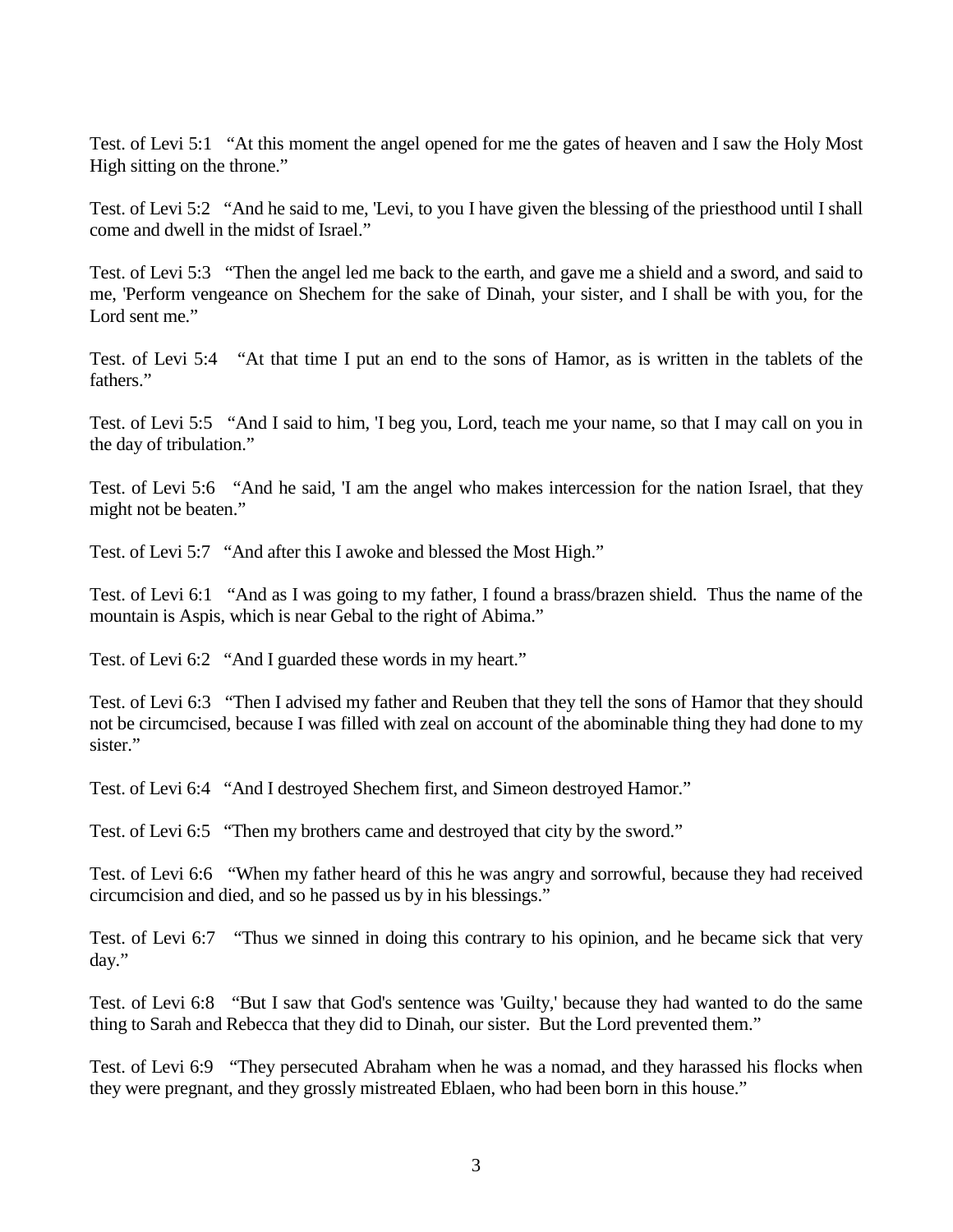Test. of Levi 5:1 “At this moment the angel opened for me the gates of heaven and I saw the Holy Most High sitting on the throne.”

Test. of Levi 5:2 “And he said to me, 'Levi, to you I have given the blessing of the priesthood until I shall come and dwell in the midst of Israel.”

Test. of Levi 5:3 “Then the angel led me back to the earth, and gave me a shield and a sword, and said to me, 'Perform vengeance on Shechem for the sake of Dinah, your sister, and I shall be with you, for the Lord sent me.”

Test. of Levi 5:4 “At that time I put an end to the sons of Hamor, as is written in the tablets of the fathers.”

Test. of Levi 5:5 “And I said to him, 'I beg you, Lord, teach me your name, so that I may call on you in the day of tribulation.”

Test. of Levi 5:6 “And he said, 'I am the angel who makes intercession for the nation Israel, that they might not be beaten.”

Test. of Levi 5:7 “And after this I awoke and blessed the Most High.”

Test. of Levi 6:1 “And as I was going to my father, I found a brass/brazen shield. Thus the name of the mountain is Aspis, which is near Gebal to the right of Abima.”

Test. of Levi 6:2 “And I guarded these words in my heart.”

Test. of Levi 6:3 “Then I advised my father and Reuben that they tell the sons of Hamor that they should not be circumcised, because I was filled with zeal on account of the abominable thing they had done to my sister.”

Test. of Levi 6:4 “And I destroyed Shechem first, and Simeon destroyed Hamor.”

Test. of Levi 6:5 “Then my brothers came and destroyed that city by the sword.”

Test. of Levi 6:6 “When my father heard of this he was angry and sorrowful, because they had received circumcision and died, and so he passed us by in his blessings.”

Test. of Levi 6:7 “Thus we sinned in doing this contrary to his opinion, and he became sick that very day.”

Test. of Levi 6:8 “But I saw that God's sentence was 'Guilty,' because they had wanted to do the same thing to Sarah and Rebecca that they did to Dinah, our sister. But the Lord prevented them.”

Test. of Levi 6:9 “They persecuted Abraham when he was a nomad, and they harassed his flocks when they were pregnant, and they grossly mistreated Eblaen, who had been born in this house.”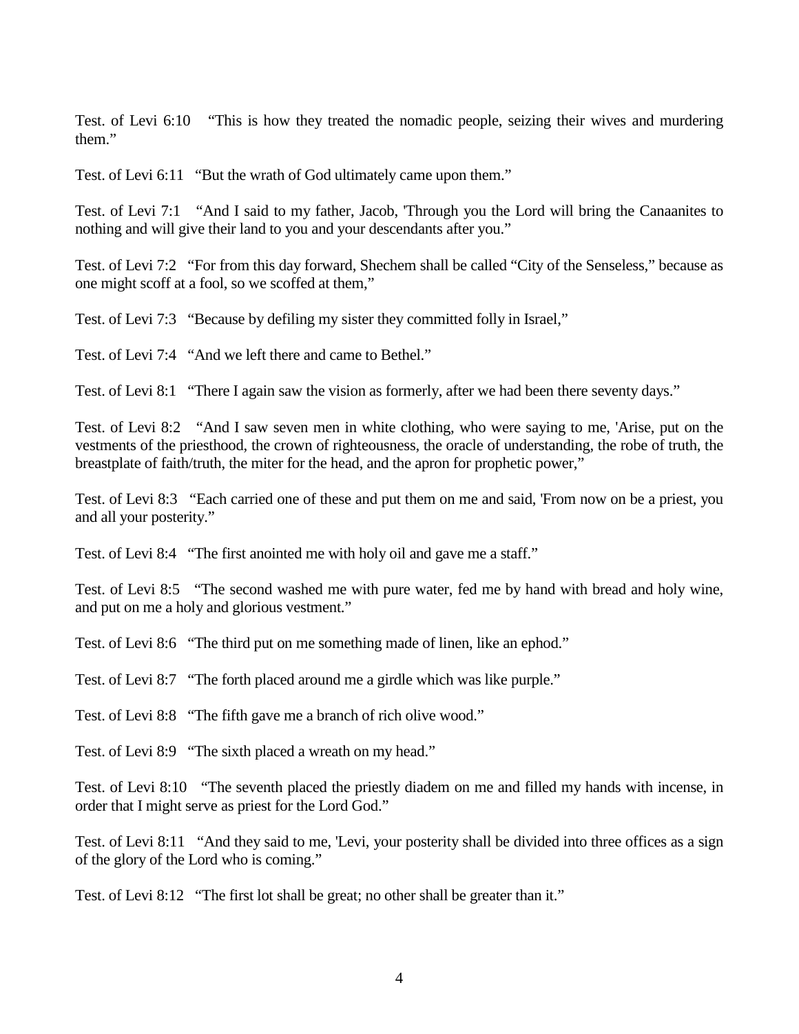Test. of Levi 6:10 "This is how they treated the nomadic people, seizing their wives and murdering them."

Test. of Levi 6:11 "But the wrath of God ultimately came upon them."

Test. of Levi 7:1 "And I said to my father, Jacob, 'Through you the Lord will bring the Canaanites to nothing and will give their land to you and your descendants after you."

Test. of Levi 7:2 "For from this day forward, Shechem shall be called "City of the Senseless," because as one might scoff at a fool, so we scoffed at them,"

Test. of Levi 7:3 "Because by defiling my sister they committed folly in Israel,"

Test. of Levi 7:4 "And we left there and came to Bethel."

Test. of Levi 8:1 "There I again saw the vision as formerly, after we had been there seventy days."

Test. of Levi 8:2 "And I saw seven men in white clothing, who were saying to me, 'Arise, put on the vestments of the priesthood, the crown of righteousness, the oracle of understanding, the robe of truth, the breastplate of faith/truth, the miter for the head, and the apron for prophetic power,"

Test. of Levi 8:3 "Each carried one of these and put them on me and said, 'From now on be a priest, you and all your posterity."

Test. of Levi 8:4 "The first anointed me with holy oil and gave me a staff."

Test. of Levi 8:5 "The second washed me with pure water, fed me by hand with bread and holy wine, and put on me a holy and glorious vestment."

Test. of Levi 8:6 "The third put on me something made of linen, like an ephod."

Test. of Levi 8:7 "The forth placed around me a girdle which was like purple."

Test. of Levi 8:8 "The fifth gave me a branch of rich olive wood."

Test. of Levi 8:9 "The sixth placed a wreath on my head."

Test. of Levi 8:10 "The seventh placed the priestly diadem on me and filled my hands with incense, in order that I might serve as priest for the Lord God."

Test. of Levi 8:11 "And they said to me, 'Levi, your posterity shall be divided into three offices as a sign of the glory of the Lord who is coming."

Test. of Levi 8:12 "The first lot shall be great; no other shall be greater than it."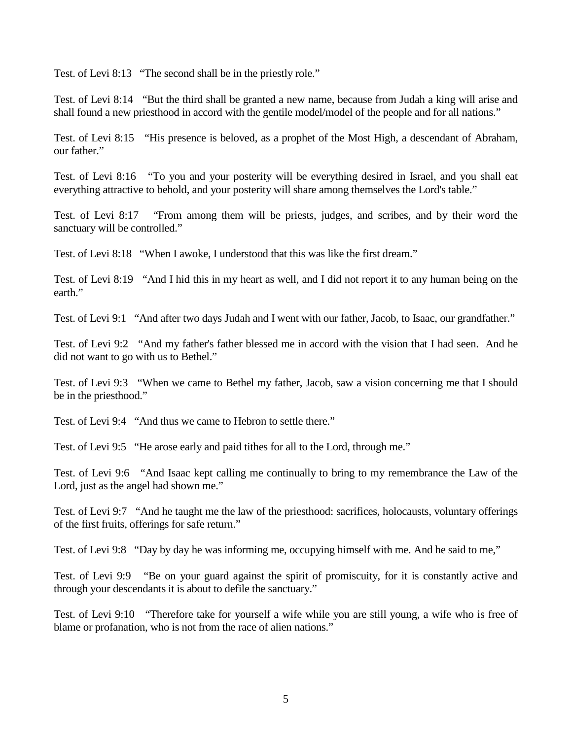Test. of Levi 8:13 "The second shall be in the priestly role."

Test. of Levi 8:14 "But the third shall be granted a new name, because from Judah a king will arise and shall found a new priesthood in accord with the gentile model/model of the people and for all nations."

Test. of Levi 8:15 "His presence is beloved, as a prophet of the Most High, a descendant of Abraham, our father."

Test. of Levi 8:16 "To you and your posterity will be everything desired in Israel, and you shall eat everything attractive to behold, and your posterity will share among themselves the Lord's table."

Test. of Levi 8:17 "From among them will be priests, judges, and scribes, and by their word the sanctuary will be controlled."

Test. of Levi 8:18 "When I awoke, I understood that this was like the first dream."

Test. of Levi 8:19 "And I hid this in my heart as well, and I did not report it to any human being on the earth."

Test. of Levi 9:1 "And after two days Judah and I went with our father, Jacob, to Isaac, our grandfather."

Test. of Levi 9:2 "And my father's father blessed me in accord with the vision that I had seen. And he did not want to go with us to Bethel."

Test. of Levi 9:3 "When we came to Bethel my father, Jacob, saw a vision concerning me that I should be in the priesthood."

Test. of Levi 9:4 "And thus we came to Hebron to settle there."

Test. of Levi 9:5 "He arose early and paid tithes for all to the Lord, through me."

Test. of Levi 9:6 "And Isaac kept calling me continually to bring to my remembrance the Law of the Lord, just as the angel had shown me."

Test. of Levi 9:7 "And he taught me the law of the priesthood: sacrifices, holocausts, voluntary offerings of the first fruits, offerings for safe return."

Test. of Levi 9:8 "Day by day he was informing me, occupying himself with me. And he said to me,"

Test. of Levi 9:9 "Be on your guard against the spirit of promiscuity, for it is constantly active and through your descendants it is about to defile the sanctuary."

Test. of Levi 9:10 "Therefore take for yourself a wife while you are still young, a wife who is free of blame or profanation, who is not from the race of alien nations."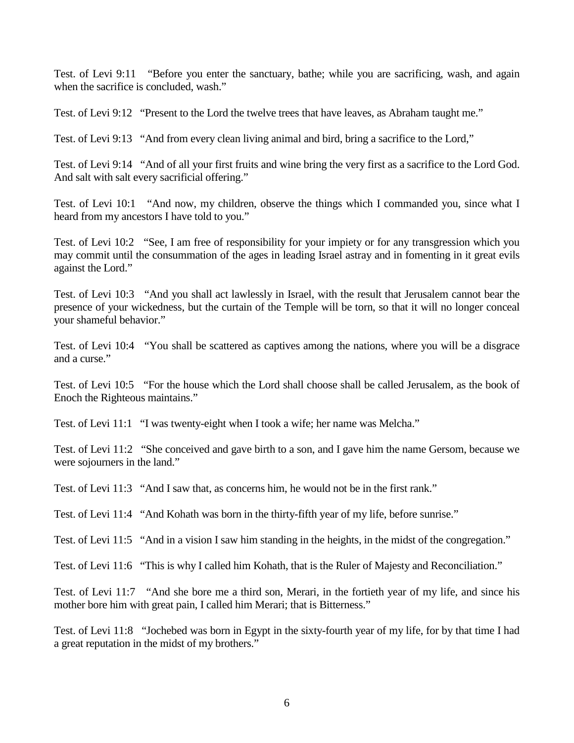Test. of Levi 9:11 “Before you enter the sanctuary, bathe; while you are sacrificing, wash, and again when the sacrifice is concluded, wash.”

Test. of Levi 9:12 “Present to the Lord the twelve trees that have leaves, as Abraham taught me.”

Test. of Levi 9:13 “And from every clean living animal and bird, bring a sacrifice to the Lord,”

Test. of Levi 9:14 “And of all your first fruits and wine bring the very first as a sacrifice to the Lord God. And salt with salt every sacrificial offering.”

Test. of Levi 10:1 “And now, my children, observe the things which I commanded you, since what I heard from my ancestors I have told to you.”

Test. of Levi 10:2 “See, I am free of responsibility for your impiety or for any transgression which you may commit until the consummation of the ages in leading Israel astray and in fomenting in it great evils against the Lord.”

Test. of Levi 10:3 “And you shall act lawlessly in Israel, with the result that Jerusalem cannot bear the presence of your wickedness, but the curtain of the Temple will be torn, so that it will no longer conceal your shameful behavior.”

Test. of Levi 10:4 “You shall be scattered as captives among the nations, where you will be a disgrace and a curse.”

Test. of Levi 10:5 “For the house which the Lord shall choose shall be called Jerusalem, as the book of Enoch the Righteous maintains.”

Test. of Levi 11:1 “I was twenty-eight when I took a wife; her name was Melcha.”

Test. of Levi 11:2 “She conceived and gave birth to a son, and I gave him the name Gersom, because we were sojourners in the land.”

Test. of Levi 11:3 “And I saw that, as concerns him, he would not be in the first rank.”

Test. of Levi 11:4 “And Kohath was born in the thirty-fifth year of my life, before sunrise.”

Test. of Levi 11:5 “And in a vision I saw him standing in the heights, in the midst of the congregation.”

Test. of Levi 11:6 “This is why I called him Kohath, that is the Ruler of Majesty and Reconciliation.”

Test. of Levi 11:7 “And she bore me a third son, Merari, in the fortieth year of my life, and since his mother bore him with great pain, I called him Merari; that is Bitterness.”

Test. of Levi 11:8 “Jochebed was born in Egypt in the sixty-fourth year of my life, for by that time I had a great reputation in the midst of my brothers.”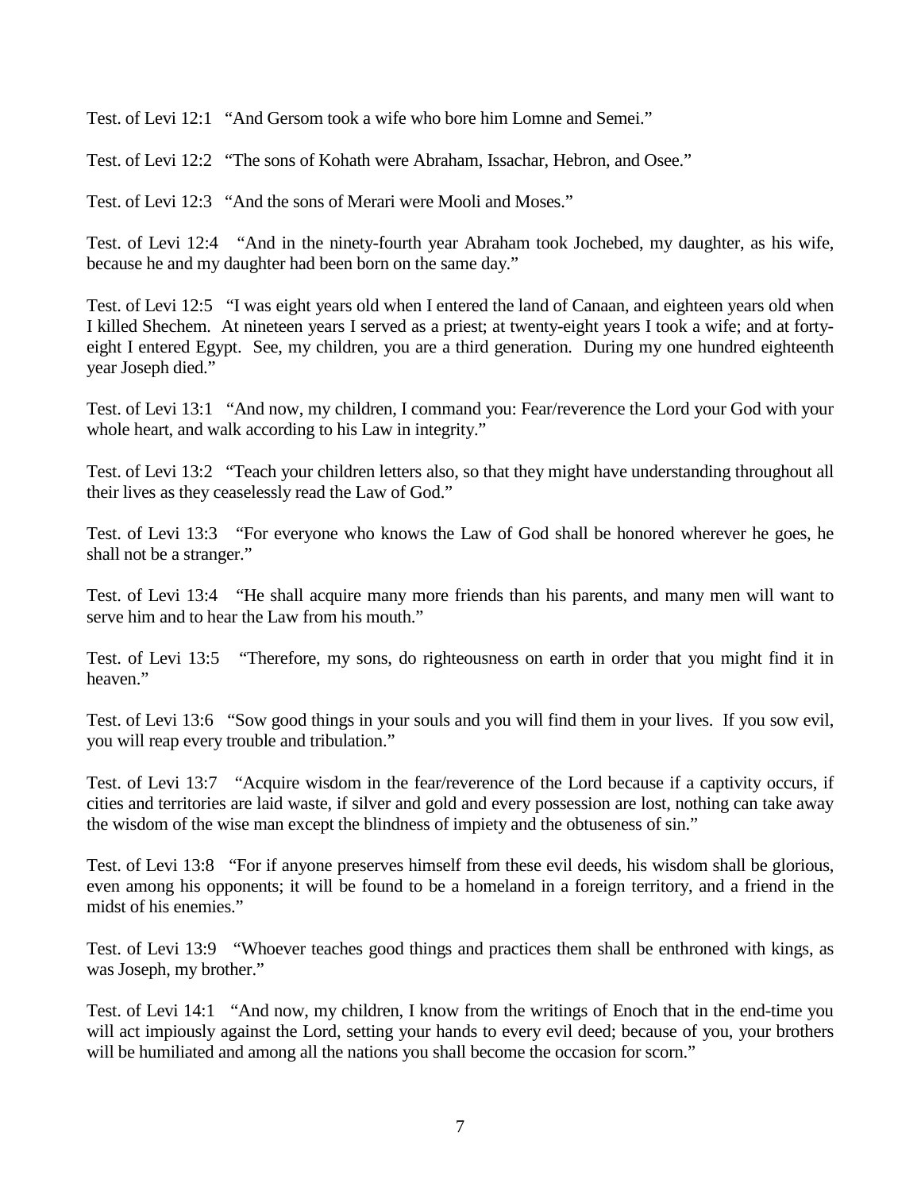Test. of Levi 12:1 "And Gersom took a wife who bore him Lomne and Semei."

Test. of Levi 12:2 "The sons of Kohath were Abraham, Issachar, Hebron, and Osee."

Test. of Levi 12:3 "And the sons of Merari were Mooli and Moses."

Test. of Levi 12:4 "And in the ninety-fourth year Abraham took Jochebed, my daughter, as his wife, because he and my daughter had been born on the same day."

Test. of Levi 12:5 "I was eight years old when I entered the land of Canaan, and eighteen years old when I killed Shechem. At nineteen years I served as a priest; at twenty-eight years I took a wife; and at forty-eight I entered Egypt. See, my children, you are a third generation. During my one hundred eighteenth year Joseph died."

Test. of Levi 13:1 "And now, my children, I command you: Fear/reverence the Lord your God with your whole heart, and walk according to his Law in integrity."

Test. of Levi 13:2 "Teach your children letters also, so that they might have understanding throughout all their lives as they ceaselessly read the Law of God."

Test. of Levi 13:3 "For everyone who knows the Law of God shall be honored wherever he goes, he shall not be a stranger."

Test. of Levi 13:4 "He shall acquire many more friends than his parents, and many men will want to serve him and to hear the Law from his mouth."

Test. of Levi 13:5 "Therefore, my sons, do righteousness on earth in order that you might find it in heaven."

Test. of Levi 13:6 "Sow good things in your souls and you will find them in your lives. If you sow evil, you will reap every trouble and tribulation."

Test. of Levi 13:7 "Acquire wisdom in the fear/reverence of the Lord because if a captivity occurs, if cities and territories are laid waste, if silver and gold and every possession are lost, nothing can take away the wisdom of the wise man except the blindness of impiety and the obtuseness of sin."

Test. of Levi 13:8 "For if anyone preserves himself from these evil deeds, his wisdom shall be glorious, even among his opponents; it will be found to be a homeland in a foreign territory, and a friend in the midst of his enemies."

Test. of Levi 13:9 "Whoever teaches good things and practices them shall be enthroned with kings, as was Joseph, my brother."

Test. of Levi 14:1 "And now, my children, I know from the writings of Enoch that in the end-time you will act impiously against the Lord, setting your hands to every evil deed; because of you, your brothers will be humiliated and among all the nations you shall become the occasion for scorn."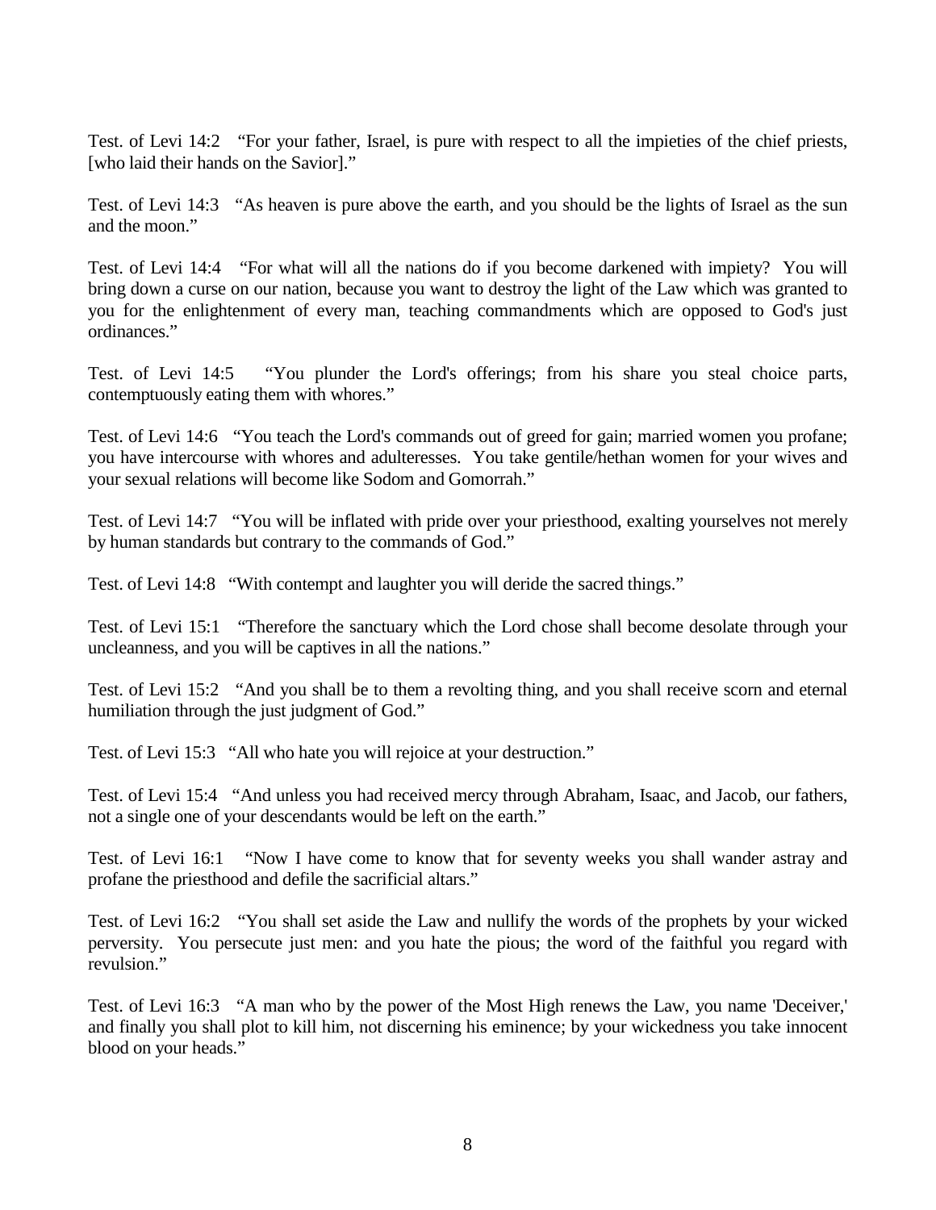Test. of Levi 14:2 "For your father, Israel, is pure with respect to all the impieties of the chief priests, [who laid their hands on the Savior]."

Test. of Levi 14:3 "As heaven is pure above the earth, and you should be the lights of Israel as the sun and the moon."

Test. of Levi 14:4 "For what will all the nations do if you become darkened with impiety? You will bring down a curse on our nation, because you want to destroy the light of the Law which was granted to you for the enlightenment of every man, teaching commandments which are opposed to God's just ordinances."

Test. of Levi 14:5 "You plunder the Lord's offerings; from his share you steal choice parts, contemptuously eating them with whores."

Test. of Levi 14:6 "You teach the Lord's commands out of greed for gain; married women you profane; you have intercourse with whores and adulteresses. You take gentile/hethan women for your wives and your sexual relations will become like Sodom and Gomorrah."

Test. of Levi 14:7 "You will be inflated with pride over your priesthood, exalting yourselves not merely by human standards but contrary to the commands of God."

Test. of Levi 14:8 "With contempt and laughter you will deride the sacred things."

Test. of Levi 15:1 "Therefore the sanctuary which the Lord chose shall become desolate through your uncleanness, and you will be captives in all the nations."

Test. of Levi 15:2 "And you shall be to them a revolting thing, and you shall receive scorn and eternal humiliation through the just judgment of God."

Test. of Levi 15:3 "All who hate you will rejoice at your destruction."

Test. of Levi 15:4 "And unless you had received mercy through Abraham, Isaac, and Jacob, our fathers, not a single one of your descendants would be left on the earth."

Test. of Levi 16:1 "Now I have come to know that for seventy weeks you shall wander astray and profane the priesthood and defile the sacrificial altars."

Test. of Levi 16:2 "You shall set aside the Law and nullify the words of the prophets by your wicked perversity. You persecute just men: and you hate the pious; the word of the faithful you regard with revulsion."

Test. of Levi 16:3 "A man who by the power of the Most High renews the Law, you name 'Deceiver,' and finally you shall plot to kill him, not discerning his eminence; by your wickedness you take innocent blood on your heads."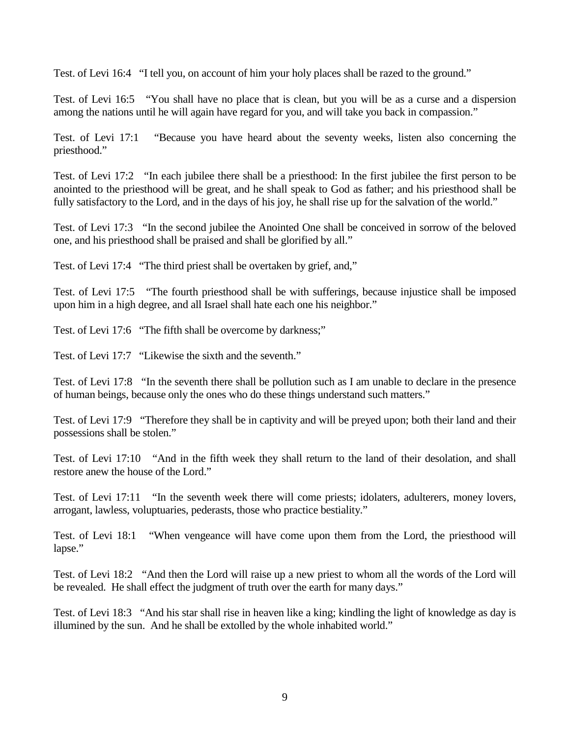Test. of Levi 16:4 “I tell you, on account of him your holy places shall be razed to the ground.”

Test. of Levi 16:5 “You shall have no place that is clean, but you will be as a curse and a dispersion among the nations until he will again have regard for you, and will take you back in compassion.”

Test. of Levi 17:1 “Because you have heard about the seventy weeks, listen also concerning the priesthood.”

Test. of Levi 17:2 “In each jubilee there shall be a priesthood: In the first jubilee the first person to be anointed to the priesthood will be great, and he shall speak to God as father; and his priesthood shall be fully satisfactory to the Lord, and in the days of his joy, he shall rise up for the salvation of the world.”

Test. of Levi 17:3 “In the second jubilee the Anointed One shall be conceived in sorrow of the beloved one, and his priesthood shall be praised and shall be glorified by all.”

Test. of Levi 17:4 “The third priest shall be overtaken by grief, and,”

Test. of Levi 17:5 “The fourth priesthood shall be with sufferings, because injustice shall be imposed upon him in a high degree, and all Israel shall hate each one his neighbor.”

Test. of Levi 17:6 “The fifth shall be overcome by darkness;”

Test. of Levi 17:7 “Likewise the sixth and the seventh.”

Test. of Levi 17:8 “In the seventh there shall be pollution such as I am unable to declare in the presence of human beings, because only the ones who do these things understand such matters.”

Test. of Levi 17:9 “Therefore they shall be in captivity and will be preyed upon; both their land and their possessions shall be stolen.”

Test. of Levi 17:10 “And in the fifth week they shall return to the land of their desolation, and shall restore anew the house of the Lord.”

Test. of Levi 17:11 “In the seventh week there will come priests; idolaters, adulterers, money lovers, arrogant, lawless, voluptuaries, pederasts, those who practice bestiality.”

Test. of Levi 18:1 “When vengeance will have come upon them from the Lord, the priesthood will lapse.”

Test. of Levi 18:2 “And then the Lord will raise up a new priest to whom all the words of the Lord will be revealed. He shall effect the judgment of truth over the earth for many days.”

Test. of Levi 18:3 “And his star shall rise in heaven like a king; kindling the light of knowledge as day is illumined by the sun. And he shall be extolled by the whole inhabited world.”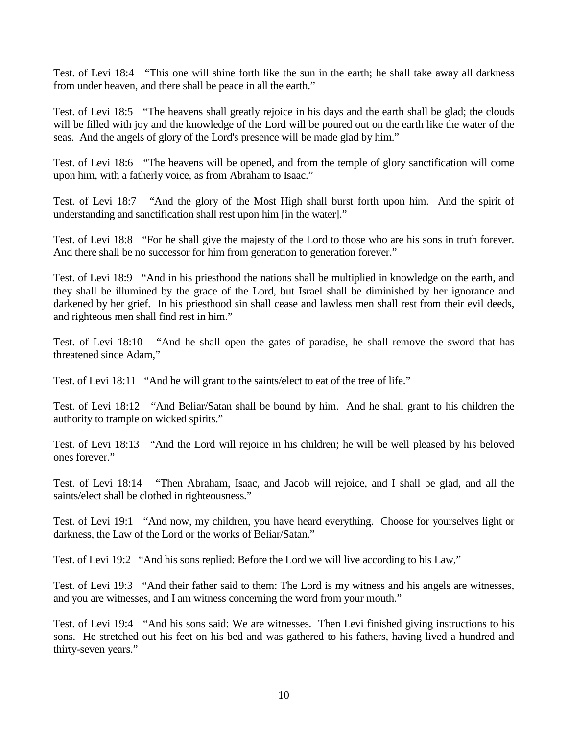Test. of Levi 18:4 "This one will shine forth like the sun in the earth; he shall take away all darkness from under heaven, and there shall be peace in all the earth."

Test. of Levi 18:5 "The heavens shall greatly rejoice in his days and the earth shall be glad; the clouds will be filled with joy and the knowledge of the Lord will be poured out on the earth like the water of the seas. And the angels of glory of the Lord's presence will be made glad by him."

Test. of Levi 18:6 "The heavens will be opened, and from the temple of glory sanctification will come upon him, with a fatherly voice, as from Abraham to Isaac."

Test. of Levi 18:7 "And the glory of the Most High shall burst forth upon him. And the spirit of understanding and sanctification shall rest upon him [in the water]."

Test. of Levi 18:8 "For he shall give the majesty of the Lord to those who are his sons in truth forever. And there shall be no successor for him from generation to generation forever."

Test. of Levi 18:9 "And in his priesthood the nations shall be multiplied in knowledge on the earth, and they shall be illumined by the grace of the Lord, but Israel shall be diminished by her ignorance and darkened by her grief. In his priesthood sin shall cease and lawless men shall rest from their evil deeds, and righteous men shall find rest in him."

Test. of Levi 18:10 "And he shall open the gates of paradise, he shall remove the sword that has threatened since Adam,"

Test. of Levi 18:11 "And he will grant to the saints/elect to eat of the tree of life."

Test. of Levi 18:12 "And Beliar/Satan shall be bound by him. And he shall grant to his children the authority to trample on wicked spirits."

Test. of Levi 18:13 "And the Lord will rejoice in his children; he will be well pleased by his beloved ones forever."

Test. of Levi 18:14 "Then Abraham, Isaac, and Jacob will rejoice, and I shall be glad, and all the saints/elect shall be clothed in righteousness."

Test. of Levi 19:1 "And now, my children, you have heard everything. Choose for yourselves light or darkness, the Law of the Lord or the works of Beliar/Satan."

Test. of Levi 19:2 "And his sons replied: Before the Lord we will live according to his Law,"

Test. of Levi 19:3 "And their father said to them: The Lord is my witness and his angels are witnesses, and you are witnesses, and I am witness concerning the word from your mouth."

Test. of Levi 19:4 "And his sons said: We are witnesses. Then Levi finished giving instructions to his sons. He stretched out his feet on his bed and was gathered to his fathers, having lived a hundred and thirty-seven years."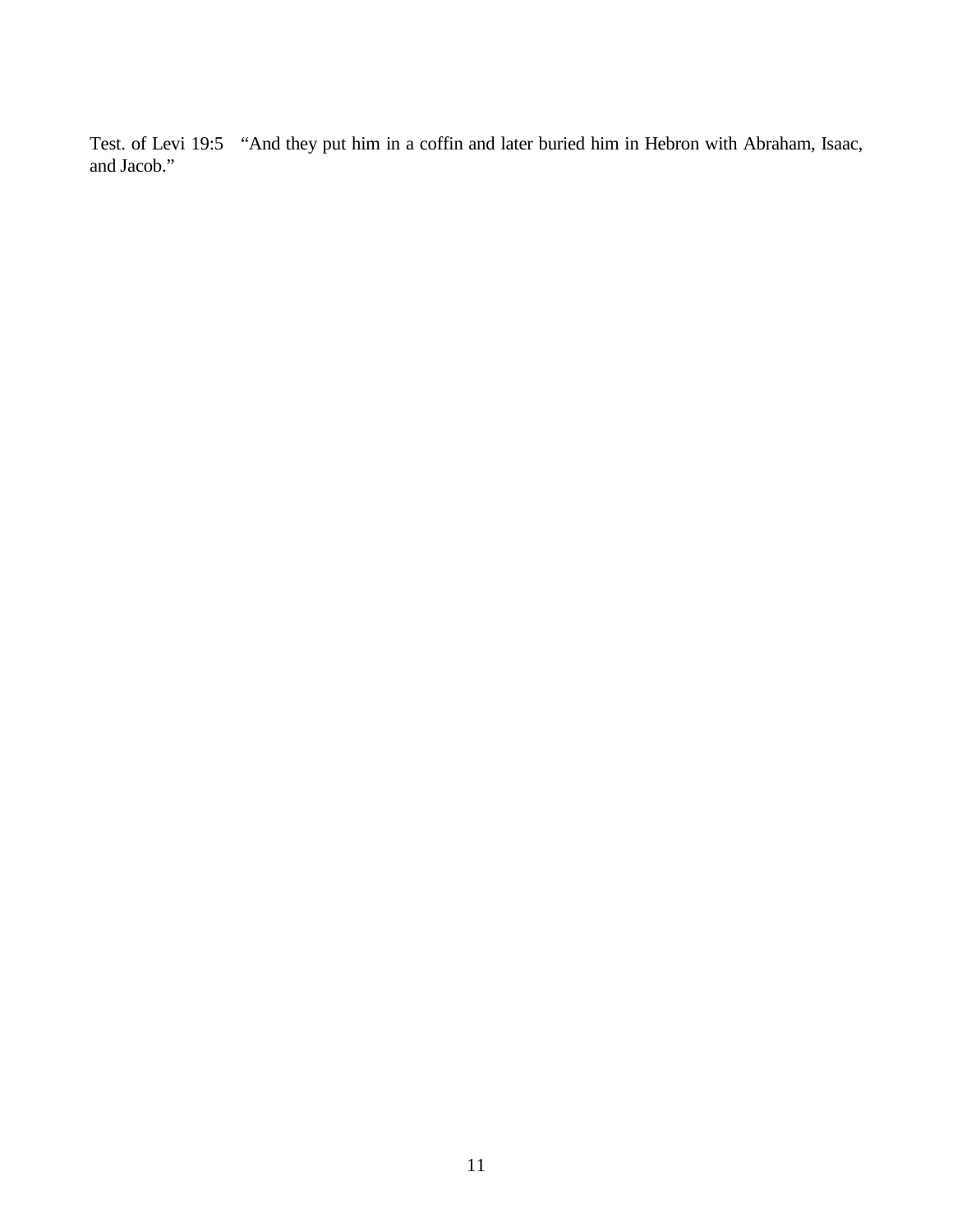Test. of Levi 19:5 “And they put him in a coffin and later buried him in Hebron with Abraham, Isaac, and Jacob.”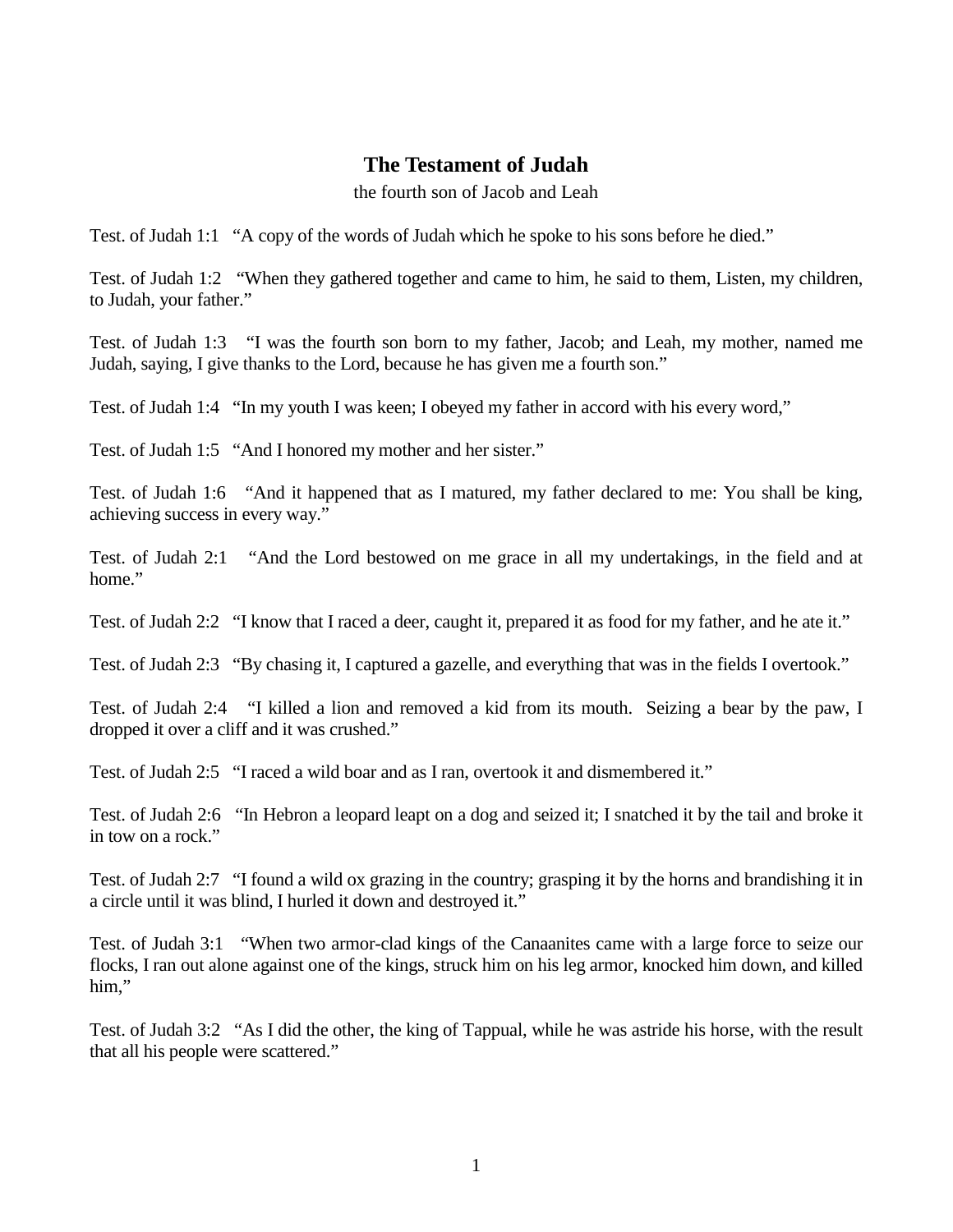## The Testament of Judah

the fourth son of Jacob and Leah

Test. of Judah 1:1 “A copy of the words of Judah which he spoke to his sons before he died.”

Test. of Judah 1:2 “When they gathered together and came to him, he said to them, Listen, my children, to Judah, your father.”

Test. of Judah 1:3 “I was the fourth son born to my father, Jacob; and Leah, my mother, named me Judah, saying, I give thanks to the Lord, because he has given me a fourth son.”

Test. of Judah 1:4 “In my youth I was keen; I obeyed my father in accord with his every word,”

Test. of Judah 1:5 “And I honored my mother and her sister.”

Test. of Judah 1:6 “And it happened that as I matured, my father declared to me: You shall be king, achieving success in every way.”

Test. of Judah 2:1 “And the Lord bestowed on me grace in all my undertakings, in the field and at home.”

Test. of Judah 2:2 “I know that I raced a deer, caught it, prepared it as food for my father, and he ate it.”

Test. of Judah 2:3 “By chasing it, I captured a gazelle, and everything that was in the fields I overtook.”

Test. of Judah 2:4 “I killed a lion and removed a kid from its mouth. Seizing a bear by the paw, I dropped it over a cliff and it was crushed.”

Test. of Judah 2:5 “I raced a wild boar and as I ran, overtook it and dismembered it.”

Test. of Judah 2:6 “In Hebron a leopard leapt on a dog and seized it; I snatched it by the tail and broke it in tow on a rock.”

Test. of Judah 2:7 “I found a wild ox grazing in the country; grasping it by the horns and brandishing it in a circle until it was blind, I hurled it down and destroyed it.”

Test. of Judah 3:1 “When two armor-clad kings of the Canaanites came with a large force to seize our flocks, I ran out alone against one of the kings, struck him on his leg armor, knocked him down, and killed him,”

Test. of Judah 3:2 “As I did the other, the king of Tappual, while he was astride his horse, with the result that all his people were scattered.”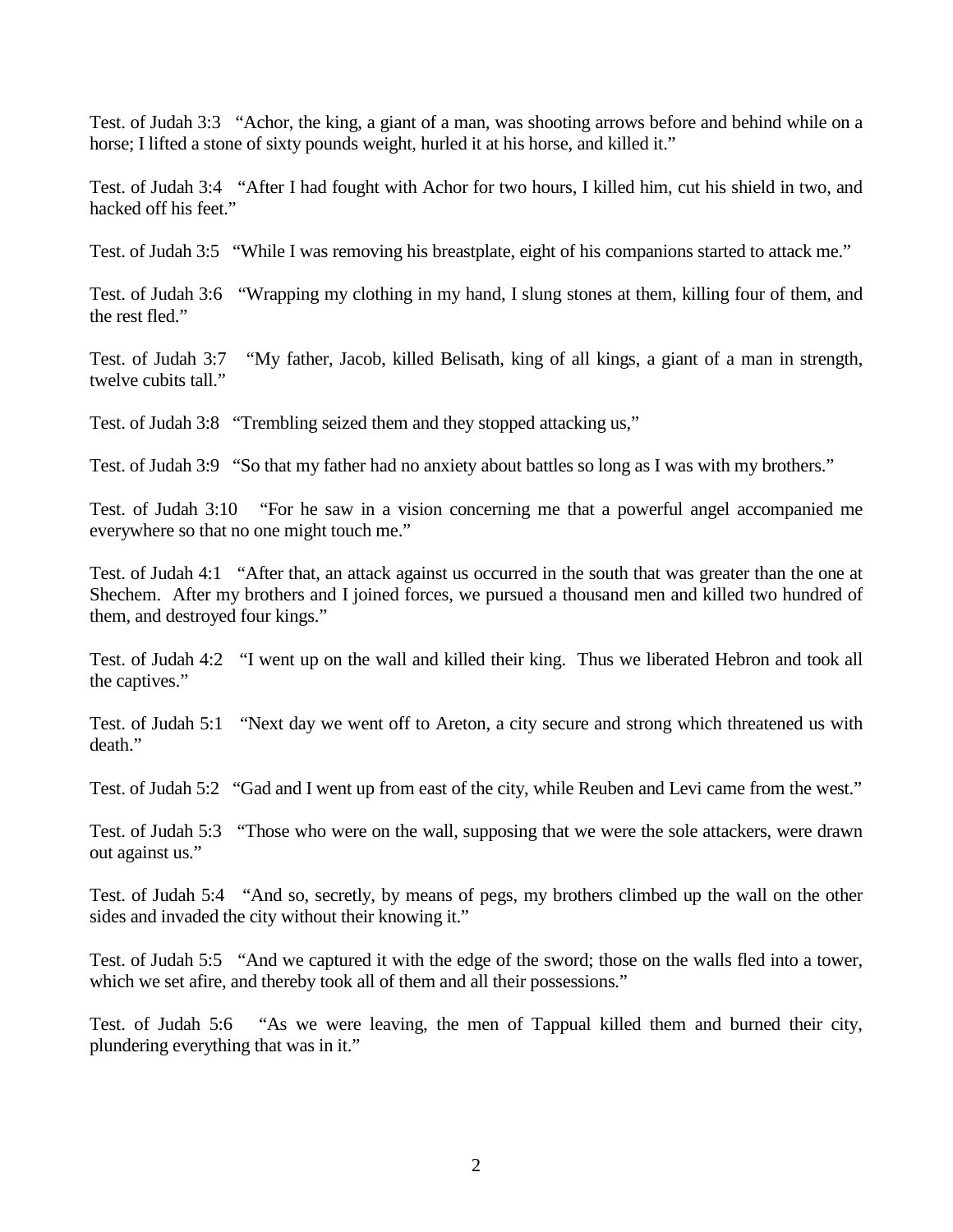Test. of Judah 3:3 "Achor, the king, a giant of a man, was shooting arrows before and behind while on a horse; I lifted a stone of sixty pounds weight, hurled it at his horse, and killed it."

Test. of Judah 3:4 "After I had fought with Achor for two hours, I killed him, cut his shield in two, and hacked off his feet."

Test. of Judah 3:5 "While I was removing his breastplate, eight of his companions started to attack me."

Test. of Judah 3:6 "Wrapping my clothing in my hand, I slung stones at them, killing four of them, and the rest fled."

Test. of Judah 3:7 "My father, Jacob, killed Belisath, king of all kings, a giant of a man in strength, twelve cubits tall."

Test. of Judah 3:8 "Trembling seized them and they stopped attacking us,"

Test. of Judah 3:9 "So that my father had no anxiety about battles so long as I was with my brothers."

Test. of Judah 3:10 "For he saw in a vision concerning me that a powerful angel accompanied me everywhere so that no one might touch me."

Test. of Judah 4:1 "After that, an attack against us occurred in the south that was greater than the one at Shechem. After my brothers and I joined forces, we pursued a thousand men and killed two hundred of them, and destroyed four kings."

Test. of Judah 4:2 "I went up on the wall and killed their king. Thus we liberated Hebron and took all the captives."

Test. of Judah 5:1 "Next day we went off to Areton, a city secure and strong which threatened us with death."

Test. of Judah 5:2 "Gad and I went up from east of the city, while Reuben and Levi came from the west."

Test. of Judah 5:3 "Those who were on the wall, supposing that we were the sole attackers, were drawn out against us."

Test. of Judah 5:4 "And so, secretly, by means of pegs, my brothers climbed up the wall on the other sides and invaded the city without their knowing it."

Test. of Judah 5:5 "And we captured it with the edge of the sword; those on the walls fled into a tower, which we set afire, and thereby took all of them and all their possessions."

Test. of Judah 5:6 "As we were leaving, the men of Tappual killed them and burned their city, plundering everything that was in it."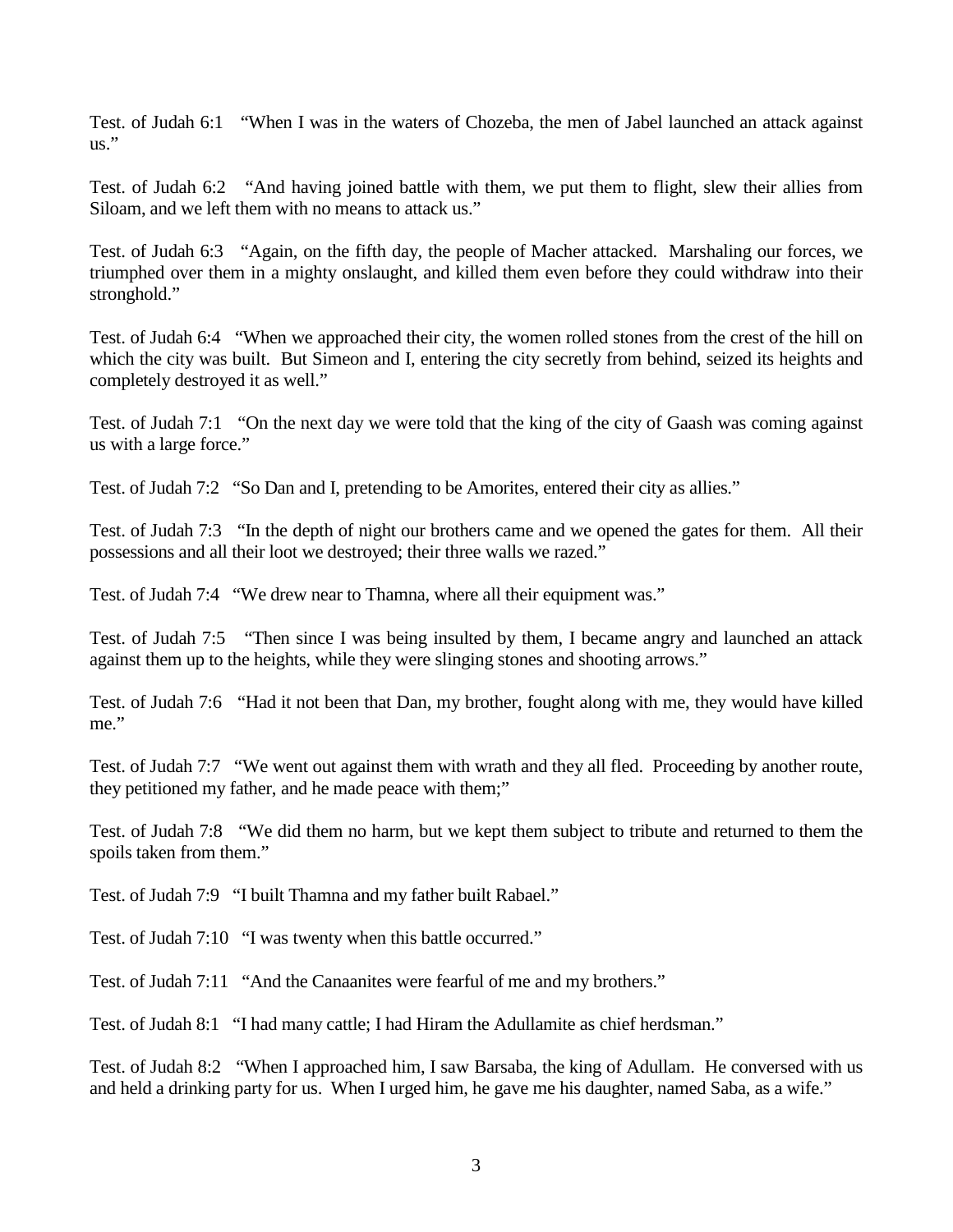Test. of Judah 6:1 "When I was in the waters of Chozeba, the men of Jabel launched an attack against us."

Test. of Judah 6:2 "And having joined battle with them, we put them to flight, slew their allies from Siloam, and we left them with no means to attack us."

Test. of Judah 6:3 "Again, on the fifth day, the people of Macher attacked. Marshaling our forces, we triumphed over them in a mighty onslaught, and killed them even before they could withdraw into their stronghold."

Test. of Judah 6:4 "When we approached their city, the women rolled stones from the crest of the hill on which the city was built. But Simeon and I, entering the city secretly from behind, seized its heights and completely destroyed it as well."

Test. of Judah 7:1 "On the next day we were told that the king of the city of Gaash was coming against us with a large force."

Test. of Judah 7:2 "So Dan and I, pretending to be Amorites, entered their city as allies."

Test. of Judah 7:3 "In the depth of night our brothers came and we opened the gates for them. All their possessions and all their loot we destroyed; their three walls we razed."

Test. of Judah 7:4 "We drew near to Thamna, where all their equipment was."

Test. of Judah 7:5 "Then since I was being insulted by them, I became angry and launched an attack against them up to the heights, while they were slinging stones and shooting arrows."

Test. of Judah 7:6 "Had it not been that Dan, my brother, fought along with me, they would have killed me."

Test. of Judah 7:7 "We went out against them with wrath and they all fled. Proceeding by another route, they petitioned my father, and he made peace with them;"

Test. of Judah 7:8 "We did them no harm, but we kept them subject to tribute and returned to them the spoils taken from them."

Test. of Judah 7:9 "I built Thamna and my father built Rabael."

Test. of Judah 7:10 "I was twenty when this battle occurred."

Test. of Judah 7:11 "And the Canaanites were fearful of me and my brothers."

Test. of Judah 8:1 "I had many cattle; I had Hiram the Adullamite as chief herdsman."

Test. of Judah 8:2 "When I approached him, I saw Barsaba, the king of Adullam. He conversed with us and held a drinking party for us. When I urged him, he gave me his daughter, named Saba, as a wife."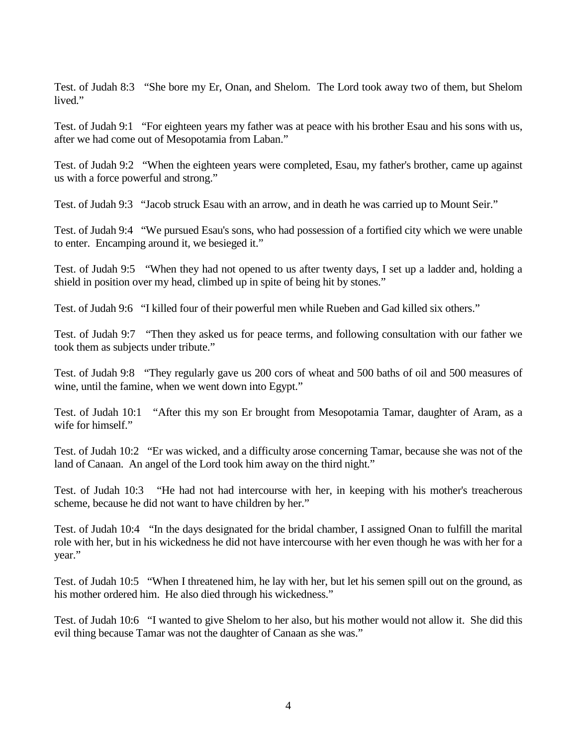Test. of Judah 8:3 “She bore my Er, Onan, and Shelom. The Lord took away two of them, but Shelom lived.”

Test. of Judah 9:1 “For eighteen years my father was at peace with his brother Esau and his sons with us, after we had come out of Mesopotamia from Laban.”

Test. of Judah 9:2 “When the eighteen years were completed, Esau, my father's brother, came up against us with a force powerful and strong.”

Test. of Judah 9:3 “Jacob struck Esau with an arrow, and in death he was carried up to Mount Seir.”

Test. of Judah 9:4 “We pursued Esau's sons, who had possession of a fortified city which we were unable to enter. Encamping around it, we besieged it.”

Test. of Judah 9:5 “When they had not opened to us after twenty days, I set up a ladder and, holding a shield in position over my head, climbed up in spite of being hit by stones.”

Test. of Judah 9:6 “I killed four of their powerful men while Rueben and Gad killed six others.”

Test. of Judah 9:7 “Then they asked us for peace terms, and following consultation with our father we took them as subjects under tribute.”

Test. of Judah 9:8 “They regularly gave us 200 cors of wheat and 500 baths of oil and 500 measures of wine, until the famine, when we went down into Egypt.”

Test. of Judah 10:1 “After this my son Er brought from Mesopotamia Tamar, daughter of Aram, as a wife for himself.”

Test. of Judah 10:2 “Er was wicked, and a difficulty arose concerning Tamar, because she was not of the land of Canaan. An angel of the Lord took him away on the third night.”

Test. of Judah 10:3 “He had not had intercourse with her, in keeping with his mother's treacherous scheme, because he did not want to have children by her.”

Test. of Judah 10:4 “In the days designated for the bridal chamber, I assigned Onan to fulfill the marital role with her, but in his wickedness he did not have intercourse with her even though he was with her for a year.”

Test. of Judah 10:5 “When I threatened him, he lay with her, but let his semen spill out on the ground, as his mother ordered him. He also died through his wickedness.”

Test. of Judah 10:6 “I wanted to give Shelom to her also, but his mother would not allow it. She did this evil thing because Tamar was not the daughter of Canaan as she was.”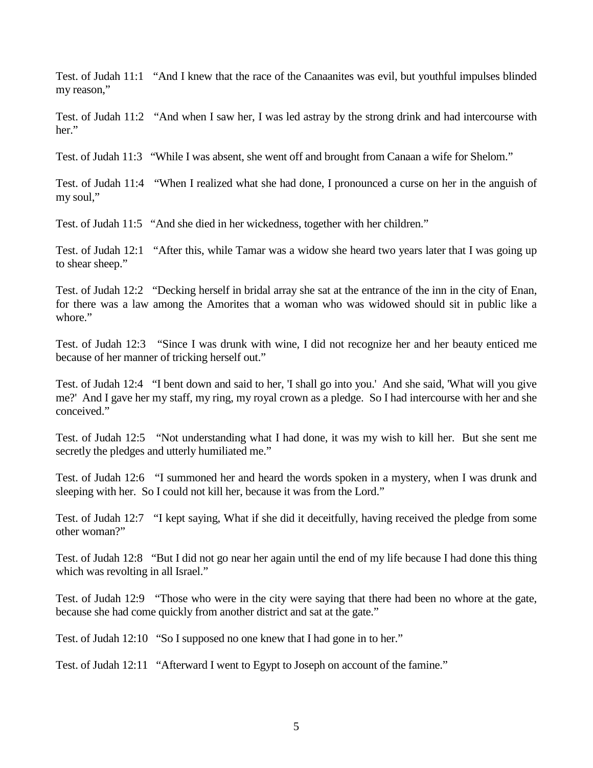Test. of Judah 11:1 “And I knew that the race of the Canaanites was evil, but youthful impulses blinded my reason,”

Test. of Judah 11:2 “And when I saw her, I was led astray by the strong drink and had intercourse with her.”

Test. of Judah 11:3 “While I was absent, she went off and brought from Canaan a wife for Shelom.”

Test. of Judah 11:4 “When I realized what she had done, I pronounced a curse on her in the anguish of my soul,”

Test. of Judah 11:5 “And she died in her wickedness, together with her children.”

Test. of Judah 12:1 “After this, while Tamar was a widow she heard two years later that I was going up to shear sheep.”

Test. of Judah 12:2 “Decking herself in bridal array she sat at the entrance of the inn in the city of Enan, for there was a law among the Amorites that a woman who was widowed should sit in public like a whore.”

Test. of Judah 12:3 “Since I was drunk with wine, I did not recognize her and her beauty enticed me because of her manner of tricking herself out.”

Test. of Judah 12:4 “I bent down and said to her, 'I shall go into you.' And she said, 'What will you give me?' And I gave her my staff, my ring, my royal crown as a pledge. So I had intercourse with her and she conceived.”

Test. of Judah 12:5 “Not understanding what I had done, it was my wish to kill her. But she sent me secretly the pledges and utterly humiliated me.”

Test. of Judah 12:6 “I summoned her and heard the words spoken in a mystery, when I was drunk and sleeping with her. So I could not kill her, because it was from the Lord.”

Test. of Judah 12:7 “I kept saying, What if she did it deceitfully, having received the pledge from some other woman?”

Test. of Judah 12:8 “But I did not go near her again until the end of my life because I had done this thing which was revolting in all Israel.”

Test. of Judah 12:9 “Those who were in the city were saying that there had been no whore at the gate, because she had come quickly from another district and sat at the gate.”

Test. of Judah 12:10 “So I supposed no one knew that I had gone in to her.”

Test. of Judah 12:11 “Afterward I went to Egypt to Joseph on account of the famine.”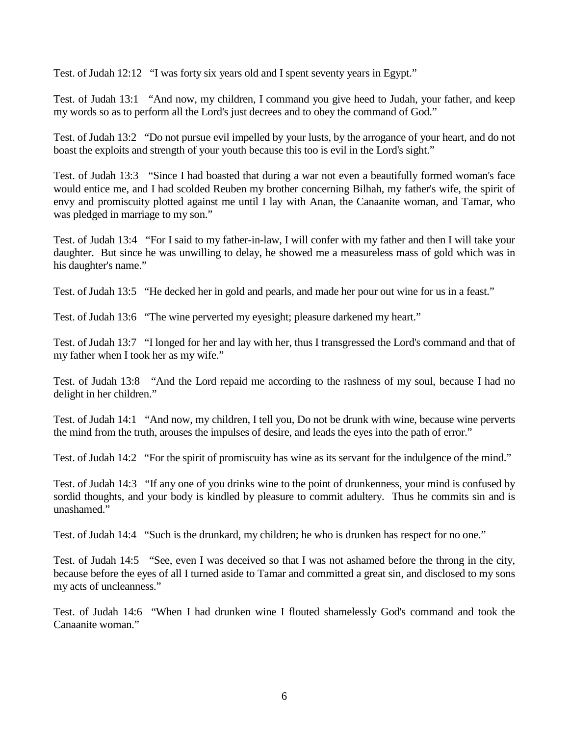Test. of Judah 12:12 “I was forty six years old and I spent seventy years in Egypt.”

Test. of Judah 13:1 “And now, my children, I command you give heed to Judah, your father, and keep my words so as to perform all the Lord's just decrees and to obey the command of God.”

Test. of Judah 13:2 “Do not pursue evil impelled by your lusts, by the arrogance of your heart, and do not boast the exploits and strength of your youth because this too is evil in the Lord's sight.”

Test. of Judah 13:3 “Since I had boasted that during a war not even a beautifully formed woman's face would entice me, and I had scolded Reuben my brother concerning Bilhah, my father's wife, the spirit of envy and promiscuity plotted against me until I lay with Anan, the Canaanite woman, and Tamar, who was pledged in marriage to my son.”

Test. of Judah 13:4 “For I said to my father-in-law, I will confer with my father and then I will take your daughter. But since he was unwilling to delay, he showed me a measureless mass of gold which was in his daughter's name.”

Test. of Judah 13:5 “He decked her in gold and pearls, and made her pour out wine for us in a feast.”

Test. of Judah 13:6 “The wine perverted my eyesight; pleasure darkened my heart.”

Test. of Judah 13:7 “I longed for her and lay with her, thus I transgressed the Lord's command and that of my father when I took her as my wife.”

Test. of Judah 13:8 “And the Lord repaid me according to the rashness of my soul, because I had no delight in her children.”

Test. of Judah 14:1 “And now, my children, I tell you, Do not be drunk with wine, because wine perverts the mind from the truth, arouses the impulses of desire, and leads the eyes into the path of error.”

Test. of Judah 14:2 “For the spirit of promiscuity has wine as its servant for the indulgence of the mind.”

Test. of Judah 14:3 “If any one of you drinks wine to the point of drunkenness, your mind is confused by sordid thoughts, and your body is kindled by pleasure to commit adultery. Thus he commits sin and is unashamed.”

Test. of Judah 14:4 “Such is the drunkard, my children; he who is drunken has respect for no one.”

Test. of Judah 14:5 “See, even I was deceived so that I was not ashamed before the throng in the city, because before the eyes of all I turned aside to Tamar and committed a great sin, and disclosed to my sons my acts of uncleanness.”

Test. of Judah 14:6 “When I had drunken wine I flouted shamelessly God's command and took the Canaanite woman.”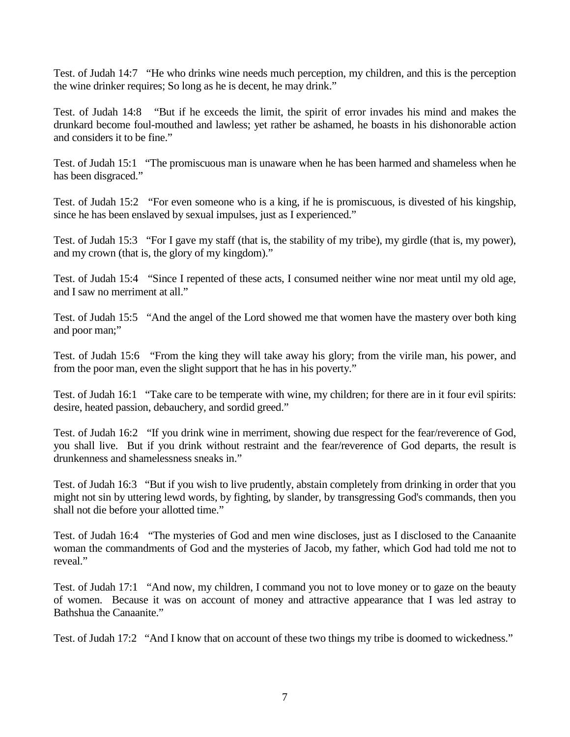Test. of Judah 14:7 "He who drinks wine needs much perception, my children, and this is the perception the wine drinker requires; So long as he is decent, he may drink."

Test. of Judah 14:8 "But if he exceeds the limit, the spirit of error invades his mind and makes the drunkard become foul-mouthed and lawless; yet rather be ashamed, he boasts in his dishonorable action and considers it to be fine."

Test. of Judah 15:1 "The promiscuous man is unaware when he has been harmed and shameless when he has been disgraced."

Test. of Judah 15:2 "For even someone who is a king, if he is promiscuous, is divested of his kingship, since he has been enslaved by sexual impulses, just as I experienced."

Test. of Judah 15:3 "For I gave my staff (that is, the stability of my tribe), my girdle (that is, my power), and my crown (that is, the glory of my kingdom)."

Test. of Judah 15:4 "Since I repented of these acts, I consumed neither wine nor meat until my old age, and I saw no merriment at all."

Test. of Judah 15:5 "And the angel of the Lord showed me that women have the mastery over both king and poor man;"

Test. of Judah 15:6 "From the king they will take away his glory; from the virile man, his power, and from the poor man, even the slight support that he has in his poverty."

Test. of Judah 16:1 "Take care to be temperate with wine, my children; for there are in it four evil spirits: desire, heated passion, debauchery, and sordid greed."

Test. of Judah 16:2 "If you drink wine in merriment, showing due respect for the fear/reverence of God, you shall live. But if you drink without restraint and the fear/reverence of God departs, the result is drunkenness and shamelessness sneaks in."

Test. of Judah 16:3 "But if you wish to live prudently, abstain completely from drinking in order that you might not sin by uttering lewd words, by fighting, by slander, by transgressing God's commands, then you shall not die before your allotted time."

Test. of Judah 16:4 "The mysteries of God and men wine discloses, just as I disclosed to the Canaanite woman the commandments of God and the mysteries of Jacob, my father, which God had told me not to reveal."

Test. of Judah 17:1 "And now, my children, I command you not to love money or to gaze on the beauty of women. Because it was on account of money and attractive appearance that I was led astray to Bathshua the Canaanite."

Test. of Judah 17:2 "And I know that on account of these two things my tribe is doomed to wickedness."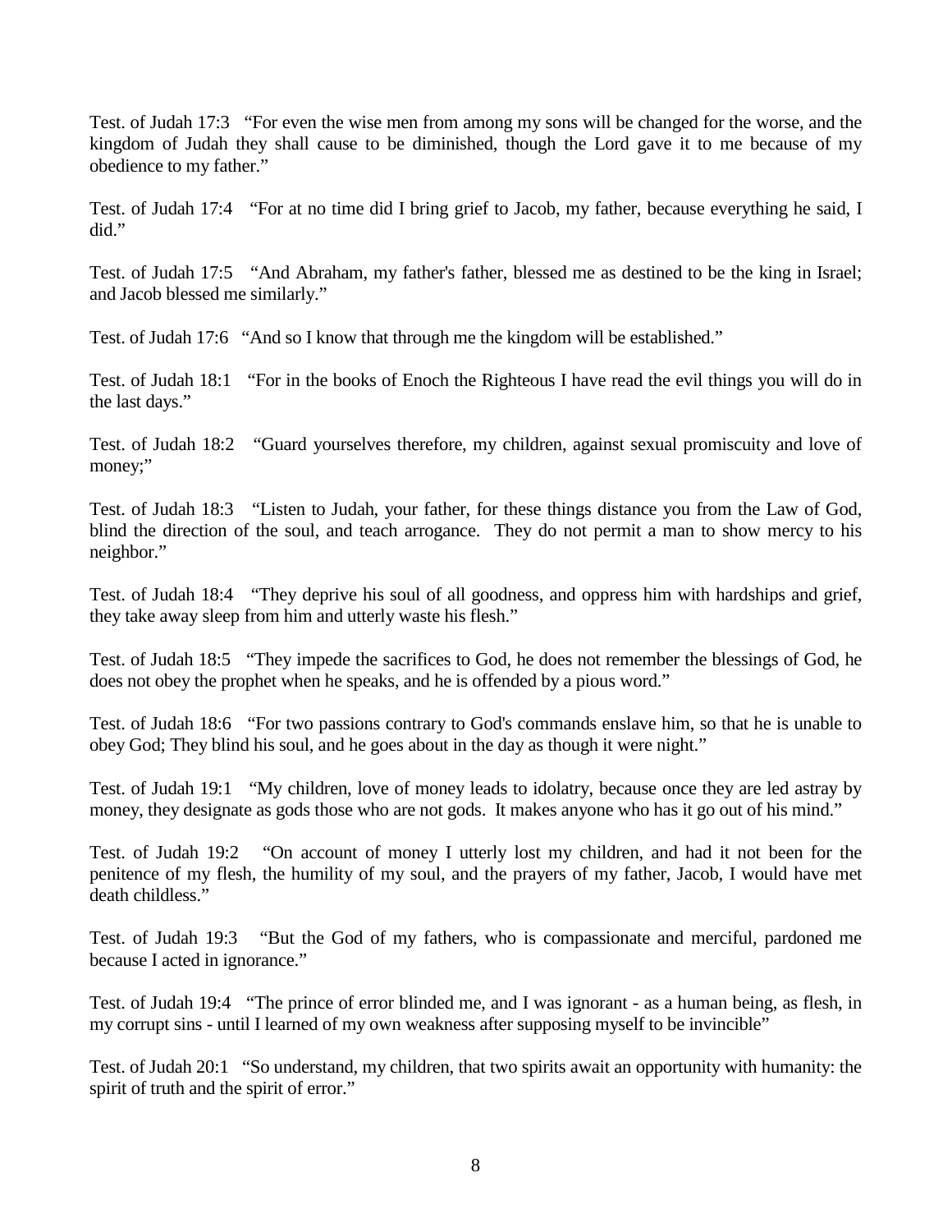Test. of Judah 17:3 "For even the wise men from among my sons will be changed for the worse, and the kingdom of Judah they shall cause to be diminished, though the Lord gave it to me because of my obedience to my father."

Test. of Judah 17:4 "For at no time did I bring grief to Jacob, my father, because everything he said, I did."

Test. of Judah 17:5 "And Abraham, my father's father, blessed me as destined to be the king in Israel; and Jacob blessed me similarly."

Test. of Judah 17:6 "And so I know that through me the kingdom will be established."

Test. of Judah 18:1 "For in the books of Enoch the Righteous I have read the evil things you will do in the last days."

Test. of Judah 18:2 "Guard yourselves therefore, my children, against sexual promiscuity and love of money;"

Test. of Judah 18:3 "Listen to Judah, your father, for these things distance you from the Law of God, blind the direction of the soul, and teach arrogance. They do not permit a man to show mercy to his neighbor."

Test. of Judah 18:4 "They deprive his soul of all goodness, and oppress him with hardships and grief, they take away sleep from him and utterly waste his flesh."

Test. of Judah 18:5 "They impede the sacrifices to God, he does not remember the blessings of God, he does not obey the prophet when he speaks, and he is offended by a pious word."

Test. of Judah 18:6 "For two passions contrary to God's commands enslave him, so that he is unable to obey God; They blind his soul, and he goes about in the day as though it were night."

Test. of Judah 19:1 "My children, love of money leads to idolatry, because once they are led astray by money, they designate as gods those who are not gods. It makes anyone who has it go out of his mind."

Test. of Judah 19:2 "On account of money I utterly lost my children, and had it not been for the penitence of my flesh, the humility of my soul, and the prayers of my father, Jacob, I would have met death childless."

Test. of Judah 19:3 "But the God of my fathers, who is compassionate and merciful, pardoned me because I acted in ignorance."

Test. of Judah 19:4 "The prince of error blinded me, and I was ignorant - as a human being, as flesh, in my corrupt sins - until I learned of my own weakness after supposing myself to be invincible"

Test. of Judah 20:1 "So understand, my children, that two spirits await an opportunity with humanity: the spirit of truth and the spirit of error."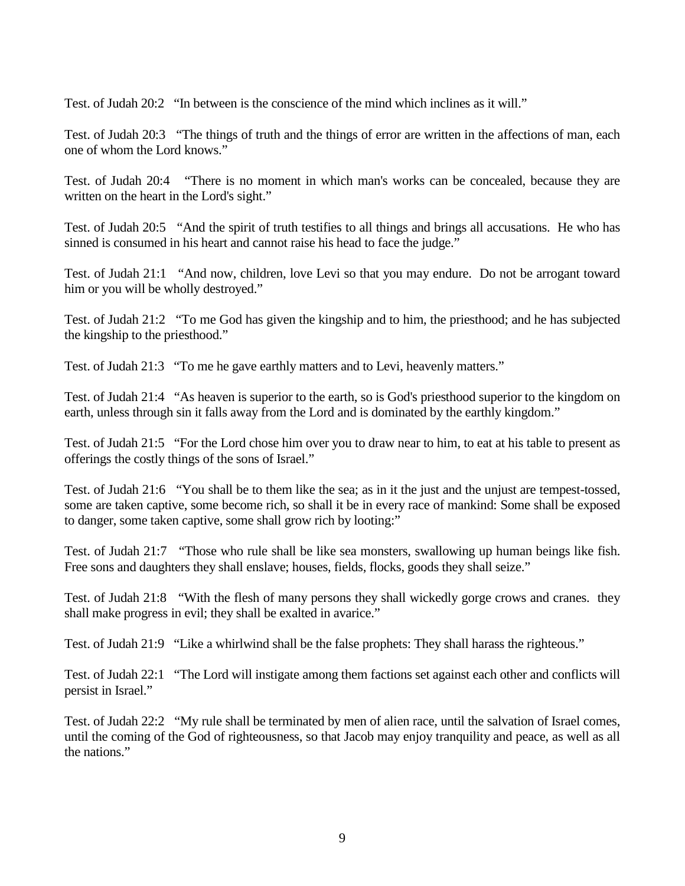Test. of Judah 20:2 "In between is the conscience of the mind which inclines as it will."

Test. of Judah 20:3 "The things of truth and the things of error are written in the affections of man, each one of whom the Lord knows."

Test. of Judah 20:4 "There is no moment in which man's works can be concealed, because they are written on the heart in the Lord's sight."

Test. of Judah 20:5 "And the spirit of truth testifies to all things and brings all accusations. He who has sinned is consumed in his heart and cannot raise his head to face the judge."

Test. of Judah 21:1 "And now, children, love Levi so that you may endure. Do not be arrogant toward him or you will be wholly destroyed."

Test. of Judah 21:2 "To me God has given the kingship and to him, the priesthood; and he has subjected the kingship to the priesthood."

Test. of Judah 21:3 "To me he gave earthly matters and to Levi, heavenly matters."

Test. of Judah 21:4 "As heaven is superior to the earth, so is God's priesthood superior to the kingdom on earth, unless through sin it falls away from the Lord and is dominated by the earthly kingdom."

Test. of Judah 21:5 "For the Lord chose him over you to draw near to him, to eat at his table to present as offerings the costly things of the sons of Israel."

Test. of Judah 21:6 "You shall be to them like the sea; as in it the just and the unjust are tempest-tossed, some are taken captive, some become rich, so shall it be in every race of mankind: Some shall be exposed to danger, some taken captive, some shall grow rich by looting:"

Test. of Judah 21:7 "Those who rule shall be like sea monsters, swallowing up human beings like fish. Free sons and daughters they shall enslave; houses, fields, flocks, goods they shall seize."

Test. of Judah 21:8 "With the flesh of many persons they shall wickedly gorge crows and cranes. they shall make progress in evil; they shall be exalted in avarice."

Test. of Judah 21:9 "Like a whirlwind shall be the false prophets: They shall harass the righteous."

Test. of Judah 22:1 "The Lord will instigate among them factions set against each other and conflicts will persist in Israel."

Test. of Judah 22:2 "My rule shall be terminated by men of alien race, until the salvation of Israel comes, until the coming of the God of righteousness, so that Jacob may enjoy tranquility and peace, as well as all the nations."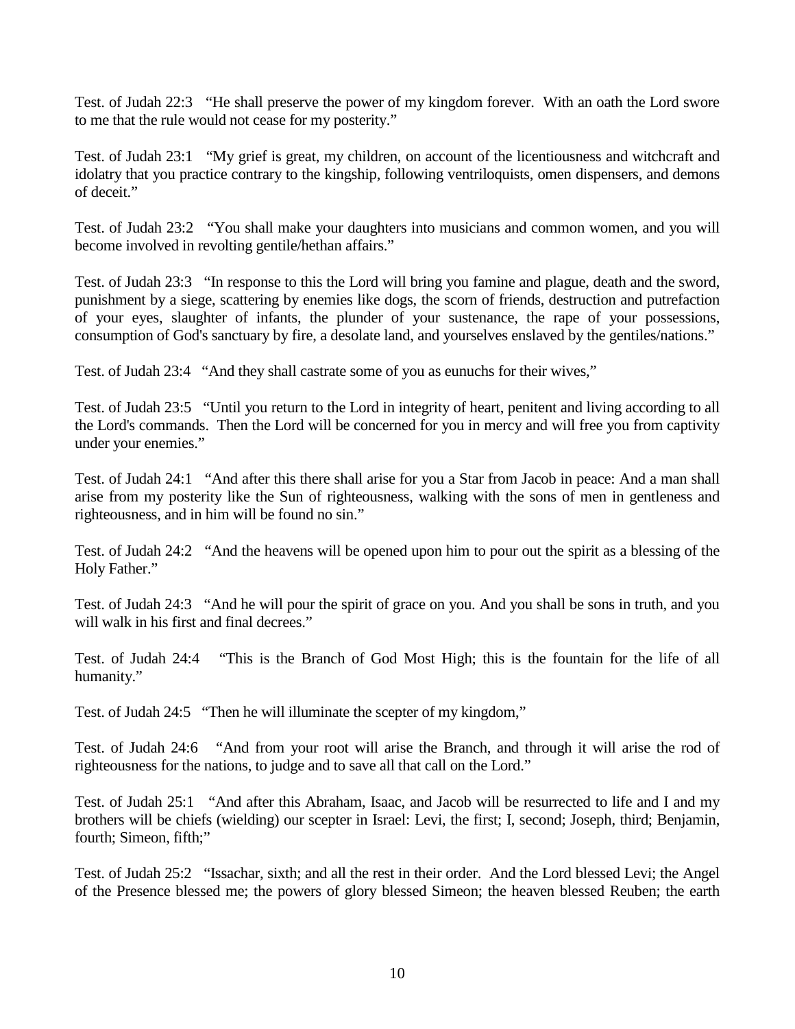Test. of Judah 22:3 “He shall preserve the power of my kingdom forever. With an oath the Lord swore to me that the rule would not cease for my posterity.”

Test. of Judah 23:1 “My grief is great, my children, on account of the licentiousness and witchcraft and idolatry that you practice contrary to the kingship, following ventriloquists, omen dispensers, and demons of deceit.”

Test. of Judah 23:2 “You shall make your daughters into musicians and common women, and you will become involved in revolting gentile/hethan affairs.”

Test. of Judah 23:3 “In response to this the Lord will bring you famine and plague, death and the sword, punishment by a siege, scattering by enemies like dogs, the scorn of friends, destruction and putrefaction of your eyes, slaughter of infants, the plunder of your sustenance, the rape of your possessions, consumption of God's sanctuary by fire, a desolate land, and yourselves enslaved by the gentiles/nations.”

Test. of Judah 23:4 “And they shall castrate some of you as eunuchs for their wives,”

Test. of Judah 23:5 “Until you return to the Lord in integrity of heart, penitent and living according to all the Lord's commands. Then the Lord will be concerned for you in mercy and will free you from captivity under your enemies.”

Test. of Judah 24:1 “And after this there shall arise for you a Star from Jacob in peace: And a man shall arise from my posterity like the Sun of righteousness, walking with the sons of men in gentleness and righteousness, and in him will be found no sin.”

Test. of Judah 24:2 “And the heavens will be opened upon him to pour out the spirit as a blessing of the Holy Father.”

Test. of Judah 24:3 “And he will pour the spirit of grace on you. And you shall be sons in truth, and you will walk in his first and final decrees.”

Test. of Judah 24:4 “This is the Branch of God Most High; this is the fountain for the life of all humanity.”

Test. of Judah 24:5 “Then he will illuminate the scepter of my kingdom,”

Test. of Judah 24:6 “And from your root will arise the Branch, and through it will arise the rod of righteousness for the nations, to judge and to save all that call on the Lord.”

Test. of Judah 25:1 “And after this Abraham, Isaac, and Jacob will be resurrected to life and I and my brothers will be chiefs (wielding) our scepter in Israel: Levi, the first; I, second; Joseph, third; Benjamin, fourth; Simeon, fifth;”

Test. of Judah 25:2 “Issachar, sixth; and all the rest in their order. And the Lord blessed Levi; the Angel of the Presence blessed me; the powers of glory blessed Simeon; the heaven blessed Reuben; the earth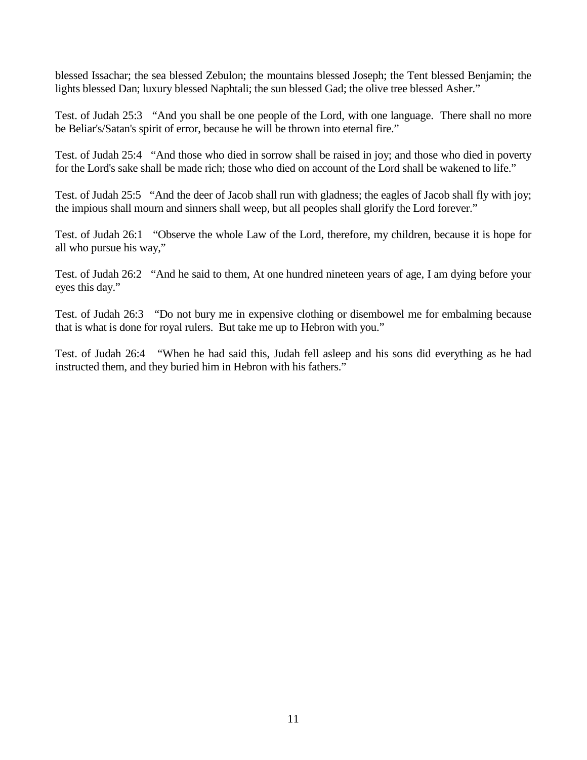blessed Issachar; the sea blessed Zebulon; the mountains blessed Joseph; the Tent blessed Benjamin; the lights blessed Dan; luxury blessed Naphtali; the sun blessed Gad; the olive tree blessed Asher."

Test. of Judah 25:3 "And you shall be one people of the Lord, with one language. There shall no more be Beliar's/Satan's spirit of error, because he will be thrown into eternal fire."

Test. of Judah 25:4 "And those who died in sorrow shall be raised in joy; and those who died in poverty for the Lord's sake shall be made rich; those who died on account of the Lord shall be wakened to life."

Test. of Judah 25:5 "And the deer of Jacob shall run with gladness; the eagles of Jacob shall fly with joy; the impious shall mourn and sinners shall weep, but all peoples shall glorify the Lord forever."

Test. of Judah 26:1 "Observe the whole Law of the Lord, therefore, my children, because it is hope for all who pursue his way,"

Test. of Judah 26:2 "And he said to them, At one hundred nineteen years of age, I am dying before your eyes this day."

Test. of Judah 26:3 "Do not bury me in expensive clothing or disembowel me for embalming because that is what is done for royal rulers. But take me up to Hebron with you."

Test. of Judah 26:4 "When he had said this, Judah fell asleep and his sons did everything as he had instructed them, and they buried him in Hebron with his fathers."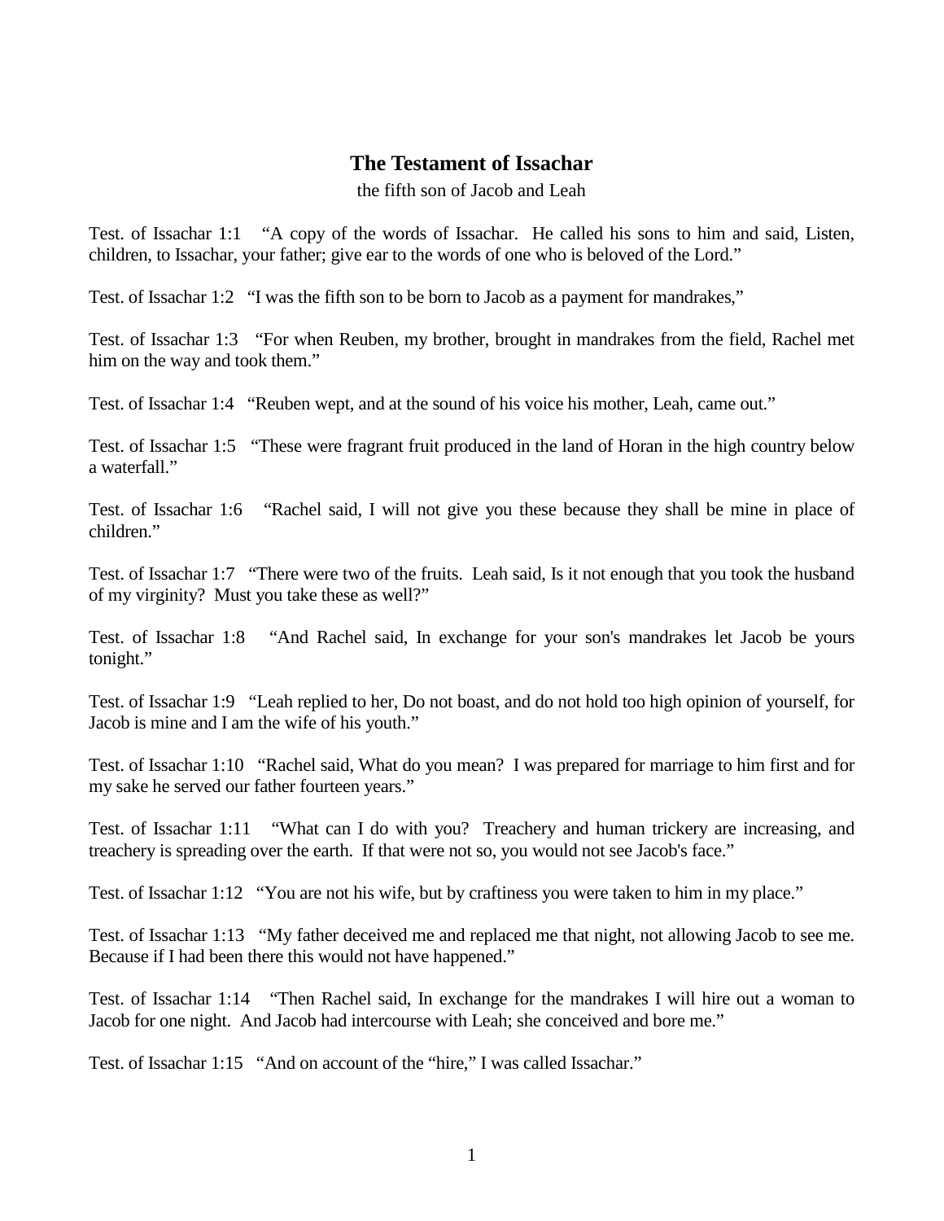## The Testament of Issachar

the fifth son of Jacob and Leah

Test. of Issachar 1:1 “A copy of the words of Issachar. He called his sons to him and said, Listen, children, to Issachar, your father; give ear to the words of one who is beloved of the Lord.”

Test. of Issachar 1:2 “I was the fifth son to be born to Jacob as a payment for mandrakes,”

Test. of Issachar 1:3 “For when Reuben, my brother, brought in mandrakes from the field, Rachel met him on the way and took them.”

Test. of Issachar 1:4 “Reuben wept, and at the sound of his voice his mother, Leah, came out.”

Test. of Issachar 1:5 “These were fragrant fruit produced in the land of Horan in the high country below a waterfall.”

Test. of Issachar 1:6 “Rachel said, I will not give you these because they shall be mine in place of children.”

Test. of Issachar 1:7 “There were two of the fruits. Leah said, Is it not enough that you took the husband of my virginity? Must you take these as well?”

Test. of Issachar 1:8 “And Rachel said, In exchange for your son's mandrakes let Jacob be yours tonight.”

Test. of Issachar 1:9 “Leah replied to her, Do not boast, and do not hold too high opinion of yourself, for Jacob is mine and I am the wife of his youth.”

Test. of Issachar 1:10 “Rachel said, What do you mean? I was prepared for marriage to him first and for my sake he served our father fourteen years.”

Test. of Issachar 1:11 “What can I do with you? Treachery and human trickery are increasing, and treachery is spreading over the earth. If that were not so, you would not see Jacob's face.”

Test. of Issachar 1:12 “You are not his wife, but by craftiness you were taken to him in my place.”

Test. of Issachar 1:13 “My father deceived me and replaced me that night, not allowing Jacob to see me. Because if I had been there this would not have happened.”

Test. of Issachar 1:14 “Then Rachel said, In exchange for the mandrakes I will hire out a woman to Jacob for one night. And Jacob had intercourse with Leah; she conceived and bore me.”

Test. of Issachar 1:15 “And on account of the “hire,” I was called Issachar.”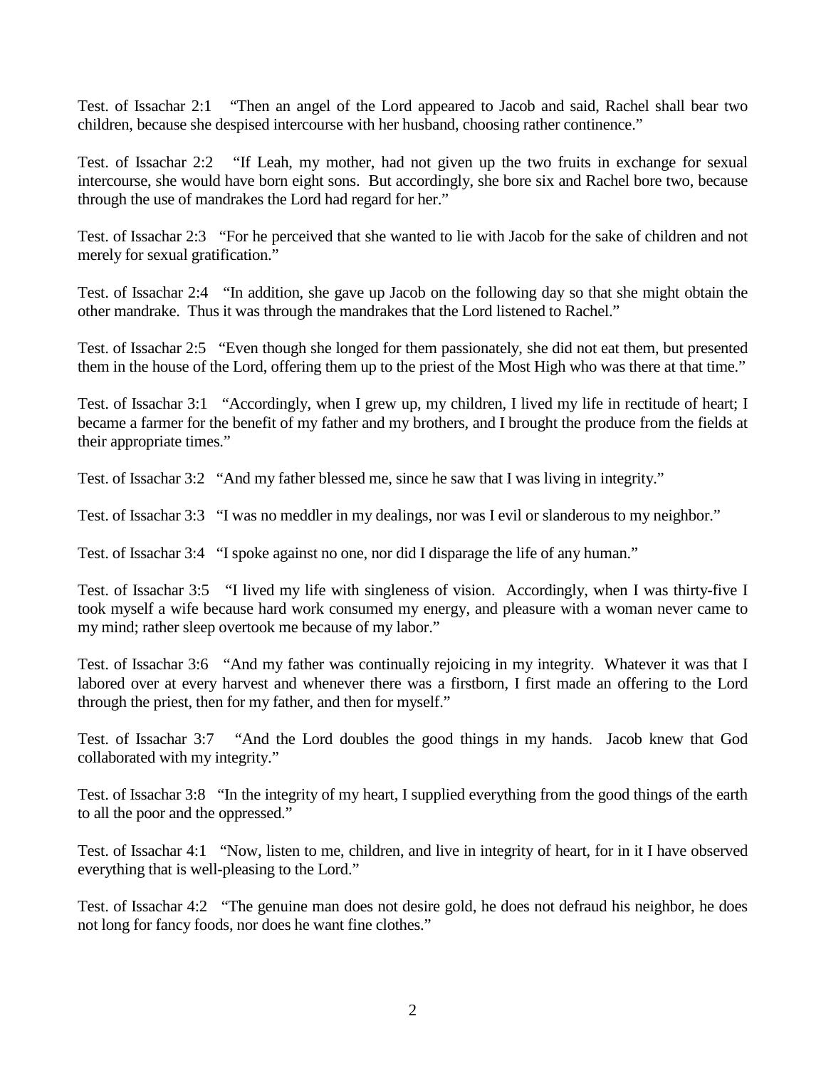Test. of Issachar 2:1 "Then an angel of the Lord appeared to Jacob and said, Rachel shall bear two children, because she despised intercourse with her husband, choosing rather continence."

Test. of Issachar 2:2 "If Leah, my mother, had not given up the two fruits in exchange for sexual intercourse, she would have born eight sons. But accordingly, she bore six and Rachel bore two, because through the use of mandrakes the Lord had regard for her."

Test. of Issachar 2:3 "For he perceived that she wanted to lie with Jacob for the sake of children and not merely for sexual gratification."

Test. of Issachar 2:4 "In addition, she gave up Jacob on the following day so that she might obtain the other mandrake. Thus it was through the mandrakes that the Lord listened to Rachel."

Test. of Issachar 2:5 "Even though she longed for them passionately, she did not eat them, but presented them in the house of the Lord, offering them up to the priest of the Most High who was there at that time."

Test. of Issachar 3:1 "Accordingly, when I grew up, my children, I lived my life in rectitude of heart; I became a farmer for the benefit of my father and my brothers, and I brought the produce from the fields at their appropriate times."

Test. of Issachar 3:2 "And my father blessed me, since he saw that I was living in integrity."

Test. of Issachar 3:3 "I was no meddler in my dealings, nor was I evil or slanderous to my neighbor."

Test. of Issachar 3:4 "I spoke against no one, nor did I disparage the life of any human."

Test. of Issachar 3:5 "I lived my life with singleness of vision. Accordingly, when I was thirty-five I took myself a wife because hard work consumed my energy, and pleasure with a woman never came to my mind; rather sleep overtook me because of my labor."

Test. of Issachar 3:6 "And my father was continually rejoicing in my integrity. Whatever it was that I labored over at every harvest and whenever there was a firstborn, I first made an offering to the Lord through the priest, then for my father, and then for myself."

Test. of Issachar 3:7 "And the Lord doubles the good things in my hands. Jacob knew that God collaborated with my integrity."

Test. of Issachar 3:8 "In the integrity of my heart, I supplied everything from the good things of the earth to all the poor and the oppressed."

Test. of Issachar 4:1 "Now, listen to me, children, and live in integrity of heart, for in it I have observed everything that is well-pleasing to the Lord."

Test. of Issachar 4:2 "The genuine man does not desire gold, he does not defraud his neighbor, he does not long for fancy foods, nor does he want fine clothes."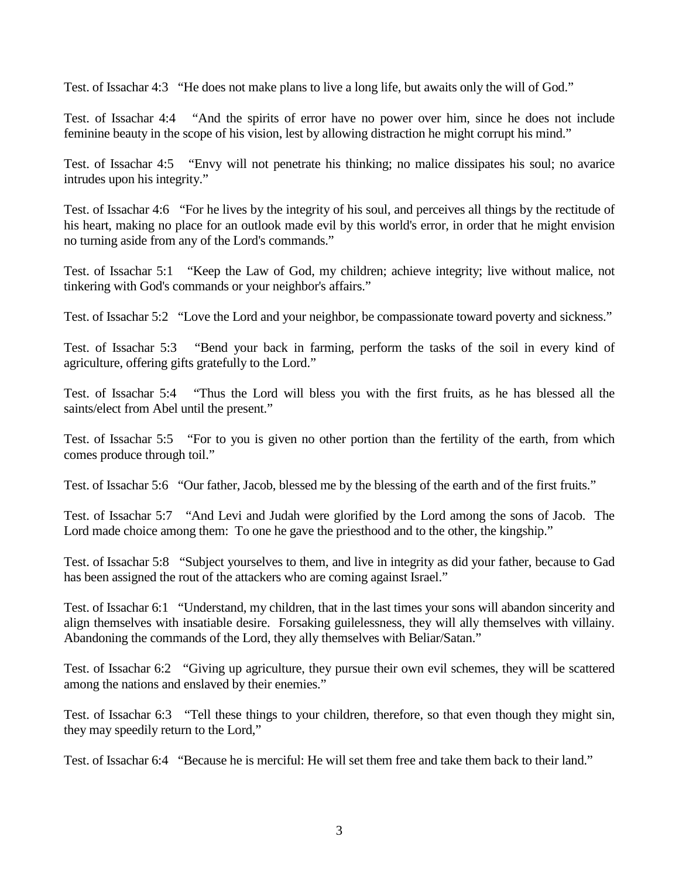Test. of Issachar 4:3 “He does not make plans to live a long life, but awaits only the will of God.”

Test. of Issachar 4:4 “And the spirits of error have no power over him, since he does not include feminine beauty in the scope of his vision, lest by allowing distraction he might corrupt his mind.”

Test. of Issachar 4:5 “Envy will not penetrate his thinking; no malice dissipates his soul; no avarice intrudes upon his integrity.”

Test. of Issachar 4:6 “For he lives by the integrity of his soul, and perceives all things by the rectitude of his heart, making no place for an outlook made evil by this world's error, in order that he might envision no turning aside from any of the Lord's commands.”

Test. of Issachar 5:1 “Keep the Law of God, my children; achieve integrity; live without malice, not tinkering with God's commands or your neighbor's affairs.”

Test. of Issachar 5:2 “Love the Lord and your neighbor, be compassionate toward poverty and sickness.”

Test. of Issachar 5:3 “Bend your back in farming, perform the tasks of the soil in every kind of agriculture, offering gifts gratefully to the Lord.”

Test. of Issachar 5:4 “Thus the Lord will bless you with the first fruits, as he has blessed all the saints/elect from Abel until the present.”

Test. of Issachar 5:5 “For to you is given no other portion than the fertility of the earth, from which comes produce through toil.”

Test. of Issachar 5:6 “Our father, Jacob, blessed me by the blessing of the earth and of the first fruits.”

Test. of Issachar 5:7 “And Levi and Judah were glorified by the Lord among the sons of Jacob. The Lord made choice among them: To one he gave the priesthood and to the other, the kingship.”

Test. of Issachar 5:8 “Subject yourselves to them, and live in integrity as did your father, because to Gad has been assigned the rout of the attackers who are coming against Israel.”

Test. of Issachar 6:1 “Understand, my children, that in the last times your sons will abandon sincerity and align themselves with insatiable desire. Forsaking guilelessness, they will ally themselves with villainy. Abandoning the commands of the Lord, they ally themselves with Beliar/Satan.”

Test. of Issachar 6:2 “Giving up agriculture, they pursue their own evil schemes, they will be scattered among the nations and enslaved by their enemies.”

Test. of Issachar 6:3 “Tell these things to your children, therefore, so that even though they might sin, they may speedily return to the Lord,”

Test. of Issachar 6:4 “Because he is merciful: He will set them free and take them back to their land.”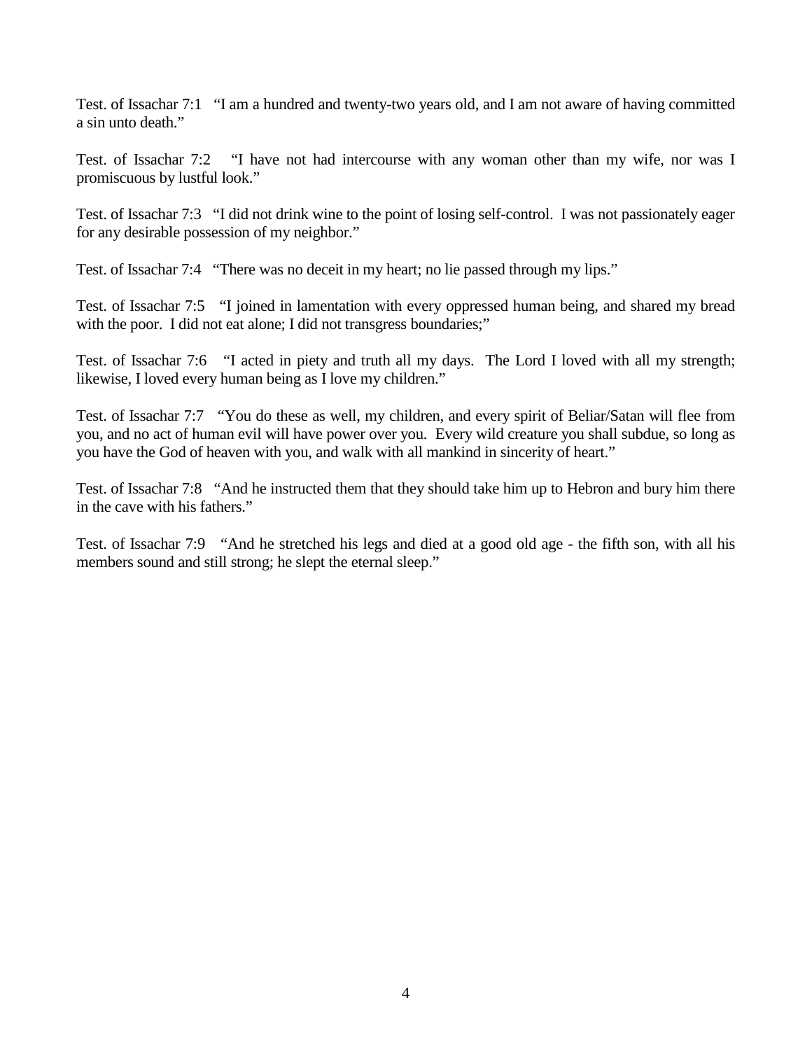Test. of Issachar 7:1 "I am a hundred and twenty-two years old, and I am not aware of having committed a sin unto death."

Test. of Issachar 7:2 "I have not had intercourse with any woman other than my wife, nor was I promiscuous by lustful look."

Test. of Issachar 7:3 "I did not drink wine to the point of losing self-control. I was not passionately eager for any desirable possession of my neighbor."

Test. of Issachar 7:4 "There was no deceit in my heart; no lie passed through my lips."

Test. of Issachar 7:5 "I joined in lamentation with every oppressed human being, and shared my bread with the poor. I did not eat alone; I did not transgress boundaries;"

Test. of Issachar 7:6 "I acted in piety and truth all my days. The Lord I loved with all my strength; likewise, I loved every human being as I love my children."

Test. of Issachar 7:7 "You do these as well, my children, and every spirit of Beliar/Satan will flee from you, and no act of human evil will have power over you. Every wild creature you shall subdue, so long as you have the God of heaven with you, and walk with all mankind in sincerity of heart."

Test. of Issachar 7:8 "And he instructed them that they should take him up to Hebron and bury him there in the cave with his fathers."

Test. of Issachar 7:9 "And he stretched his legs and died at a good old age - the fifth son, with all his members sound and still strong; he slept the eternal sleep."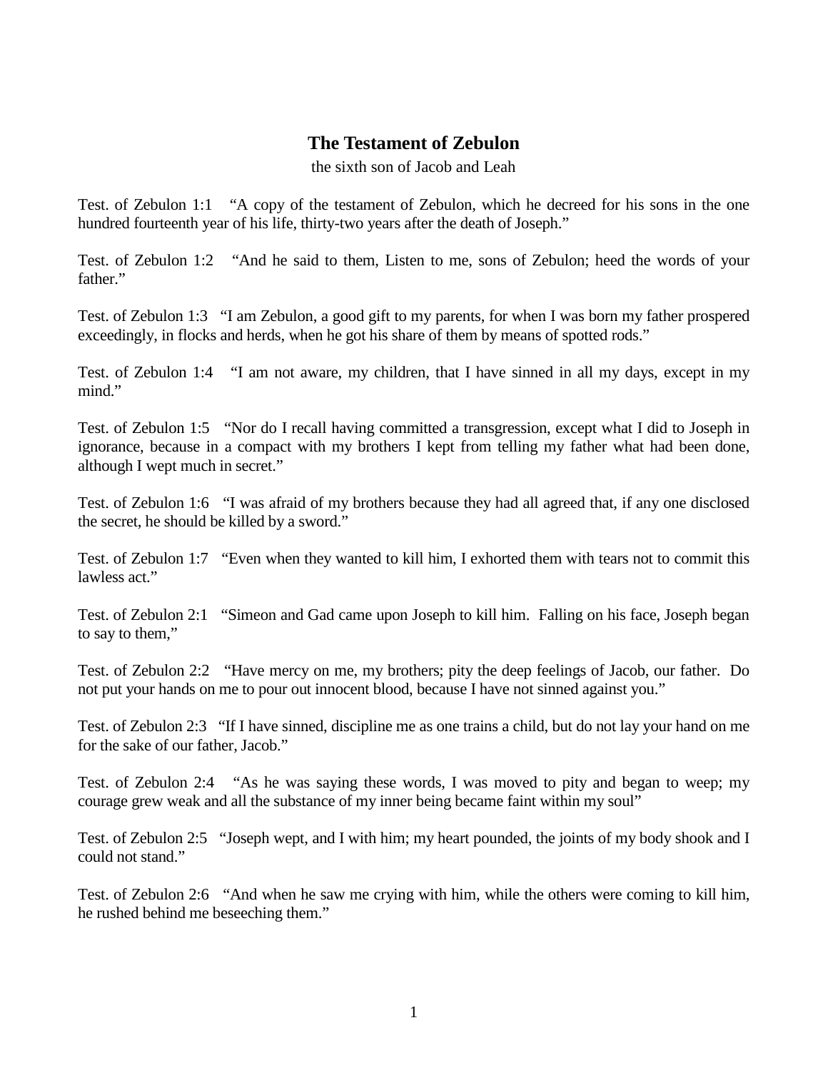## The Testament of Zebulon

the sixth son of Jacob and Leah

Test. of Zebulon 1:1 “A copy of the testament of Zebulon, which he decreed for his sons in the one hundred fourteenth year of his life, thirty-two years after the death of Joseph.”

Test. of Zebulon 1:2 “And he said to them, Listen to me, sons of Zebulon; heed the words of your father.”

Test. of Zebulon 1:3 “I am Zebulon, a good gift to my parents, for when I was born my father prospered exceedingly, in flocks and herds, when he got his share of them by means of spotted rods.”

Test. of Zebulon 1:4 “I am not aware, my children, that I have sinned in all my days, except in my mind.”

Test. of Zebulon 1:5 “Nor do I recall having committed a transgression, except what I did to Joseph in ignorance, because in a compact with my brothers I kept from telling my father what had been done, although I wept much in secret.”

Test. of Zebulon 1:6 “I was afraid of my brothers because they had all agreed that, if any one disclosed the secret, he should be killed by a sword.”

Test. of Zebulon 1:7 “Even when they wanted to kill him, I exhorted them with tears not to commit this lawless act.”

Test. of Zebulon 2:1 “Simeon and Gad came upon Joseph to kill him. Falling on his face, Joseph began to say to them,”

Test. of Zebulon 2:2 “Have mercy on me, my brothers; pity the deep feelings of Jacob, our father. Do not put your hands on me to pour out innocent blood, because I have not sinned against you.”

Test. of Zebulon 2:3 “If I have sinned, discipline me as one trains a child, but do not lay your hand on me for the sake of our father, Jacob.”

Test. of Zebulon 2:4 “As he was saying these words, I was moved to pity and began to weep; my courage grew weak and all the substance of my inner being became faint within my soul”

Test. of Zebulon 2:5 “Joseph wept, and I with him; my heart pounded, the joints of my body shook and I could not stand.”

Test. of Zebulon 2:6 “And when he saw me crying with him, while the others were coming to kill him, he rushed behind me beseeching them.”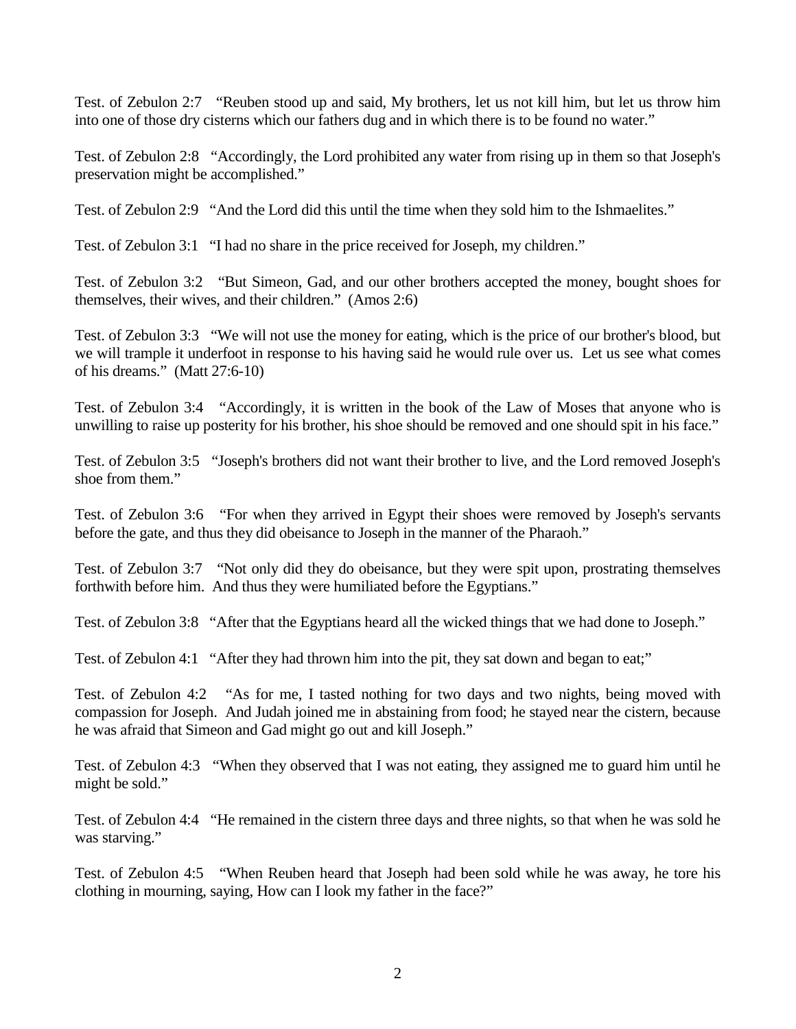Test. of Zebulon 2:7 "Reuben stood up and said, My brothers, let us not kill him, but let us throw him into one of those dry cisterns which our fathers dug and in which there is to be found no water."

Test. of Zebulon 2:8 "Accordingly, the Lord prohibited any water from rising up in them so that Joseph's preservation might be accomplished."

Test. of Zebulon 2:9 "And the Lord did this until the time when they sold him to the Ishmaelites."

Test. of Zebulon 3:1 "I had no share in the price received for Joseph, my children."

Test. of Zebulon 3:2 "But Simeon, Gad, and our other brothers accepted the money, bought shoes for themselves, their wives, and their children." (Amos 2:6)

Test. of Zebulon 3:3 "We will not use the money for eating, which is the price of our brother's blood, but we will trample it underfoot in response to his having said he would rule over us. Let us see what comes of his dreams." (Matt 27:6-10)

Test. of Zebulon 3:4 "Accordingly, it is written in the book of the Law of Moses that anyone who is unwilling to raise up posterity for his brother, his shoe should be removed and one should spit in his face."

Test. of Zebulon 3:5 "Joseph's brothers did not want their brother to live, and the Lord removed Joseph's shoe from them."

Test. of Zebulon 3:6 "For when they arrived in Egypt their shoes were removed by Joseph's servants before the gate, and thus they did obeisance to Joseph in the manner of the Pharaoh."

Test. of Zebulon 3:7 "Not only did they do obeisance, but they were spit upon, prostrating themselves forthwith before him. And thus they were humiliated before the Egyptians."

Test. of Zebulon 3:8 "After that the Egyptians heard all the wicked things that we had done to Joseph."

Test. of Zebulon 4:1 "After they had thrown him into the pit, they sat down and began to eat;"

Test. of Zebulon 4:2 "As for me, I tasted nothing for two days and two nights, being moved with compassion for Joseph. And Judah joined me in abstaining from food; he stayed near the cistern, because he was afraid that Simeon and Gad might go out and kill Joseph."

Test. of Zebulon 4:3 "When they observed that I was not eating, they assigned me to guard him until he might be sold."

Test. of Zebulon 4:4 "He remained in the cistern three days and three nights, so that when he was sold he was starving."

Test. of Zebulon 4:5 "When Reuben heard that Joseph had been sold while he was away, he tore his clothing in mourning, saying, How can I look my father in the face?"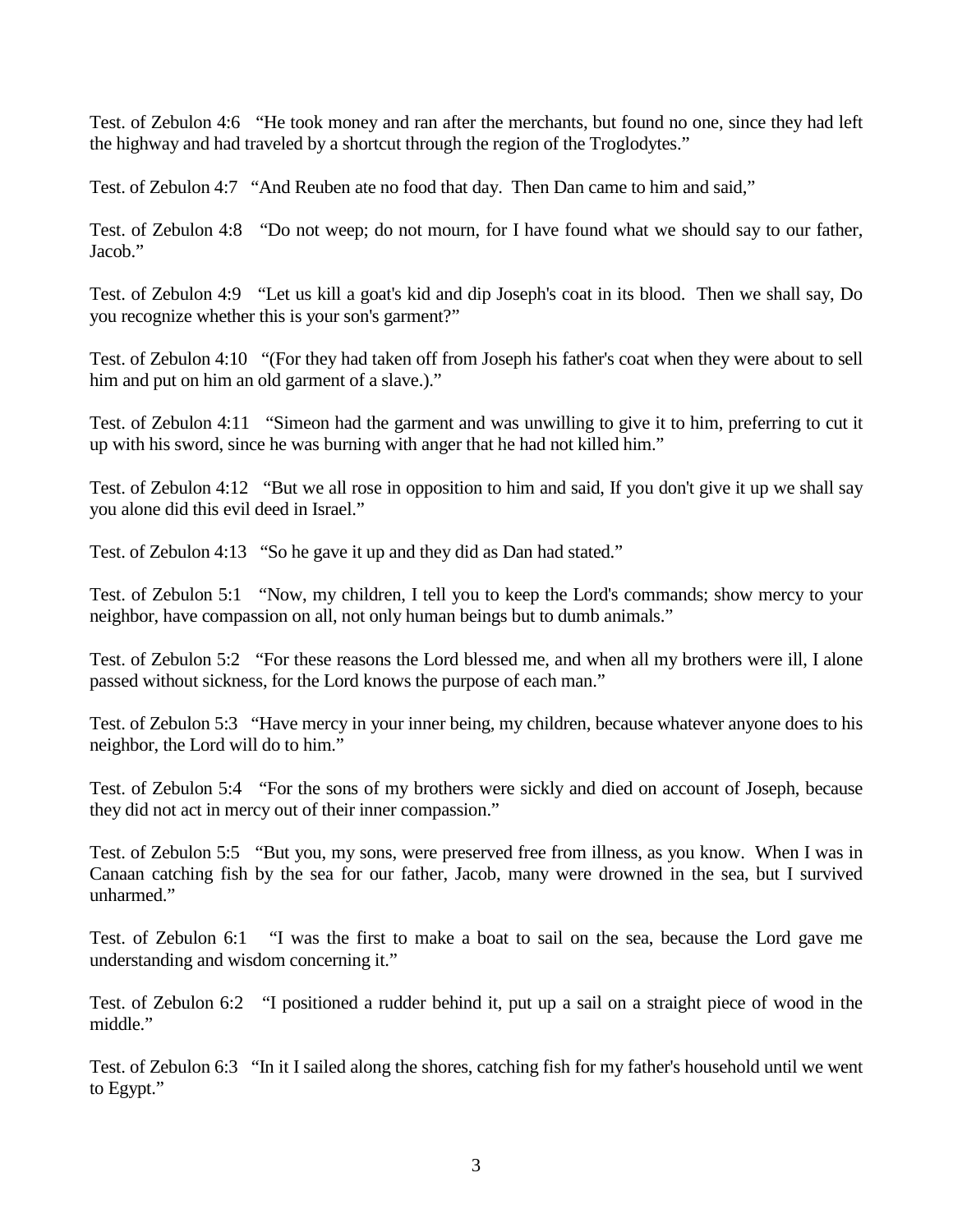Test. of Zebulon 4:6 “He took money and ran after the merchants, but found no one, since they had left the highway and had traveled by a shortcut through the region of the Troglodytes.”

Test. of Zebulon 4:7 “And Reuben ate no food that day. Then Dan came to him and said,”

Test. of Zebulon 4:8 “Do not weep; do not mourn, for I have found what we should say to our father, Jacob.”

Test. of Zebulon 4:9 “Let us kill a goat's kid and dip Joseph's coat in its blood. Then we shall say, Do you recognize whether this is your son's garment?”

Test. of Zebulon 4:10 “(For they had taken off from Joseph his father's coat when they were about to sell him and put on him an old garment of a slave.).”

Test. of Zebulon 4:11 “Simeon had the garment and was unwilling to give it to him, preferring to cut it up with his sword, since he was burning with anger that he had not killed him.”

Test. of Zebulon 4:12 “But we all rose in opposition to him and said, If you don't give it up we shall say you alone did this evil deed in Israel.”

Test. of Zebulon 4:13 “So he gave it up and they did as Dan had stated.”

Test. of Zebulon 5:1 “Now, my children, I tell you to keep the Lord's commands; show mercy to your neighbor, have compassion on all, not only human beings but to dumb animals.”

Test. of Zebulon 5:2 “For these reasons the Lord blessed me, and when all my brothers were ill, I alone passed without sickness, for the Lord knows the purpose of each man.”

Test. of Zebulon 5:3 “Have mercy in your inner being, my children, because whatever anyone does to his neighbor, the Lord will do to him.”

Test. of Zebulon 5:4 “For the sons of my brothers were sickly and died on account of Joseph, because they did not act in mercy out of their inner compassion.”

Test. of Zebulon 5:5 “But you, my sons, were preserved free from illness, as you know. When I was in Canaan catching fish by the sea for our father, Jacob, many were drowned in the sea, but I survived unharmed.”

Test. of Zebulon 6:1 “I was the first to make a boat to sail on the sea, because the Lord gave me understanding and wisdom concerning it.”

Test. of Zebulon 6:2 “I positioned a rudder behind it, put up a sail on a straight piece of wood in the middle.”

Test. of Zebulon 6:3 “In it I sailed along the shores, catching fish for my father's household until we went to Egypt.”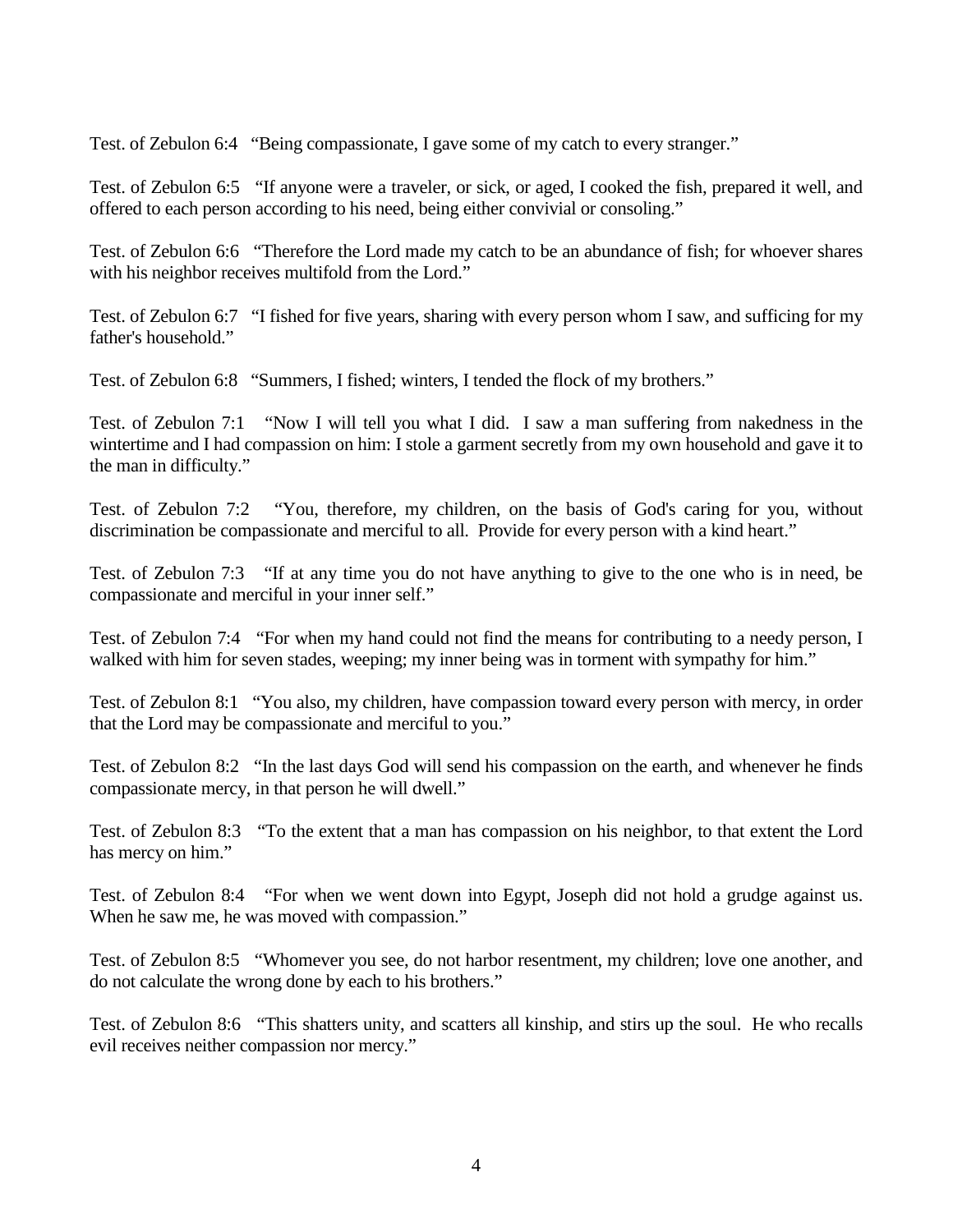Test. of Zebulon 6:4 "Being compassionate, I gave some of my catch to every stranger."

Test. of Zebulon 6:5 "If anyone were a traveler, or sick, or aged, I cooked the fish, prepared it well, and offered to each person according to his need, being either convivial or consoling."

Test. of Zebulon 6:6 "Therefore the Lord made my catch to be an abundance of fish; for whoever shares with his neighbor receives multifold from the Lord."

Test. of Zebulon 6:7 "I fished for five years, sharing with every person whom I saw, and sufficing for my father's household."

Test. of Zebulon 6:8 "Summers, I fished; winters, I tended the flock of my brothers."

Test. of Zebulon 7:1 "Now I will tell you what I did. I saw a man suffering from nakedness in the wintertime and I had compassion on him: I stole a garment secretly from my own household and gave it to the man in difficulty."

Test. of Zebulon 7:2 "You, therefore, my children, on the basis of God's caring for you, without discrimination be compassionate and merciful to all. Provide for every person with a kind heart."

Test. of Zebulon 7:3 "If at any time you do not have anything to give to the one who is in need, be compassionate and merciful in your inner self."

Test. of Zebulon 7:4 "For when my hand could not find the means for contributing to a needy person, I walked with him for seven stades, weeping; my inner being was in torment with sympathy for him."

Test. of Zebulon 8:1 "You also, my children, have compassion toward every person with mercy, in order that the Lord may be compassionate and merciful to you."

Test. of Zebulon 8:2 "In the last days God will send his compassion on the earth, and whenever he finds compassionate mercy, in that person he will dwell."

Test. of Zebulon 8:3 "To the extent that a man has compassion on his neighbor, to that extent the Lord has mercy on him."

Test. of Zebulon 8:4 "For when we went down into Egypt, Joseph did not hold a grudge against us. When he saw me, he was moved with compassion."

Test. of Zebulon 8:5 "Whomever you see, do not harbor resentment, my children; love one another, and do not calculate the wrong done by each to his brothers."

Test. of Zebulon 8:6 "This shatters unity, and scatters all kinship, and stirs up the soul. He who recalls evil receives neither compassion nor mercy."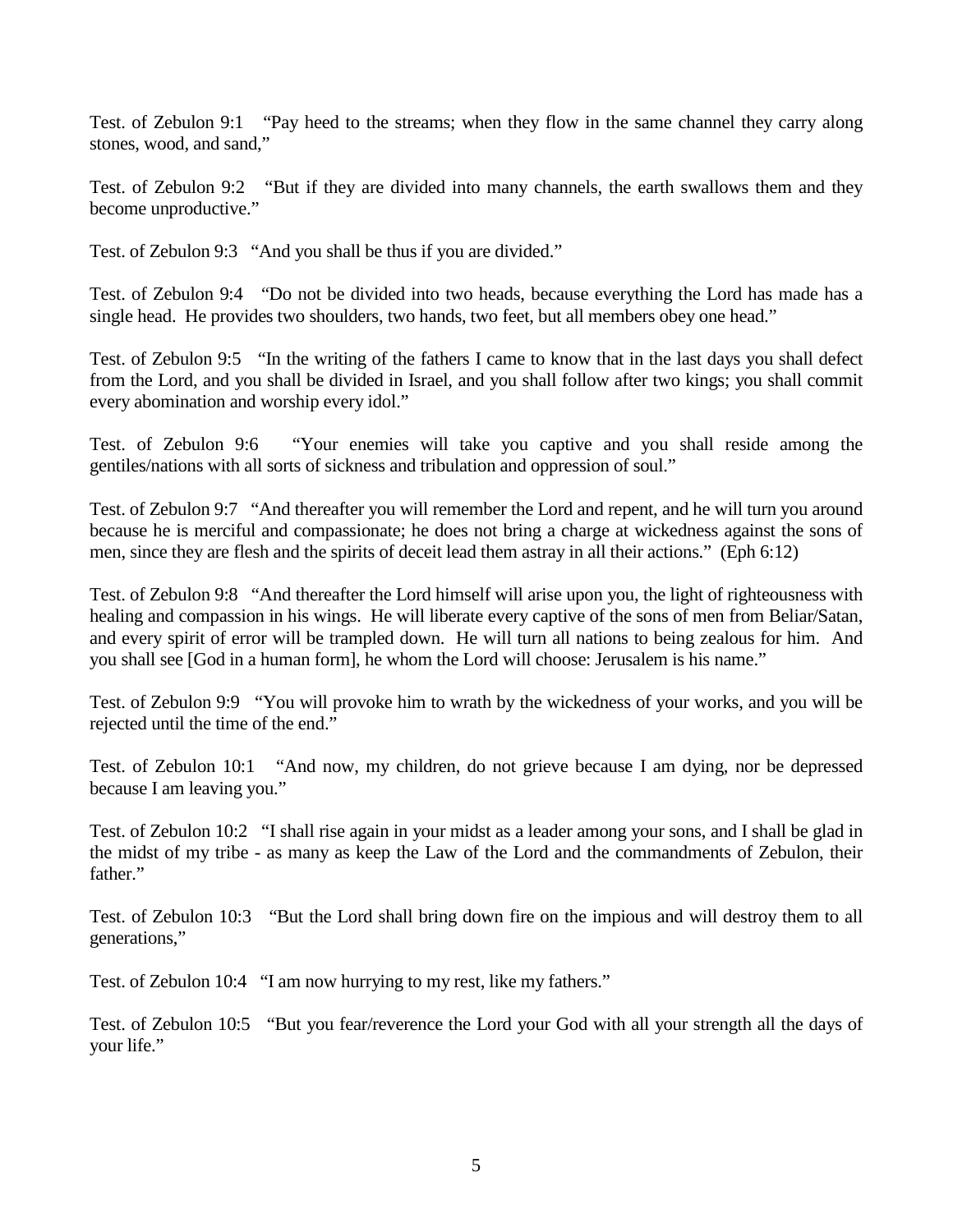Test. of Zebulon 9:1 "Pay heed to the streams; when they flow in the same channel they carry along stones, wood, and sand,"

Test. of Zebulon 9:2 "But if they are divided into many channels, the earth swallows them and they become unproductive."

Test. of Zebulon 9:3 "And you shall be thus if you are divided."

Test. of Zebulon 9:4 "Do not be divided into two heads, because everything the Lord has made has a single head. He provides two shoulders, two hands, two feet, but all members obey one head."

Test. of Zebulon 9:5 "In the writing of the fathers I came to know that in the last days you shall defect from the Lord, and you shall be divided in Israel, and you shall follow after two kings; you shall commit every abomination and worship every idol."

Test. of Zebulon 9:6 "Your enemies will take you captive and you shall reside among the gentiles/nations with all sorts of sickness and tribulation and oppression of soul."

Test. of Zebulon 9:7 "And thereafter you will remember the Lord and repent, and he will turn you around because he is merciful and compassionate; he does not bring a charge at wickedness against the sons of men, since they are flesh and the spirits of deceit lead them astray in all their actions." (Eph 6:12)

Test. of Zebulon 9:8 "And thereafter the Lord himself will arise upon you, the light of righteousness with healing and compassion in his wings. He will liberate every captive of the sons of men from Beliar/Satan, and every spirit of error will be trampled down. He will turn all nations to being zealous for him. And you shall see [God in a human form], he whom the Lord will choose: Jerusalem is his name."

Test. of Zebulon 9:9 "You will provoke him to wrath by the wickedness of your works, and you will be rejected until the time of the end."

Test. of Zebulon 10:1 "And now, my children, do not grieve because I am dying, nor be depressed because I am leaving you."

Test. of Zebulon 10:2 "I shall rise again in your midst as a leader among your sons, and I shall be glad in the midst of my tribe - as many as keep the Law of the Lord and the commandments of Zebulon, their father."

Test. of Zebulon 10:3 "But the Lord shall bring down fire on the impious and will destroy them to all generations,"

Test. of Zebulon 10:4 "I am now hurrying to my rest, like my fathers."

Test. of Zebulon 10:5 "But you fear/reverence the Lord your God with all your strength all the days of your life."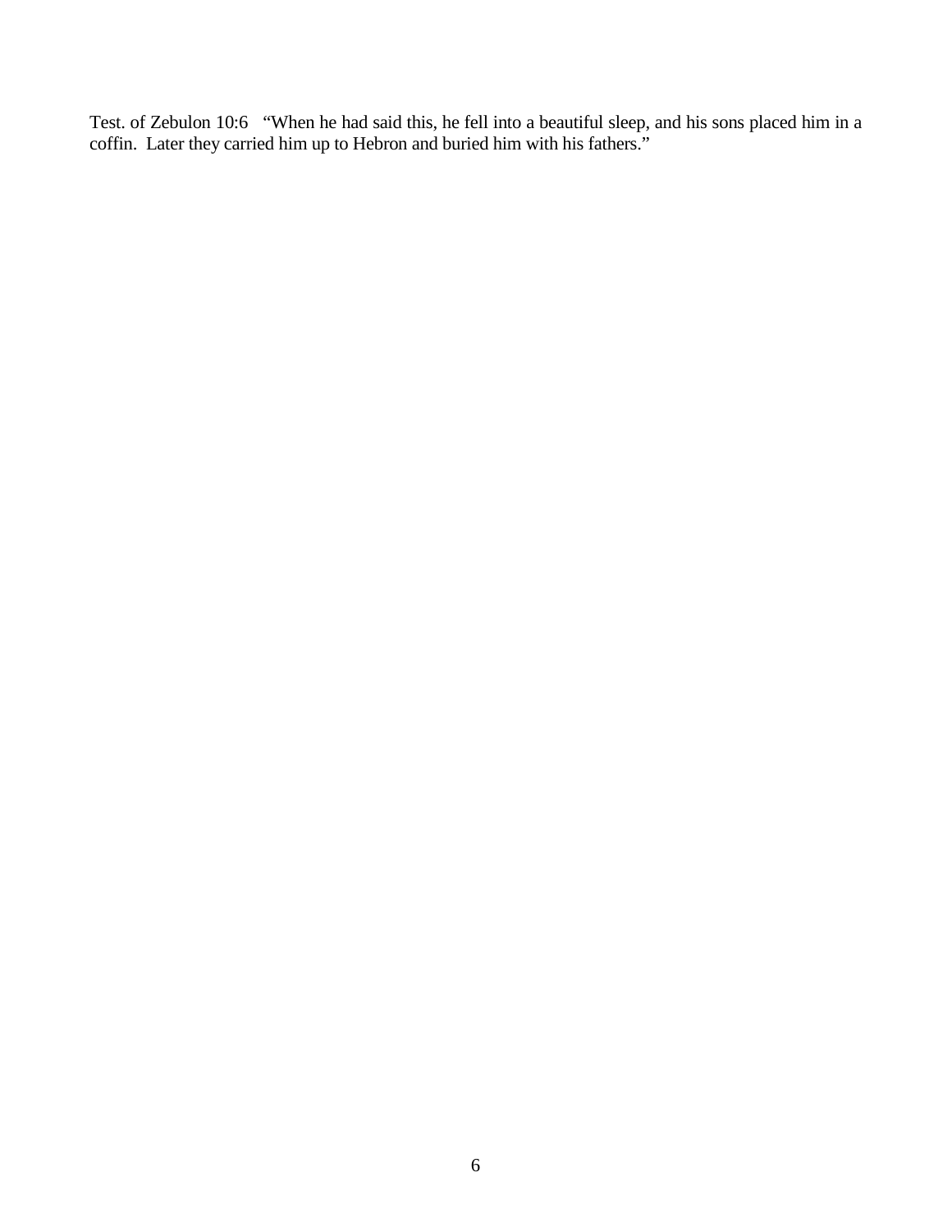Test. of Zebulon 10:6   “When he had said this, he fell into a beautiful sleep, and his sons placed him in a coffin.  Later they carried him up to Hebron and buried him with his fathers.”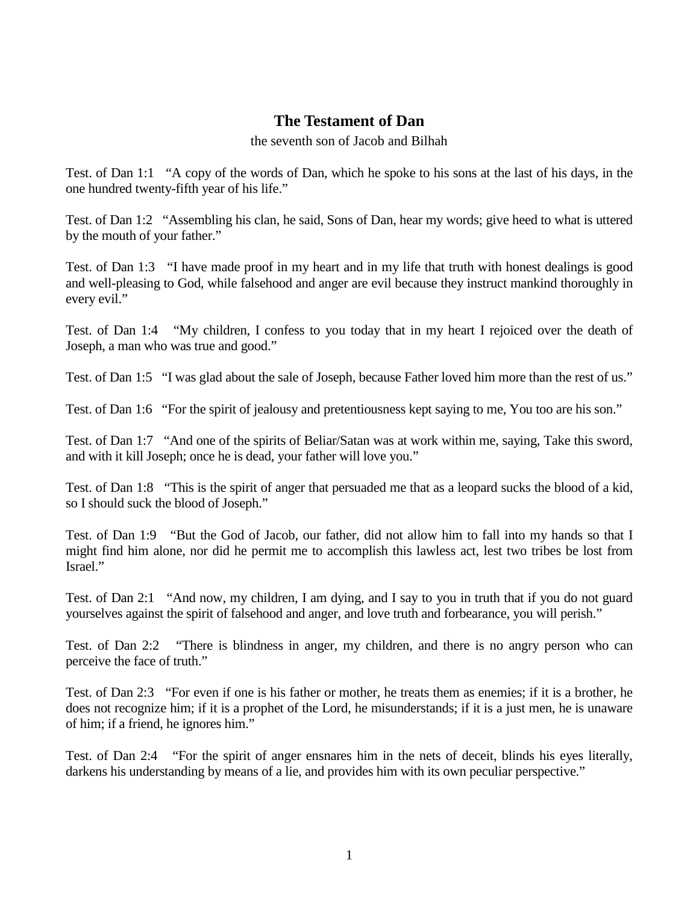## The Testament of Dan

the seventh son of Jacob and Bilhah

Test. of Dan 1:1 "A copy of the words of Dan, which he spoke to his sons at the last of his days, in the one hundred twenty-fifth year of his life."

Test. of Dan 1:2 "Assembling his clan, he said, Sons of Dan, hear my words; give heed to what is uttered by the mouth of your father."

Test. of Dan 1:3 "I have made proof in my heart and in my life that truth with honest dealings is good and well-pleasing to God, while falsehood and anger are evil because they instruct mankind thoroughly in every evil."

Test. of Dan 1:4 "My children, I confess to you today that in my heart I rejoiced over the death of Joseph, a man who was true and good."

Test. of Dan 1:5 "I was glad about the sale of Joseph, because Father loved him more than the rest of us."

Test. of Dan 1:6 "For the spirit of jealousy and pretentiousness kept saying to me, You too are his son."

Test. of Dan 1:7 "And one of the spirits of Beliar/Satan was at work within me, saying, Take this sword, and with it kill Joseph; once he is dead, your father will love you."

Test. of Dan 1:8 "This is the spirit of anger that persuaded me that as a leopard sucks the blood of a kid, so I should suck the blood of Joseph."

Test. of Dan 1:9 "But the God of Jacob, our father, did not allow him to fall into my hands so that I might find him alone, nor did he permit me to accomplish this lawless act, lest two tribes be lost from Israel."

Test. of Dan 2:1 "And now, my children, I am dying, and I say to you in truth that if you do not guard yourselves against the spirit of falsehood and anger, and love truth and forbearance, you will perish."

Test. of Dan 2:2 "There is blindness in anger, my children, and there is no angry person who can perceive the face of truth."

Test. of Dan 2:3 "For even if one is his father or mother, he treats them as enemies; if it is a brother, he does not recognize him; if it is a prophet of the Lord, he misunderstands; if it is a just men, he is unaware of him; if a friend, he ignores him."

Test. of Dan 2:4 "For the spirit of anger ensnares him in the nets of deceit, blinds his eyes literally, darkens his understanding by means of a lie, and provides him with its own peculiar perspective."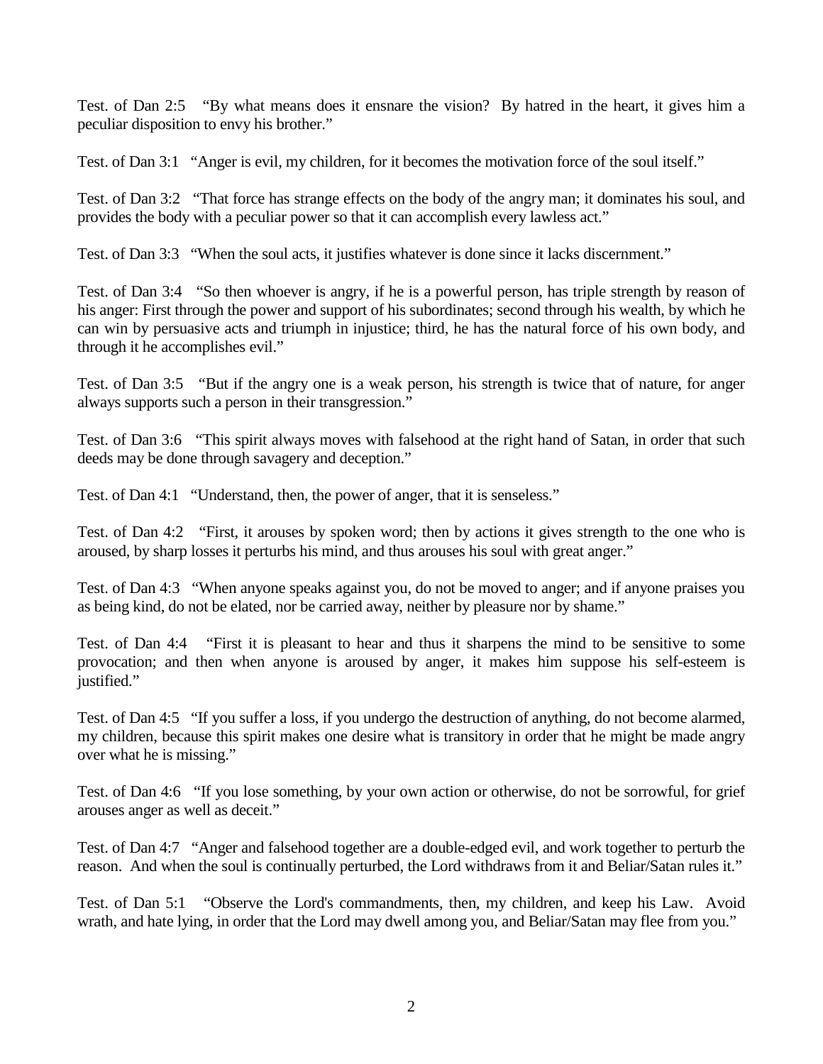Test. of Dan 2:5 "By what means does it ensnare the vision? By hatred in the heart, it gives him a peculiar disposition to envy his brother."

Test. of Dan 3:1 "Anger is evil, my children, for it becomes the motivation force of the soul itself."

Test. of Dan 3:2 "That force has strange effects on the body of the angry man; it dominates his soul, and provides the body with a peculiar power so that it can accomplish every lawless act."

Test. of Dan 3:3 "When the soul acts, it justifies whatever is done since it lacks discernment."

Test. of Dan 3:4 "So then whoever is angry, if he is a powerful person, has triple strength by reason of his anger: First through the power and support of his subordinates; second through his wealth, by which he can win by persuasive acts and triumph in injustice; third, he has the natural force of his own body, and through it he accomplishes evil."

Test. of Dan 3:5 "But if the angry one is a weak person, his strength is twice that of nature, for anger always supports such a person in their transgression."

Test. of Dan 3:6 "This spirit always moves with falsehood at the right hand of Satan, in order that such deeds may be done through savagery and deception."

Test. of Dan 4:1 "Understand, then, the power of anger, that it is senseless."

Test. of Dan 4:2 "First, it arouses by spoken word; then by actions it gives strength to the one who is aroused, by sharp losses it perturbs his mind, and thus arouses his soul with great anger."

Test. of Dan 4:3 "When anyone speaks against you, do not be moved to anger; and if anyone praises you as being kind, do not be elated, nor be carried away, neither by pleasure nor by shame."

Test. of Dan 4:4 "First it is pleasant to hear and thus it sharpens the mind to be sensitive to some provocation; and then when anyone is aroused by anger, it makes him suppose his self-esteem is justified."

Test. of Dan 4:5 "If you suffer a loss, if you undergo the destruction of anything, do not become alarmed, my children, because this spirit makes one desire what is transitory in order that he might be made angry over what he is missing."

Test. of Dan 4:6 "If you lose something, by your own action or otherwise, do not be sorrowful, for grief arouses anger as well as deceit."

Test. of Dan 4:7 "Anger and falsehood together are a double-edged evil, and work together to perturb the reason. And when the soul is continually perturbed, the Lord withdraws from it and Beliar/Satan rules it."

Test. of Dan 5:1 "Observe the Lord's commandments, then, my children, and keep his Law. Avoid wrath, and hate lying, in order that the Lord may dwell among you, and Beliar/Satan may flee from you."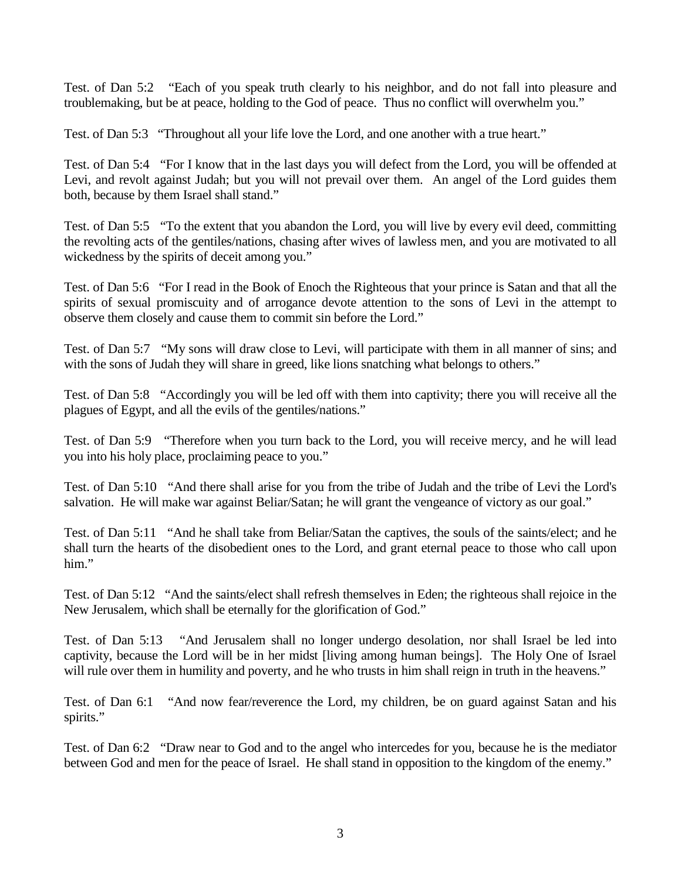Test. of Dan 5:2 "Each of you speak truth clearly to his neighbor, and do not fall into pleasure and troublemaking, but be at peace, holding to the God of peace. Thus no conflict will overwhelm you."

Test. of Dan 5:3 "Throughout all your life love the Lord, and one another with a true heart."

Test. of Dan 5:4 "For I know that in the last days you will defect from the Lord, you will be offended at Levi, and revolt against Judah; but you will not prevail over them. An angel of the Lord guides them both, because by them Israel shall stand."

Test. of Dan 5:5 "To the extent that you abandon the Lord, you will live by every evil deed, committing the revolting acts of the gentiles/nations, chasing after wives of lawless men, and you are motivated to all wickedness by the spirits of deceit among you."

Test. of Dan 5:6 "For I read in the Book of Enoch the Righteous that your prince is Satan and that all the spirits of sexual promiscuity and of arrogance devote attention to the sons of Levi in the attempt to observe them closely and cause them to commit sin before the Lord."

Test. of Dan 5:7 "My sons will draw close to Levi, will participate with them in all manner of sins; and with the sons of Judah they will share in greed, like lions snatching what belongs to others."

Test. of Dan 5:8 "Accordingly you will be led off with them into captivity; there you will receive all the plagues of Egypt, and all the evils of the gentiles/nations."

Test. of Dan 5:9 "Therefore when you turn back to the Lord, you will receive mercy, and he will lead you into his holy place, proclaiming peace to you."

Test. of Dan 5:10 "And there shall arise for you from the tribe of Judah and the tribe of Levi the Lord's salvation. He will make war against Beliar/Satan; he will grant the vengeance of victory as our goal."

Test. of Dan 5:11 "And he shall take from Beliar/Satan the captives, the souls of the saints/elect; and he shall turn the hearts of the disobedient ones to the Lord, and grant eternal peace to those who call upon him."

Test. of Dan 5:12 "And the saints/elect shall refresh themselves in Eden; the righteous shall rejoice in the New Jerusalem, which shall be eternally for the glorification of God."

Test. of Dan 5:13 "And Jerusalem shall no longer undergo desolation, nor shall Israel be led into captivity, because the Lord will be in her midst [living among human beings]. The Holy One of Israel will rule over them in humility and poverty, and he who trusts in him shall reign in truth in the heavens."

Test. of Dan 6:1 "And now fear/reverence the Lord, my children, be on guard against Satan and his spirits."

Test. of Dan 6:2 "Draw near to God and to the angel who intercedes for you, because he is the mediator between God and men for the peace of Israel. He shall stand in opposition to the kingdom of the enemy."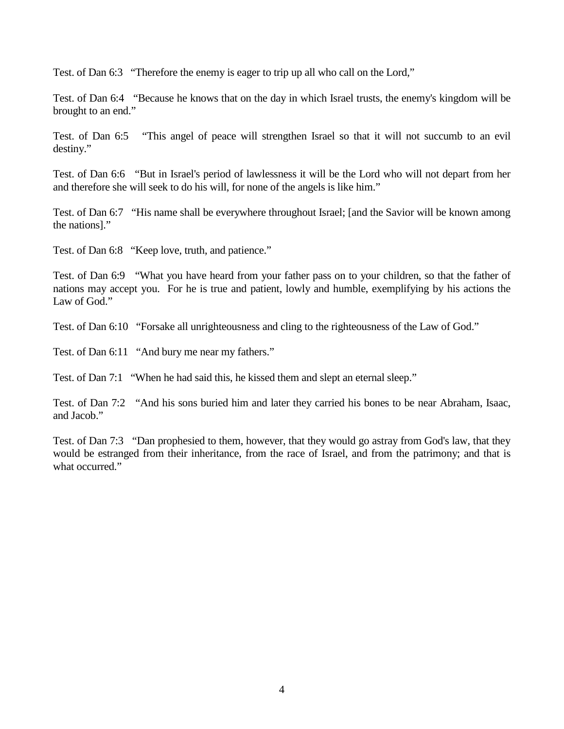Test. of Dan 6:3 “Therefore the enemy is eager to trip up all who call on the Lord,”

Test. of Dan 6:4 “Because he knows that on the day in which Israel trusts, the enemy's kingdom will be brought to an end.”

Test. of Dan 6:5 “This angel of peace will strengthen Israel so that it will not succumb to an evil destiny.”

Test. of Dan 6:6 “But in Israel's period of lawlessness it will be the Lord who will not depart from her and therefore she will seek to do his will, for none of the angels is like him.”

Test. of Dan 6:7 “His name shall be everywhere throughout Israel; [and the Savior will be known among the nations].”

Test. of Dan 6:8 “Keep love, truth, and patience.”

Test. of Dan 6:9 “What you have heard from your father pass on to your children, so that the father of nations may accept you. For he is true and patient, lowly and humble, exemplifying by his actions the Law of God.”

Test. of Dan 6:10 “Forsake all unrighteousness and cling to the righteousness of the Law of God.”

Test. of Dan 6:11 “And bury me near my fathers.”

Test. of Dan 7:1 “When he had said this, he kissed them and slept an eternal sleep.”

Test. of Dan 7:2 “And his sons buried him and later they carried his bones to be near Abraham, Isaac, and Jacob.”

Test. of Dan 7:3 “Dan prophesied to them, however, that they would go astray from God's law, that they would be estranged from their inheritance, from the race of Israel, and from the patrimony; and that is what occurred.”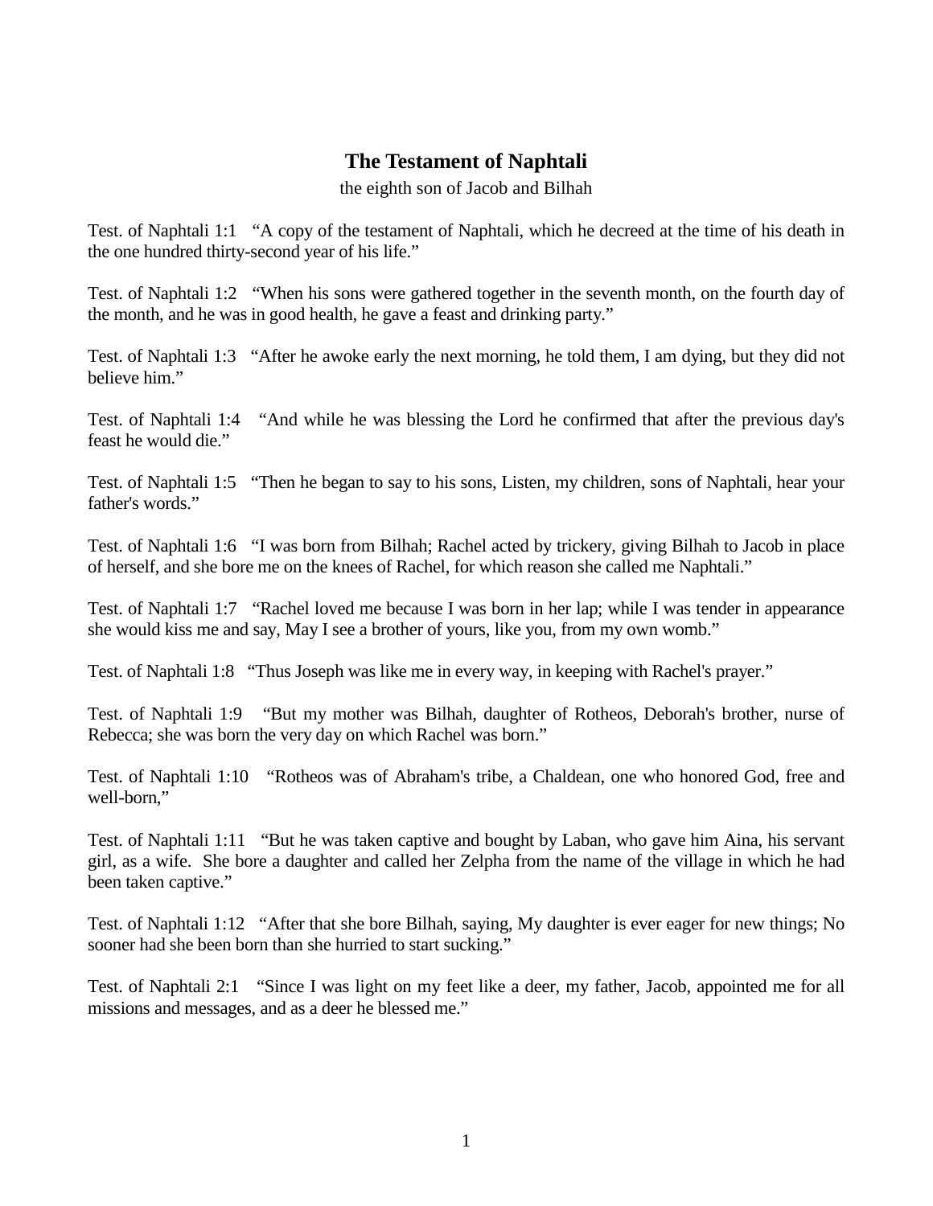# The Testament of Naphtali

the eighth son of Jacob and Bilhah

Test. of Naphtali 1:1 "A copy of the testament of Naphtali, which he decreed at the time of his death in the one hundred thirty-second year of his life."

Test. of Naphtali 1:2 "When his sons were gathered together in the seventh month, on the fourth day of the month, and he was in good health, he gave a feast and drinking party."

Test. of Naphtali 1:3 "After he awoke early the next morning, he told them, I am dying, but they did not believe him."

Test. of Naphtali 1:4 "And while he was blessing the Lord he confirmed that after the previous day's feast he would die."

Test. of Naphtali 1:5 "Then he began to say to his sons, Listen, my children, sons of Naphtali, hear your father's words."

Test. of Naphtali 1:6 "I was born from Bilhah; Rachel acted by trickery, giving Bilhah to Jacob in place of herself, and she bore me on the knees of Rachel, for which reason she called me Naphtali."

Test. of Naphtali 1:7 "Rachel loved me because I was born in her lap; while I was tender in appearance she would kiss me and say, May I see a brother of yours, like you, from my own womb."

Test. of Naphtali 1:8 "Thus Joseph was like me in every way, in keeping with Rachel's prayer."

Test. of Naphtali 1:9 "But my mother was Bilhah, daughter of Rotheos, Deborah's brother, nurse of Rebecca; she was born the very day on which Rachel was born."

Test. of Naphtali 1:10 "Rotheos was of Abraham's tribe, a Chaldean, one who honored God, free and well-born,"

Test. of Naphtali 1:11 "But he was taken captive and bought by Laban, who gave him Aina, his servant girl, as a wife. She bore a daughter and called her Zelpha from the name of the village in which he had been taken captive."

Test. of Naphtali 1:12 "After that she bore Bilhah, saying, My daughter is ever eager for new things; No sooner had she been born than she hurried to start sucking."

Test. of Naphtali 2:1 "Since I was light on my feet like a deer, my father, Jacob, appointed me for all missions and messages, and as a deer he blessed me."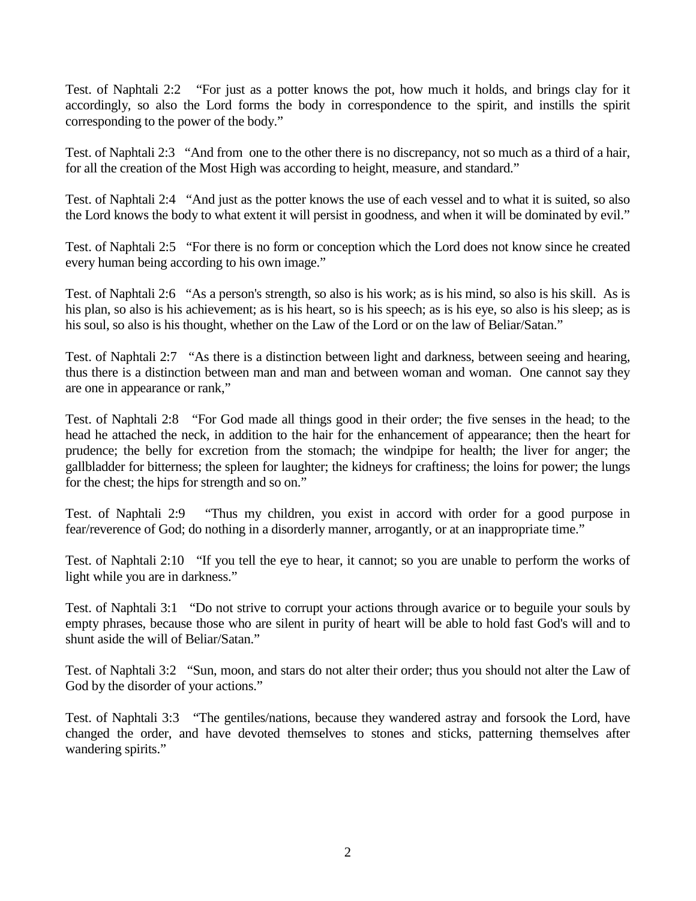Test. of Naphtali 2:2 "For just as a potter knows the pot, how much it holds, and brings clay for it accordingly, so also the Lord forms the body in correspondence to the spirit, and instills the spirit corresponding to the power of the body."

Test. of Naphtali 2:3 "And from one to the other there is no discrepancy, not so much as a third of a hair, for all the creation of the Most High was according to height, measure, and standard."

Test. of Naphtali 2:4 "And just as the potter knows the use of each vessel and to what it is suited, so also the Lord knows the body to what extent it will persist in goodness, and when it will be dominated by evil."

Test. of Naphtali 2:5 "For there is no form or conception which the Lord does not know since he created every human being according to his own image."

Test. of Naphtali 2:6 "As a person's strength, so also is his work; as is his mind, so also is his skill. As is his plan, so also is his achievement; as is his heart, so is his speech; as is his eye, so also is his sleep; as is his soul, so also is his thought, whether on the Law of the Lord or on the law of Beliar/Satan."

Test. of Naphtali 2:7 "As there is a distinction between light and darkness, between seeing and hearing, thus there is a distinction between man and man and between woman and woman. One cannot say they are one in appearance or rank,"

Test. of Naphtali 2:8 "For God made all things good in their order; the five senses in the head; to the head he attached the neck, in addition to the hair for the enhancement of appearance; then the heart for prudence; the belly for excretion from the stomach; the windpipe for health; the liver for anger; the gallbladder for bitterness; the spleen for laughter; the kidneys for craftiness; the loins for power; the lungs for the chest; the hips for strength and so on."

Test. of Naphtali 2:9 "Thus my children, you exist in accord with order for a good purpose in fear/reverence of God; do nothing in a disorderly manner, arrogantly, or at an inappropriate time."

Test. of Naphtali 2:10 "If you tell the eye to hear, it cannot; so you are unable to perform the works of light while you are in darkness."

Test. of Naphtali 3:1 "Do not strive to corrupt your actions through avarice or to beguile your souls by empty phrases, because those who are silent in purity of heart will be able to hold fast God's will and to shunt aside the will of Beliar/Satan."

Test. of Naphtali 3:2 "Sun, moon, and stars do not alter their order; thus you should not alter the Law of God by the disorder of your actions."

Test. of Naphtali 3:3 "The gentiles/nations, because they wandered astray and forsook the Lord, have changed the order, and have devoted themselves to stones and sticks, patterning themselves after wandering spirits."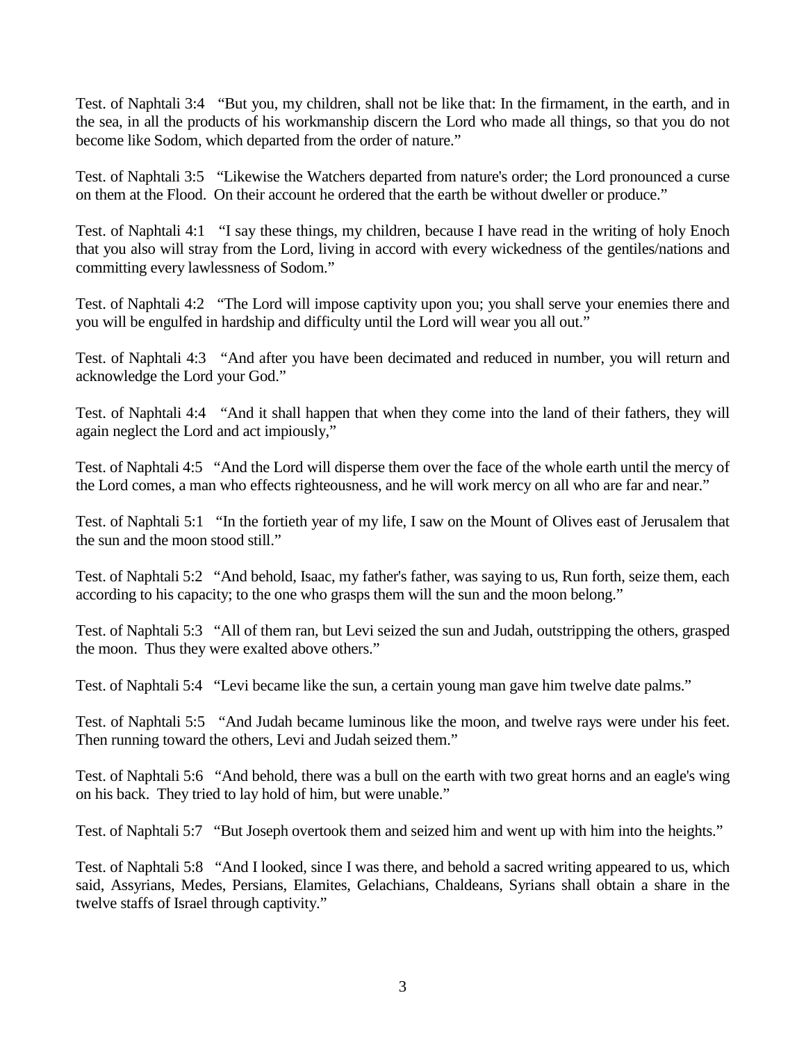Test. of Naphtali 3:4 "But you, my children, shall not be like that: In the firmament, in the earth, and in the sea, in all the products of his workmanship discern the Lord who made all things, so that you do not become like Sodom, which departed from the order of nature."

Test. of Naphtali 3:5 "Likewise the Watchers departed from nature's order; the Lord pronounced a curse on them at the Flood. On their account he ordered that the earth be without dweller or produce."

Test. of Naphtali 4:1 "I say these things, my children, because I have read in the writing of holy Enoch that you also will stray from the Lord, living in accord with every wickedness of the gentiles/nations and committing every lawlessness of Sodom."

Test. of Naphtali 4:2 "The Lord will impose captivity upon you; you shall serve your enemies there and you will be engulfed in hardship and difficulty until the Lord will wear you all out."

Test. of Naphtali 4:3 "And after you have been decimated and reduced in number, you will return and acknowledge the Lord your God."

Test. of Naphtali 4:4 "And it shall happen that when they come into the land of their fathers, they will again neglect the Lord and act impiously,"

Test. of Naphtali 4:5 "And the Lord will disperse them over the face of the whole earth until the mercy of the Lord comes, a man who effects righteousness, and he will work mercy on all who are far and near."

Test. of Naphtali 5:1 "In the fortieth year of my life, I saw on the Mount of Olives east of Jerusalem that the sun and the moon stood still."

Test. of Naphtali 5:2 "And behold, Isaac, my father's father, was saying to us, Run forth, seize them, each according to his capacity; to the one who grasps them will the sun and the moon belong."

Test. of Naphtali 5:3 "All of them ran, but Levi seized the sun and Judah, outstripping the others, grasped the moon. Thus they were exalted above others."

Test. of Naphtali 5:4 "Levi became like the sun, a certain young man gave him twelve date palms."

Test. of Naphtali 5:5 "And Judah became luminous like the moon, and twelve rays were under his feet. Then running toward the others, Levi and Judah seized them."

Test. of Naphtali 5:6 "And behold, there was a bull on the earth with two great horns and an eagle's wing on his back. They tried to lay hold of him, but were unable."

Test. of Naphtali 5:7 "But Joseph overtook them and seized him and went up with him into the heights."

Test. of Naphtali 5:8 "And I looked, since I was there, and behold a sacred writing appeared to us, which said, Assyrians, Medes, Persians, Elamites, Gelachians, Chaldeans, Syrians shall obtain a share in the twelve staffs of Israel through captivity."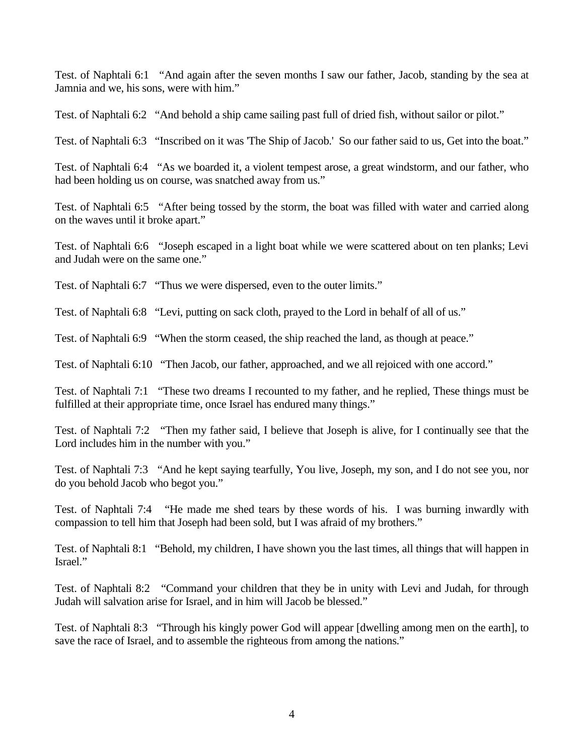Test. of Naphtali 6:1 "And again after the seven months I saw our father, Jacob, standing by the sea at Jamnia and we, his sons, were with him."

Test. of Naphtali 6:2 "And behold a ship came sailing past full of dried fish, without sailor or pilot."

Test. of Naphtali 6:3 "Inscribed on it was 'The Ship of Jacob.' So our father said to us, Get into the boat."

Test. of Naphtali 6:4 "As we boarded it, a violent tempest arose, a great windstorm, and our father, who had been holding us on course, was snatched away from us."

Test. of Naphtali 6:5 "After being tossed by the storm, the boat was filled with water and carried along on the waves until it broke apart."

Test. of Naphtali 6:6 "Joseph escaped in a light boat while we were scattered about on ten planks; Levi and Judah were on the same one."

Test. of Naphtali 6:7 "Thus we were dispersed, even to the outer limits."

Test. of Naphtali 6:8 "Levi, putting on sack cloth, prayed to the Lord in behalf of all of us."

Test. of Naphtali 6:9 "When the storm ceased, the ship reached the land, as though at peace."

Test. of Naphtali 6:10 "Then Jacob, our father, approached, and we all rejoiced with one accord."

Test. of Naphtali 7:1 "These two dreams I recounted to my father, and he replied, These things must be fulfilled at their appropriate time, once Israel has endured many things."

Test. of Naphtali 7:2 "Then my father said, I believe that Joseph is alive, for I continually see that the Lord includes him in the number with you."

Test. of Naphtali 7:3 "And he kept saying tearfully, You live, Joseph, my son, and I do not see you, nor do you behold Jacob who begot you."

Test. of Naphtali 7:4 "He made me shed tears by these words of his. I was burning inwardly with compassion to tell him that Joseph had been sold, but I was afraid of my brothers."

Test. of Naphtali 8:1 "Behold, my children, I have shown you the last times, all things that will happen in Israel."

Test. of Naphtali 8:2 "Command your children that they be in unity with Levi and Judah, for through Judah will salvation arise for Israel, and in him will Jacob be blessed."

Test. of Naphtali 8:3 "Through his kingly power God will appear [dwelling among men on the earth], to save the race of Israel, and to assemble the righteous from among the nations."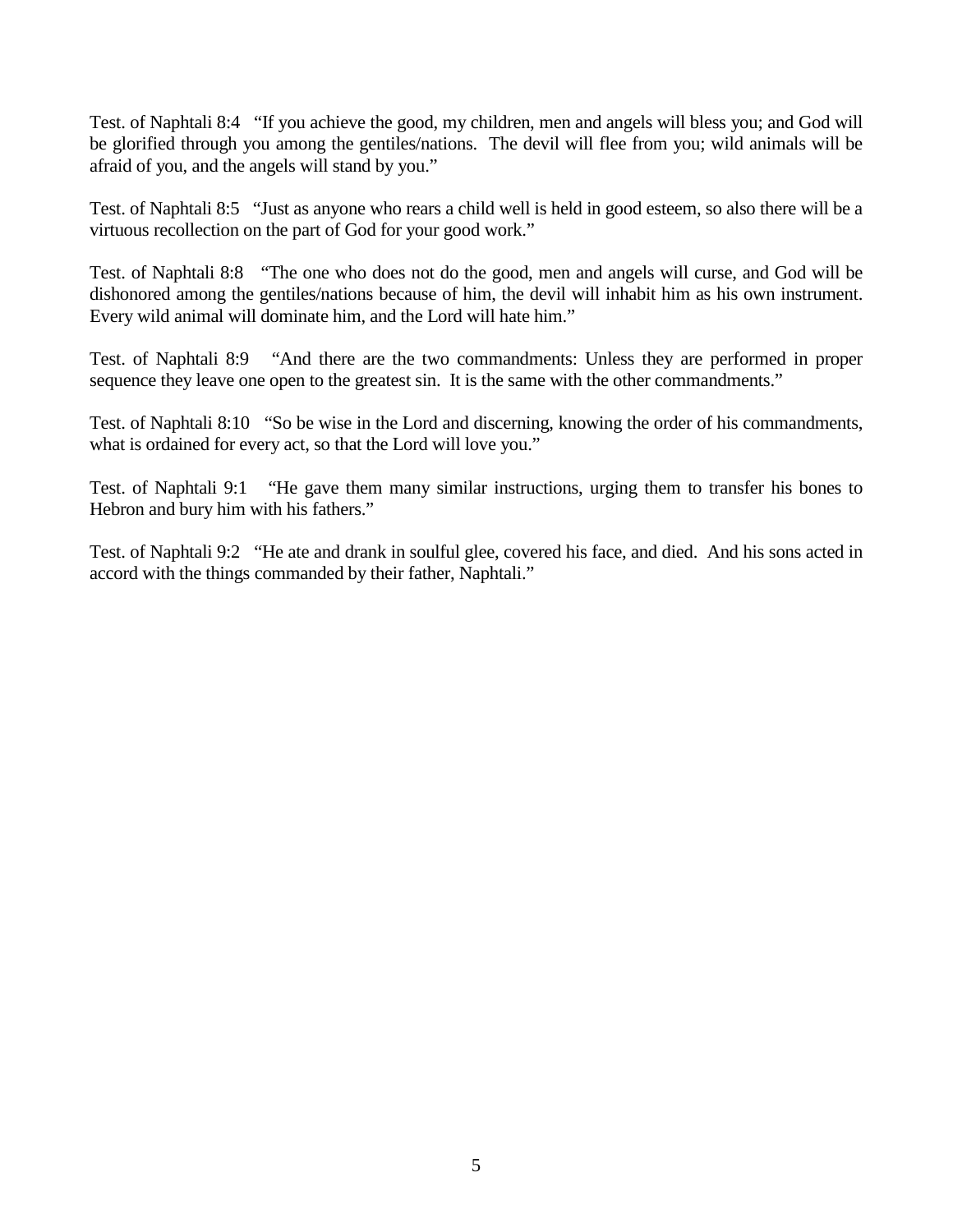Test. of Naphtali 8:4 "If you achieve the good, my children, men and angels will bless you; and God will be glorified through you among the gentiles/nations. The devil will flee from you; wild animals will be afraid of you, and the angels will stand by you."

Test. of Naphtali 8:5 "Just as anyone who rears a child well is held in good esteem, so also there will be a virtuous recollection on the part of God for your good work."

Test. of Naphtali 8:8 "The one who does not do the good, men and angels will curse, and God will be dishonored among the gentiles/nations because of him, the devil will inhabit him as his own instrument. Every wild animal will dominate him, and the Lord will hate him."

Test. of Naphtali 8:9 "And there are the two commandments: Unless they are performed in proper sequence they leave one open to the greatest sin. It is the same with the other commandments."

Test. of Naphtali 8:10 "So be wise in the Lord and discerning, knowing the order of his commandments, what is ordained for every act, so that the Lord will love you."

Test. of Naphtali 9:1 "He gave them many similar instructions, urging them to transfer his bones to Hebron and bury him with his fathers."

Test. of Naphtali 9:2 "He ate and drank in soulful glee, covered his face, and died. And his sons acted in accord with the things commanded by their father, Naphtali."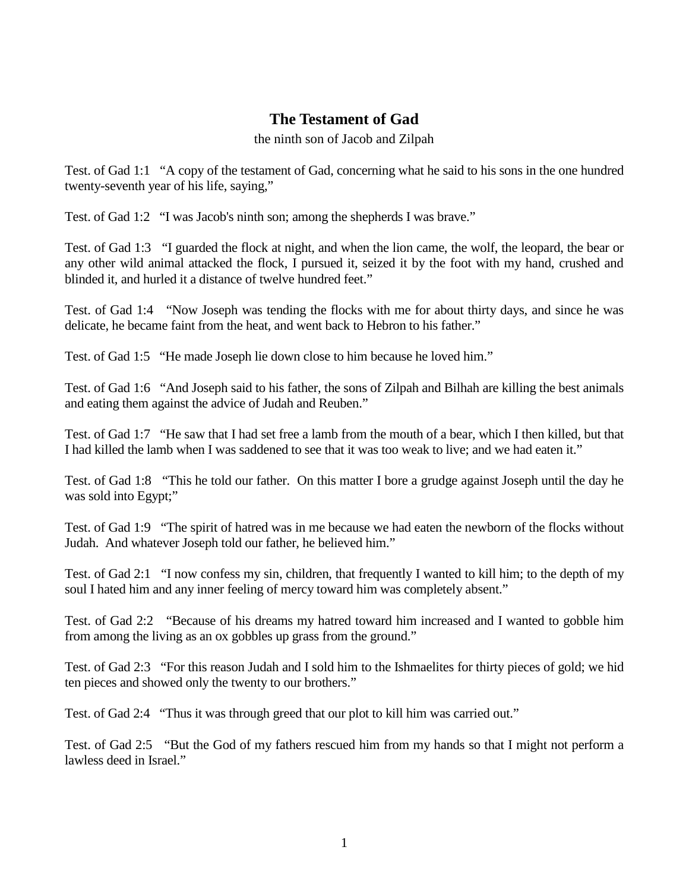# The Testament of Gad

the ninth son of Jacob and Zilpah

Test. of Gad 1:1 "A copy of the testament of Gad, concerning what he said to his sons in the one hundred twenty-seventh year of his life, saying,"

Test. of Gad 1:2 "I was Jacob's ninth son; among the shepherds I was brave."

Test. of Gad 1:3 "I guarded the flock at night, and when the lion came, the wolf, the leopard, the bear or any other wild animal attacked the flock, I pursued it, seized it by the foot with my hand, crushed and blinded it, and hurled it a distance of twelve hundred feet."

Test. of Gad 1:4 "Now Joseph was tending the flocks with me for about thirty days, and since he was delicate, he became faint from the heat, and went back to Hebron to his father."

Test. of Gad 1:5 "He made Joseph lie down close to him because he loved him."

Test. of Gad 1:6 "And Joseph said to his father, the sons of Zilpah and Bilhah are killing the best animals and eating them against the advice of Judah and Reuben."

Test. of Gad 1:7 "He saw that I had set free a lamb from the mouth of a bear, which I then killed, but that I had killed the lamb when I was saddened to see that it was too weak to live; and we had eaten it."

Test. of Gad 1:8 "This he told our father. On this matter I bore a grudge against Joseph until the day he was sold into Egypt;"

Test. of Gad 1:9 "The spirit of hatred was in me because we had eaten the newborn of the flocks without Judah. And whatever Joseph told our father, he believed him."

Test. of Gad 2:1 "I now confess my sin, children, that frequently I wanted to kill him; to the depth of my soul I hated him and any inner feeling of mercy toward him was completely absent."

Test. of Gad 2:2 "Because of his dreams my hatred toward him increased and I wanted to gobble him from among the living as an ox gobbles up grass from the ground."

Test. of Gad 2:3 "For this reason Judah and I sold him to the Ishmaelites for thirty pieces of gold; we hid ten pieces and showed only the twenty to our brothers."

Test. of Gad 2:4 "Thus it was through greed that our plot to kill him was carried out."

Test. of Gad 2:5 "But the God of my fathers rescued him from my hands so that I might not perform a lawless deed in Israel."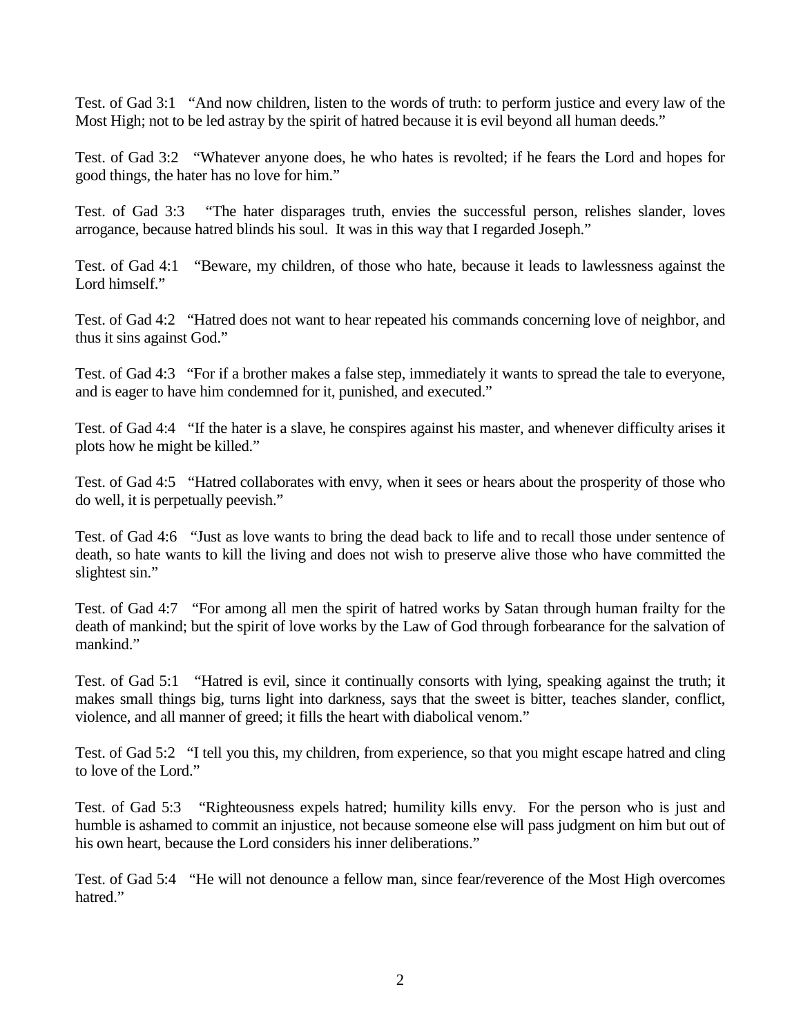Test. of Gad 3:1 “And now children, listen to the words of truth: to perform justice and every law of the Most High; not to be led astray by the spirit of hatred because it is evil beyond all human deeds.”

Test. of Gad 3:2 “Whatever anyone does, he who hates is revolted; if he fears the Lord and hopes for good things, the hater has no love for him.”

Test. of Gad 3:3 “The hater disparages truth, envies the successful person, relishes slander, loves arrogance, because hatred blinds his soul. It was in this way that I regarded Joseph.”

Test. of Gad 4:1 “Beware, my children, of those who hate, because it leads to lawlessness against the Lord himself.”

Test. of Gad 4:2 “Hatred does not want to hear repeated his commands concerning love of neighbor, and thus it sins against God.”

Test. of Gad 4:3 “For if a brother makes a false step, immediately it wants to spread the tale to everyone, and is eager to have him condemned for it, punished, and executed.”

Test. of Gad 4:4 “If the hater is a slave, he conspires against his master, and whenever difficulty arises it plots how he might be killed.”

Test. of Gad 4:5 “Hatred collaborates with envy, when it sees or hears about the prosperity of those who do well, it is perpetually peevish.”

Test. of Gad 4:6 “Just as love wants to bring the dead back to life and to recall those under sentence of death, so hate wants to kill the living and does not wish to preserve alive those who have committed the slightest sin.”

Test. of Gad 4:7 “For among all men the spirit of hatred works by Satan through human frailty for the death of mankind; but the spirit of love works by the Law of God through forbearance for the salvation of mankind.”

Test. of Gad 5:1 “Hatred is evil, since it continually consorts with lying, speaking against the truth; it makes small things big, turns light into darkness, says that the sweet is bitter, teaches slander, conflict, violence, and all manner of greed; it fills the heart with diabolical venom.”

Test. of Gad 5:2 “I tell you this, my children, from experience, so that you might escape hatred and cling to love of the Lord.”

Test. of Gad 5:3 “Righteousness expels hatred; humility kills envy. For the person who is just and humble is ashamed to commit an injustice, not because someone else will pass judgment on him but out of his own heart, because the Lord considers his inner deliberations.”

Test. of Gad 5:4 “He will not denounce a fellow man, since fear/reverence of the Most High overcomes hatred.”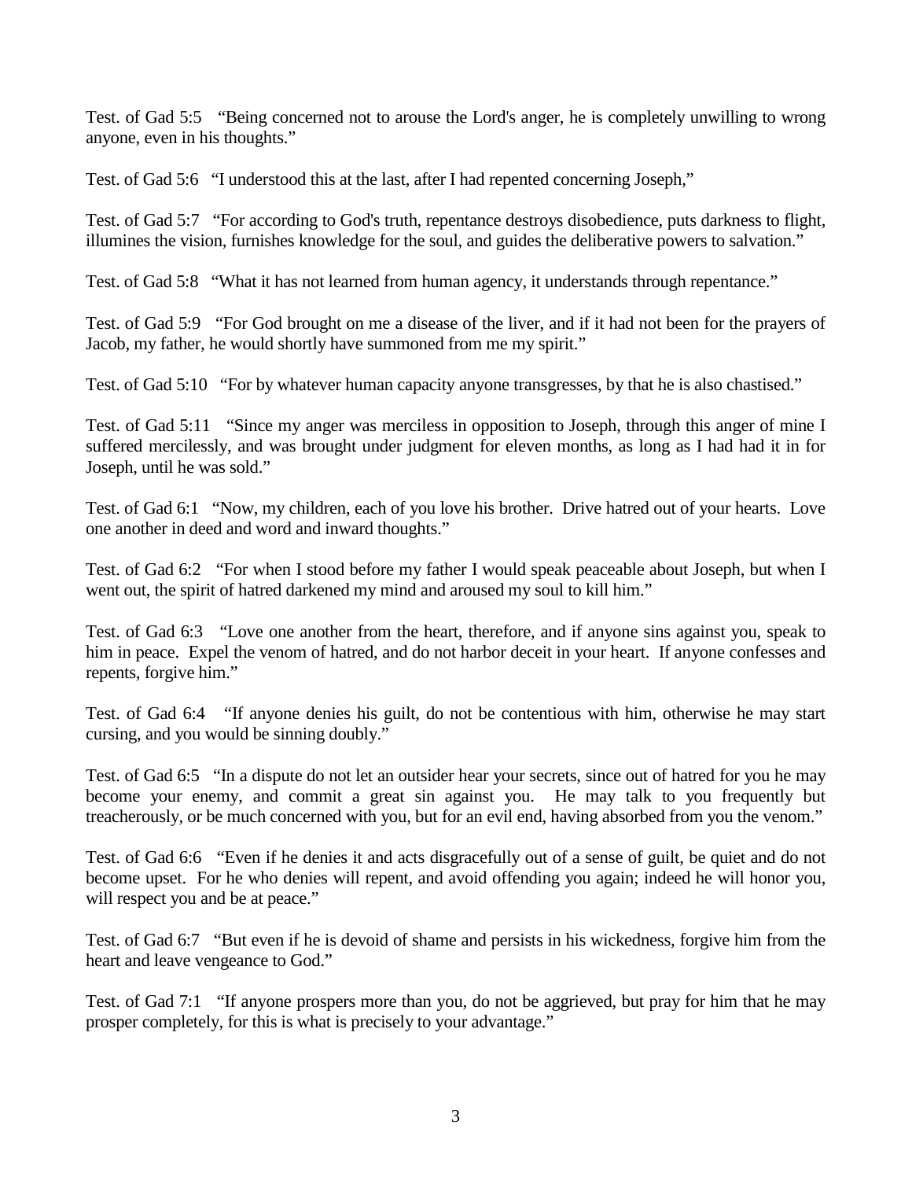Test. of Gad 5:5 "Being concerned not to arouse the Lord's anger, he is completely unwilling to wrong anyone, even in his thoughts."

Test. of Gad 5:6 "I understood this at the last, after I had repented concerning Joseph,"

Test. of Gad 5:7 "For according to God's truth, repentance destroys disobedience, puts darkness to flight, illumines the vision, furnishes knowledge for the soul, and guides the deliberative powers to salvation."

Test. of Gad 5:8 "What it has not learned from human agency, it understands through repentance."

Test. of Gad 5:9 "For God brought on me a disease of the liver, and if it had not been for the prayers of Jacob, my father, he would shortly have summoned from me my spirit."

Test. of Gad 5:10 "For by whatever human capacity anyone transgresses, by that he is also chastised."

Test. of Gad 5:11 "Since my anger was merciless in opposition to Joseph, through this anger of mine I suffered mercilessly, and was brought under judgment for eleven months, as long as I had had it in for Joseph, until he was sold."

Test. of Gad 6:1 "Now, my children, each of you love his brother. Drive hatred out of your hearts. Love one another in deed and word and inward thoughts."

Test. of Gad 6:2 "For when I stood before my father I would speak peaceable about Joseph, but when I went out, the spirit of hatred darkened my mind and aroused my soul to kill him."

Test. of Gad 6:3 "Love one another from the heart, therefore, and if anyone sins against you, speak to him in peace. Expel the venom of hatred, and do not harbor deceit in your heart. If anyone confesses and repents, forgive him."

Test. of Gad 6:4 "If anyone denies his guilt, do not be contentious with him, otherwise he may start cursing, and you would be sinning doubly."

Test. of Gad 6:5 "In a dispute do not let an outsider hear your secrets, since out of hatred for you he may become your enemy, and commit a great sin against you. He may talk to you frequently but treacherously, or be much concerned with you, but for an evil end, having absorbed from you the venom."

Test. of Gad 6:6 "Even if he denies it and acts disgracefully out of a sense of guilt, be quiet and do not become upset. For he who denies will repent, and avoid offending you again; indeed he will honor you, will respect you and be at peace."

Test. of Gad 6:7 "But even if he is devoid of shame and persists in his wickedness, forgive him from the heart and leave vengeance to God."

Test. of Gad 7:1 "If anyone prospers more than you, do not be aggrieved, but pray for him that he may prosper completely, for this is what is precisely to your advantage."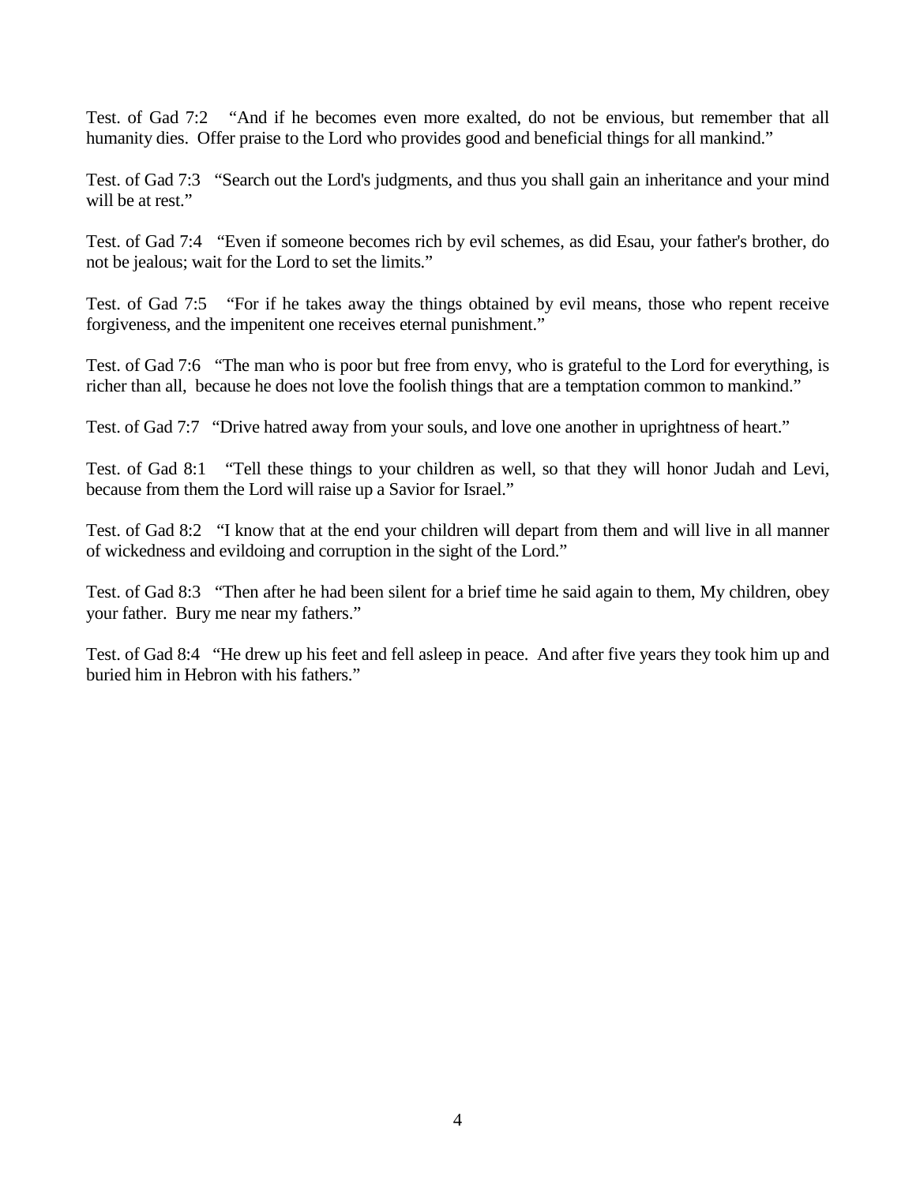Test. of Gad 7:2 “And if he becomes even more exalted, do not be envious, but remember that all humanity dies. Offer praise to the Lord who provides good and beneficial things for all mankind.”

Test. of Gad 7:3 “Search out the Lord's judgments, and thus you shall gain an inheritance and your mind will be at rest.”

Test. of Gad 7:4 “Even if someone becomes rich by evil schemes, as did Esau, your father's brother, do not be jealous; wait for the Lord to set the limits.”

Test. of Gad 7:5 “For if he takes away the things obtained by evil means, those who repent receive forgiveness, and the impenitent one receives eternal punishment.”

Test. of Gad 7:6 “The man who is poor but free from envy, who is grateful to the Lord for everything, is richer than all, because he does not love the foolish things that are a temptation common to mankind.”

Test. of Gad 7:7 “Drive hatred away from your souls, and love one another in uprightness of heart.”

Test. of Gad 8:1 “Tell these things to your children as well, so that they will honor Judah and Levi, because from them the Lord will raise up a Savior for Israel.”

Test. of Gad 8:2 “I know that at the end your children will depart from them and will live in all manner of wickedness and evildoing and corruption in the sight of the Lord.”

Test. of Gad 8:3 “Then after he had been silent for a brief time he said again to them, My children, obey your father. Bury me near my fathers.”

Test. of Gad 8:4 “He drew up his feet and fell asleep in peace. And after five years they took him up and buried him in Hebron with his fathers.”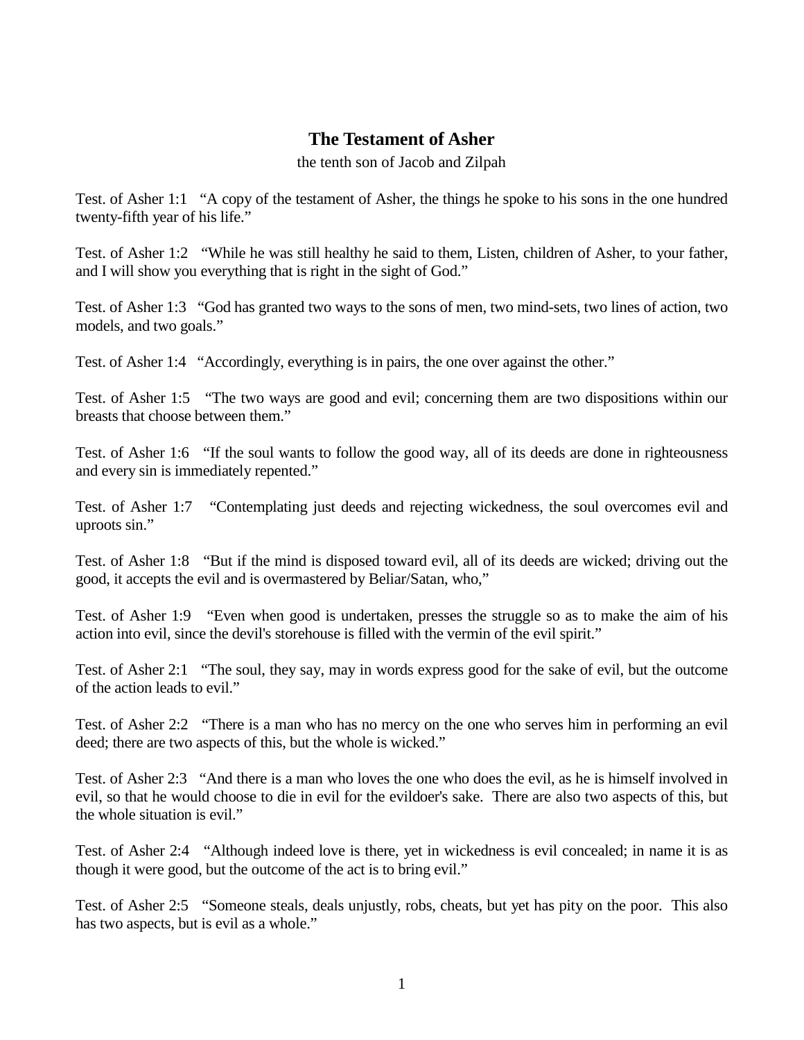## The Testament of Asher

the tenth son of Jacob and Zilpah

Test. of Asher 1:1 "A copy of the testament of Asher, the things he spoke to his sons in the one hundred twenty-fifth year of his life."

Test. of Asher 1:2 "While he was still healthy he said to them, Listen, children of Asher, to your father, and I will show you everything that is right in the sight of God."

Test. of Asher 1:3 "God has granted two ways to the sons of men, two mind-sets, two lines of action, two models, and two goals."

Test. of Asher 1:4 "Accordingly, everything is in pairs, the one over against the other."

Test. of Asher 1:5 "The two ways are good and evil; concerning them are two dispositions within our breasts that choose between them."

Test. of Asher 1:6 "If the soul wants to follow the good way, all of its deeds are done in righteousness and every sin is immediately repented."

Test. of Asher 1:7 "Contemplating just deeds and rejecting wickedness, the soul overcomes evil and uproots sin."

Test. of Asher 1:8 "But if the mind is disposed toward evil, all of its deeds are wicked; driving out the good, it accepts the evil and is overmastered by Beliar/Satan, who,"

Test. of Asher 1:9 "Even when good is undertaken, presses the struggle so as to make the aim of his action into evil, since the devil's storehouse is filled with the vermin of the evil spirit."

Test. of Asher 2:1 "The soul, they say, may in words express good for the sake of evil, but the outcome of the action leads to evil."

Test. of Asher 2:2 "There is a man who has no mercy on the one who serves him in performing an evil deed; there are two aspects of this, but the whole is wicked."

Test. of Asher 2:3 "And there is a man who loves the one who does the evil, as he is himself involved in evil, so that he would choose to die in evil for the evildoer's sake. There are also two aspects of this, but the whole situation is evil."

Test. of Asher 2:4 "Although indeed love is there, yet in wickedness is evil concealed; in name it is as though it were good, but the outcome of the act is to bring evil."

Test. of Asher 2:5 "Someone steals, deals unjustly, robs, cheats, but yet has pity on the poor. This also has two aspects, but is evil as a whole."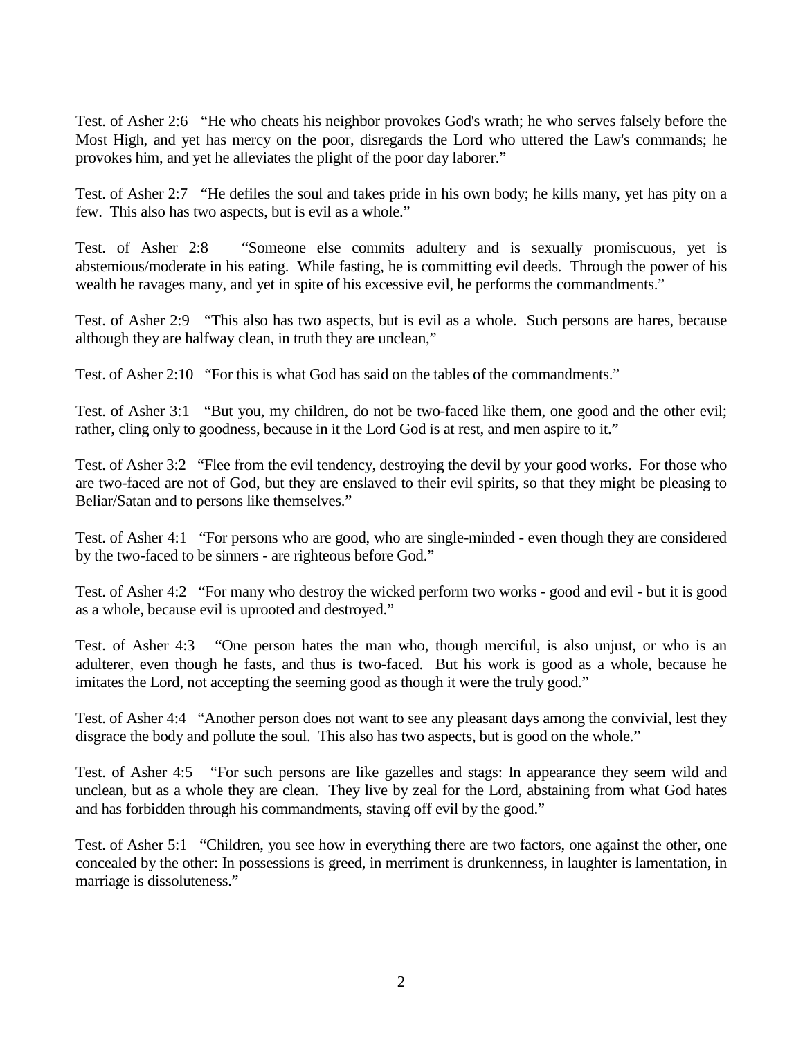Test. of Asher 2:6 "He who cheats his neighbor provokes God's wrath; he who serves falsely before the Most High, and yet has mercy on the poor, disregards the Lord who uttered the Law's commands; he provokes him, and yet he alleviates the plight of the poor day laborer."

Test. of Asher 2:7 "He defiles the soul and takes pride in his own body; he kills many, yet has pity on a few. This also has two aspects, but is evil as a whole."

Test. of Asher 2:8 "Someone else commits adultery and is sexually promiscuous, yet is abstemious/moderate in his eating. While fasting, he is committing evil deeds. Through the power of his wealth he ravages many, and yet in spite of his excessive evil, he performs the commandments."

Test. of Asher 2:9 "This also has two aspects, but is evil as a whole. Such persons are hares, because although they are halfway clean, in truth they are unclean,"

Test. of Asher 2:10 "For this is what God has said on the tables of the commandments."

Test. of Asher 3:1 "But you, my children, do not be two-faced like them, one good and the other evil; rather, cling only to goodness, because in it the Lord God is at rest, and men aspire to it."

Test. of Asher 3:2 "Flee from the evil tendency, destroying the devil by your good works. For those who are two-faced are not of God, but they are enslaved to their evil spirits, so that they might be pleasing to Beliar/Satan and to persons like themselves."

Test. of Asher 4:1 "For persons who are good, who are single-minded - even though they are considered by the two-faced to be sinners - are righteous before God."

Test. of Asher 4:2 "For many who destroy the wicked perform two works - good and evil - but it is good as a whole, because evil is uprooted and destroyed."

Test. of Asher 4:3 "One person hates the man who, though merciful, is also unjust, or who is an adulterer, even though he fasts, and thus is two-faced. But his work is good as a whole, because he imitates the Lord, not accepting the seeming good as though it were the truly good."

Test. of Asher 4:4 "Another person does not want to see any pleasant days among the convivial, lest they disgrace the body and pollute the soul. This also has two aspects, but is good on the whole."

Test. of Asher 4:5 "For such persons are like gazelles and stags: In appearance they seem wild and unclean, but as a whole they are clean. They live by zeal for the Lord, abstaining from what God hates and has forbidden through his commandments, staving off evil by the good."

Test. of Asher 5:1 "Children, you see how in everything there are two factors, one against the other, one concealed by the other: In possessions is greed, in merriment is drunkenness, in laughter is lamentation, in marriage is dissoluteness."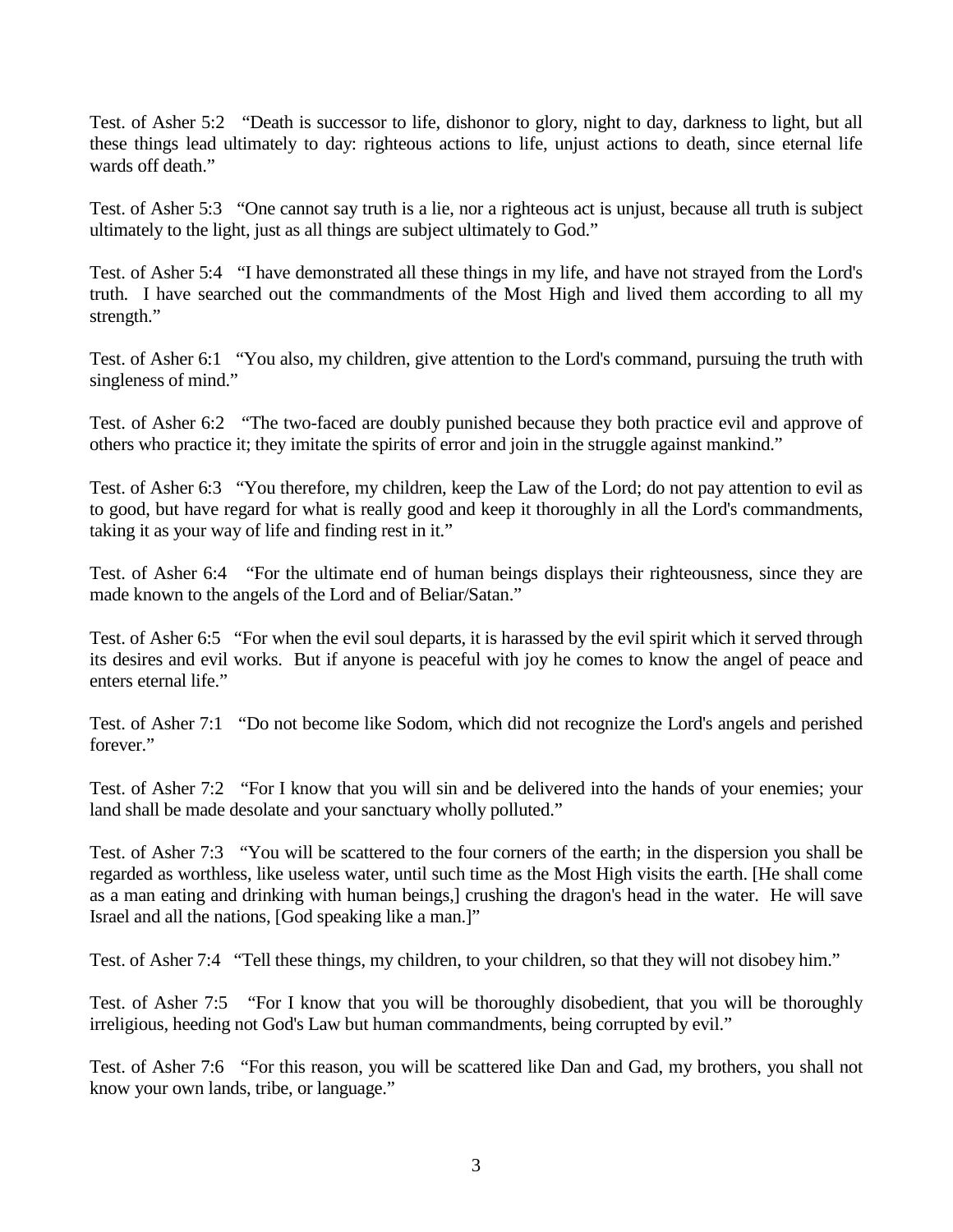Test. of Asher 5:2 "Death is successor to life, dishonor to glory, night to day, darkness to light, but all these things lead ultimately to day: righteous actions to life, unjust actions to death, since eternal life wards off death."

Test. of Asher 5:3 "One cannot say truth is a lie, nor a righteous act is unjust, because all truth is subject ultimately to the light, just as all things are subject ultimately to God."

Test. of Asher 5:4 "I have demonstrated all these things in my life, and have not strayed from the Lord's truth. I have searched out the commandments of the Most High and lived them according to all my strength."

Test. of Asher 6:1 "You also, my children, give attention to the Lord's command, pursuing the truth with singleness of mind."

Test. of Asher 6:2 "The two-faced are doubly punished because they both practice evil and approve of others who practice it; they imitate the spirits of error and join in the struggle against mankind."

Test. of Asher 6:3 "You therefore, my children, keep the Law of the Lord; do not pay attention to evil as to good, but have regard for what is really good and keep it thoroughly in all the Lord's commandments, taking it as your way of life and finding rest in it."

Test. of Asher 6:4 "For the ultimate end of human beings displays their righteousness, since they are made known to the angels of the Lord and of Beliar/Satan."

Test. of Asher 6:5 "For when the evil soul departs, it is harassed by the evil spirit which it served through its desires and evil works. But if anyone is peaceful with joy he comes to know the angel of peace and enters eternal life."

Test. of Asher 7:1 "Do not become like Sodom, which did not recognize the Lord's angels and perished forever."

Test. of Asher 7:2 "For I know that you will sin and be delivered into the hands of your enemies; your land shall be made desolate and your sanctuary wholly polluted."

Test. of Asher 7:3 "You will be scattered to the four corners of the earth; in the dispersion you shall be regarded as worthless, like useless water, until such time as the Most High visits the earth. [He shall come as a man eating and drinking with human beings,] crushing the dragon's head in the water. He will save Israel and all the nations, [God speaking like a man.]"

Test. of Asher 7:4 "Tell these things, my children, to your children, so that they will not disobey him."

Test. of Asher 7:5 "For I know that you will be thoroughly disobedient, that you will be thoroughly irreligious, heeding not God's Law but human commandments, being corrupted by evil."

Test. of Asher 7:6 "For this reason, you will be scattered like Dan and Gad, my brothers, you shall not know your own lands, tribe, or language."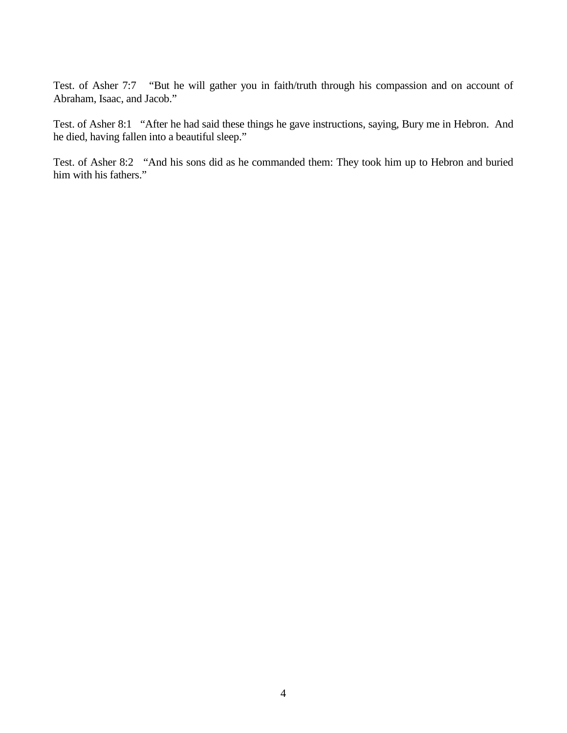Test. of Asher 7:7 “But he will gather you in faith/truth through his compassion and on account of Abraham, Isaac, and Jacob.”

Test. of Asher 8:1 “After he had said these things he gave instructions, saying, Bury me in Hebron. And he died, having fallen into a beautiful sleep.”

Test. of Asher 8:2 “And his sons did as he commanded them: They took him up to Hebron and buried him with his fathers.”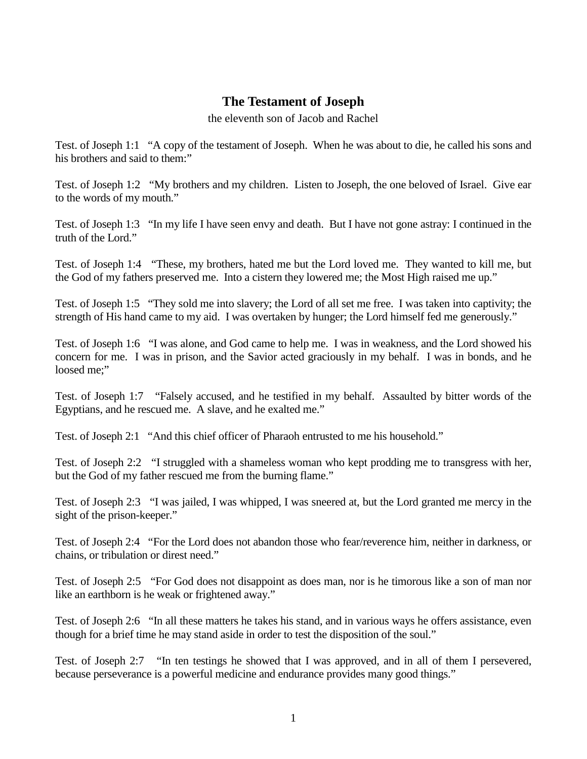## The Testament of Joseph

the eleventh son of Jacob and Rachel

Test. of Joseph 1:1 "A copy of the testament of Joseph. When he was about to die, he called his sons and his brothers and said to them:"

Test. of Joseph 1:2 "My brothers and my children. Listen to Joseph, the one beloved of Israel. Give ear to the words of my mouth."

Test. of Joseph 1:3 "In my life I have seen envy and death. But I have not gone astray: I continued in the truth of the Lord."

Test. of Joseph 1:4 "These, my brothers, hated me but the Lord loved me. They wanted to kill me, but the God of my fathers preserved me. Into a cistern they lowered me; the Most High raised me up."

Test. of Joseph 1:5 "They sold me into slavery; the Lord of all set me free. I was taken into captivity; the strength of His hand came to my aid. I was overtaken by hunger; the Lord himself fed me generously."

Test. of Joseph 1:6 "I was alone, and God came to help me. I was in weakness, and the Lord showed his concern for me. I was in prison, and the Savior acted graciously in my behalf. I was in bonds, and he loosed me;"

Test. of Joseph 1:7 "Falsely accused, and he testified in my behalf. Assaulted by bitter words of the Egyptians, and he rescued me. A slave, and he exalted me."

Test. of Joseph 2:1 "And this chief officer of Pharaoh entrusted to me his household."

Test. of Joseph 2:2 "I struggled with a shameless woman who kept prodding me to transgress with her, but the God of my father rescued me from the burning flame."

Test. of Joseph 2:3 "I was jailed, I was whipped, I was sneered at, but the Lord granted me mercy in the sight of the prison-keeper."

Test. of Joseph 2:4 "For the Lord does not abandon those who fear/reverence him, neither in darkness, or chains, or tribulation or direst need."

Test. of Joseph 2:5 "For God does not disappoint as does man, nor is he timorous like a son of man nor like an earthborn is he weak or frightened away."

Test. of Joseph 2:6 "In all these matters he takes his stand, and in various ways he offers assistance, even though for a brief time he may stand aside in order to test the disposition of the soul."

Test. of Joseph 2:7 "In ten testings he showed that I was approved, and in all of them I persevered, because perseverance is a powerful medicine and endurance provides many good things."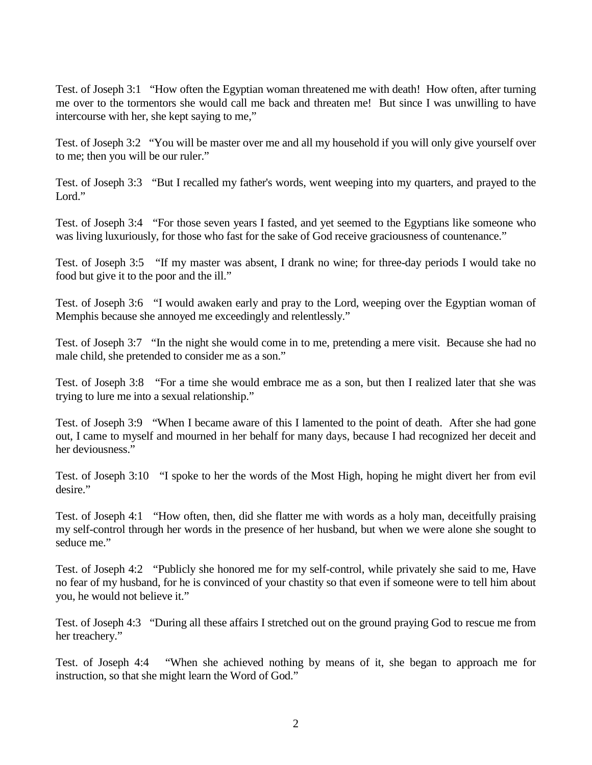Test. of Joseph 3:1 “How often the Egyptian woman threatened me with death! How often, after turning me over to the tormentors she would call me back and threaten me! But since I was unwilling to have intercourse with her, she kept saying to me,”

Test. of Joseph 3:2 “You will be master over me and all my household if you will only give yourself over to me; then you will be our ruler.”

Test. of Joseph 3:3 “But I recalled my father's words, went weeping into my quarters, and prayed to the Lord.”

Test. of Joseph 3:4 “For those seven years I fasted, and yet seemed to the Egyptians like someone who was living luxuriously, for those who fast for the sake of God receive graciousness of countenance.”

Test. of Joseph 3:5 “If my master was absent, I drank no wine; for three-day periods I would take no food but give it to the poor and the ill.”

Test. of Joseph 3:6 “I would awaken early and pray to the Lord, weeping over the Egyptian woman of Memphis because she annoyed me exceedingly and relentlessly.”

Test. of Joseph 3:7 “In the night she would come in to me, pretending a mere visit. Because she had no male child, she pretended to consider me as a son.”

Test. of Joseph 3:8 “For a time she would embrace me as a son, but then I realized later that she was trying to lure me into a sexual relationship.”

Test. of Joseph 3:9 “When I became aware of this I lamented to the point of death. After she had gone out, I came to myself and mourned in her behalf for many days, because I had recognized her deceit and her deviousness.”

Test. of Joseph 3:10 “I spoke to her the words of the Most High, hoping he might divert her from evil desire.”

Test. of Joseph 4:1 “How often, then, did she flatter me with words as a holy man, deceitfully praising my self-control through her words in the presence of her husband, but when we were alone she sought to seduce me.”

Test. of Joseph 4:2 “Publicly she honored me for my self-control, while privately she said to me, Have no fear of my husband, for he is convinced of your chastity so that even if someone were to tell him about you, he would not believe it.”

Test. of Joseph 4:3 “During all these affairs I stretched out on the ground praying God to rescue me from her treachery.”

Test. of Joseph 4:4 “When she achieved nothing by means of it, she began to approach me for instruction, so that she might learn the Word of God.”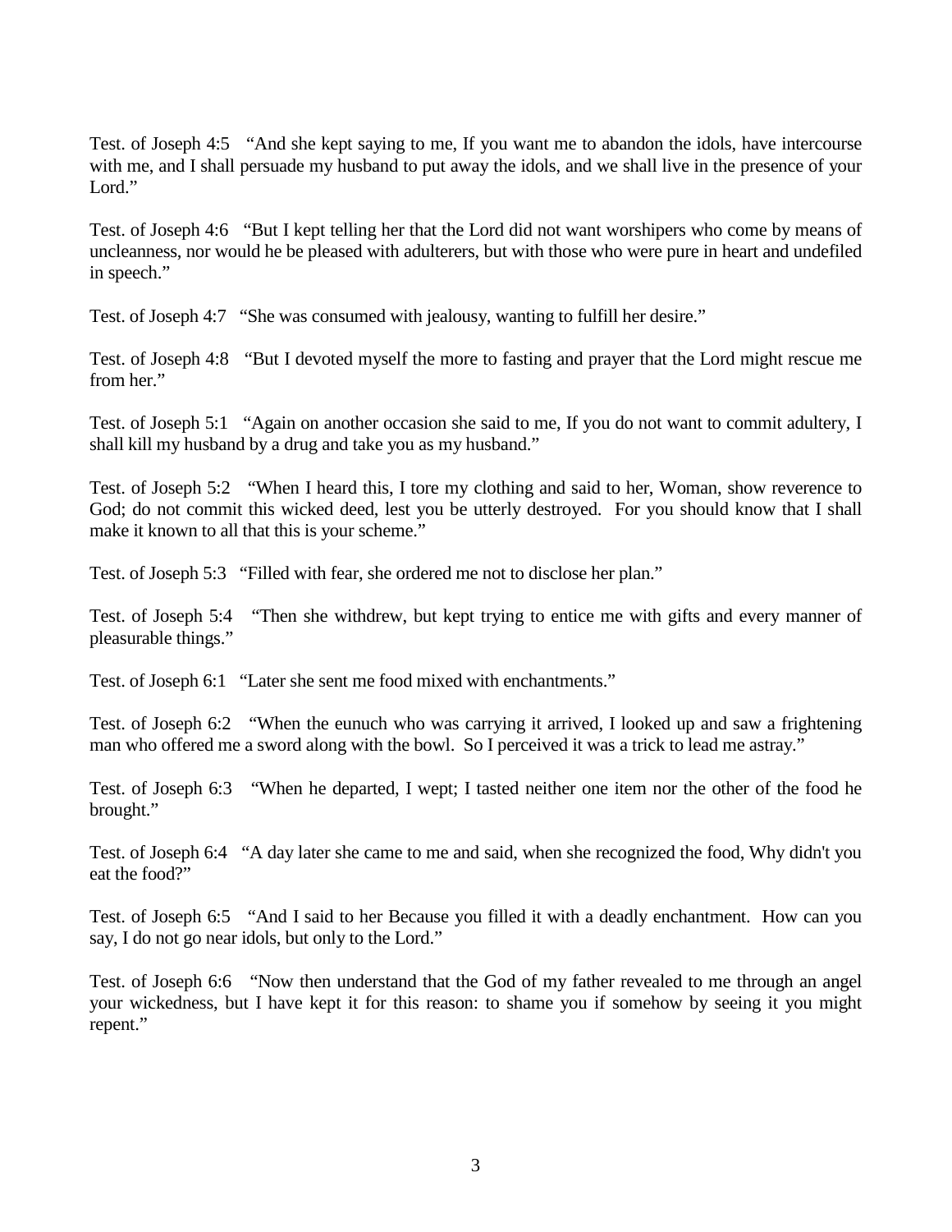Test. of Joseph 4:5 “And she kept saying to me, If you want me to abandon the idols, have intercourse with me, and I shall persuade my husband to put away the idols, and we shall live in the presence of your Lord.”

Test. of Joseph 4:6 “But I kept telling her that the Lord did not want worshipers who come by means of uncleanness, nor would he be pleased with adulterers, but with those who were pure in heart and undefiled in speech.”

Test. of Joseph 4:7 “She was consumed with jealousy, wanting to fulfill her desire.”

Test. of Joseph 4:8 “But I devoted myself the more to fasting and prayer that the Lord might rescue me from her.”

Test. of Joseph 5:1 “Again on another occasion she said to me, If you do not want to commit adultery, I shall kill my husband by a drug and take you as my husband.”

Test. of Joseph 5:2 “When I heard this, I tore my clothing and said to her, Woman, show reverence to God; do not commit this wicked deed, lest you be utterly destroyed. For you should know that I shall make it known to all that this is your scheme.”

Test. of Joseph 5:3 “Filled with fear, she ordered me not to disclose her plan.”

Test. of Joseph 5:4 “Then she withdrew, but kept trying to entice me with gifts and every manner of pleasurable things.”

Test. of Joseph 6:1 “Later she sent me food mixed with enchantments.”

Test. of Joseph 6:2 “When the eunuch who was carrying it arrived, I looked up and saw a frightening man who offered me a sword along with the bowl. So I perceived it was a trick to lead me astray.”

Test. of Joseph 6:3 “When he departed, I wept; I tasted neither one item nor the other of the food he brought.”

Test. of Joseph 6:4 “A day later she came to me and said, when she recognized the food, Why didn't you eat the food?”

Test. of Joseph 6:5 “And I said to her Because you filled it with a deadly enchantment. How can you say, I do not go near idols, but only to the Lord.”

Test. of Joseph 6:6 “Now then understand that the God of my father revealed to me through an angel your wickedness, but I have kept it for this reason: to shame you if somehow by seeing it you might repent.”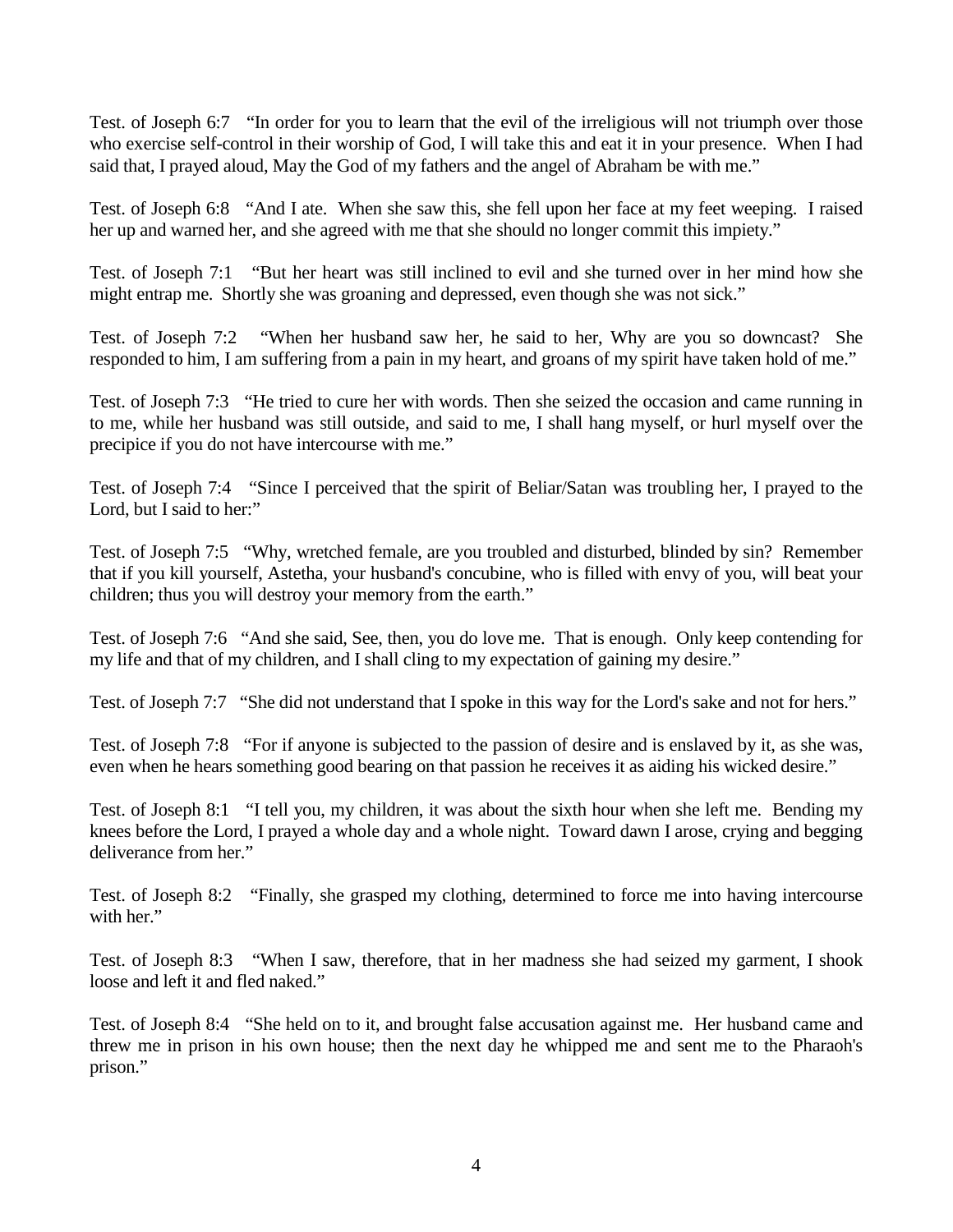Test. of Joseph 6:7 “In order for you to learn that the evil of the irreligious will not triumph over those who exercise self-control in their worship of God, I will take this and eat it in your presence. When I had said that, I prayed aloud, May the God of my fathers and the angel of Abraham be with me.”

Test. of Joseph 6:8 “And I ate. When she saw this, she fell upon her face at my feet weeping. I raised her up and warned her, and she agreed with me that she should no longer commit this impiety.”

Test. of Joseph 7:1 “But her heart was still inclined to evil and she turned over in her mind how she might entrap me. Shortly she was groaning and depressed, even though she was not sick.”

Test. of Joseph 7:2 “When her husband saw her, he said to her, Why are you so downcast? She responded to him, I am suffering from a pain in my heart, and groans of my spirit have taken hold of me.”

Test. of Joseph 7:3 “He tried to cure her with words. Then she seized the occasion and came running in to me, while her husband was still outside, and said to me, I shall hang myself, or hurl myself over the precipice if you do not have intercourse with me.”

Test. of Joseph 7:4 “Since I perceived that the spirit of Beliar/Satan was troubling her, I prayed to the Lord, but I said to her:”

Test. of Joseph 7:5 “Why, wretched female, are you troubled and disturbed, blinded by sin? Remember that if you kill yourself, Astetha, your husband's concubine, who is filled with envy of you, will beat your children; thus you will destroy your memory from the earth.”

Test. of Joseph 7:6 “And she said, See, then, you do love me. That is enough. Only keep contending for my life and that of my children, and I shall cling to my expectation of gaining my desire.”

Test. of Joseph 7:7 “She did not understand that I spoke in this way for the Lord's sake and not for hers.”

Test. of Joseph 7:8 “For if anyone is subjected to the passion of desire and is enslaved by it, as she was, even when he hears something good bearing on that passion he receives it as aiding his wicked desire.”

Test. of Joseph 8:1 “I tell you, my children, it was about the sixth hour when she left me. Bending my knees before the Lord, I prayed a whole day and a whole night. Toward dawn I arose, crying and begging deliverance from her.”

Test. of Joseph 8:2 “Finally, she grasped my clothing, determined to force me into having intercourse with her.”

Test. of Joseph 8:3 “When I saw, therefore, that in her madness she had seized my garment, I shook loose and left it and fled naked.”

Test. of Joseph 8:4 “She held on to it, and brought false accusation against me. Her husband came and threw me in prison in his own house; then the next day he whipped me and sent me to the Pharaoh's prison.”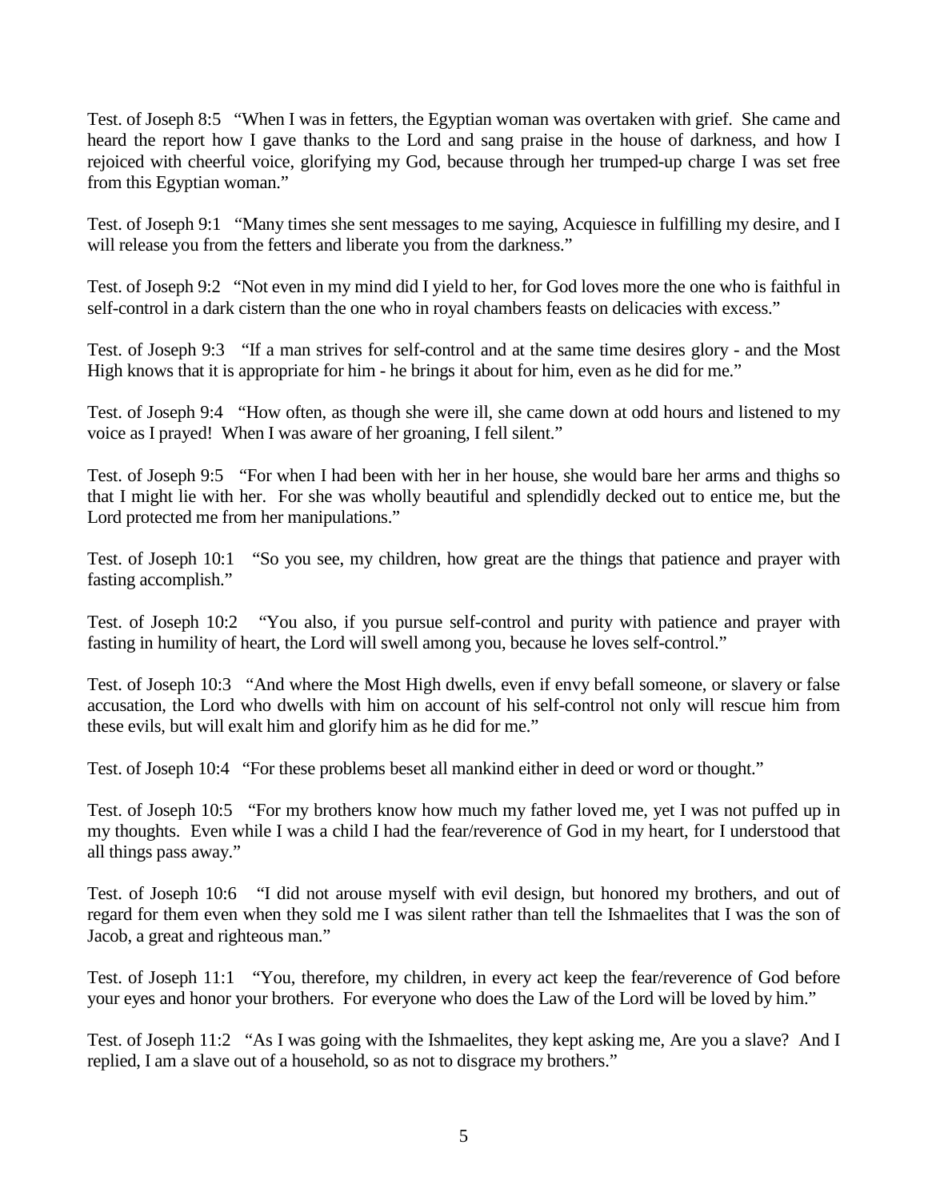Test. of Joseph 8:5 “When I was in fetters, the Egyptian woman was overtaken with grief. She came and heard the report how I gave thanks to the Lord and sang praise in the house of darkness, and how I rejoiced with cheerful voice, glorifying my God, because through her trumped-up charge I was set free from this Egyptian woman.”

Test. of Joseph 9:1 “Many times she sent messages to me saying, Acquiesce in fulfilling my desire, and I will release you from the fetters and liberate you from the darkness.”

Test. of Joseph 9:2 “Not even in my mind did I yield to her, for God loves more the one who is faithful in self-control in a dark cistern than the one who in royal chambers feasts on delicacies with excess.”

Test. of Joseph 9:3 “If a man strives for self-control and at the same time desires glory - and the Most High knows that it is appropriate for him - he brings it about for him, even as he did for me.”

Test. of Joseph 9:4 “How often, as though she were ill, she came down at odd hours and listened to my voice as I prayed! When I was aware of her groaning, I fell silent.”

Test. of Joseph 9:5 “For when I had been with her in her house, she would bare her arms and thighs so that I might lie with her. For she was wholly beautiful and splendidly decked out to entice me, but the Lord protected me from her manipulations.”

Test. of Joseph 10:1 “So you see, my children, how great are the things that patience and prayer with fasting accomplish.”

Test. of Joseph 10:2 “You also, if you pursue self-control and purity with patience and prayer with fasting in humility of heart, the Lord will swell among you, because he loves self-control.”

Test. of Joseph 10:3 “And where the Most High dwells, even if envy befall someone, or slavery or false accusation, the Lord who dwells with him on account of his self-control not only will rescue him from these evils, but will exalt him and glorify him as he did for me.”

Test. of Joseph 10:4 “For these problems beset all mankind either in deed or word or thought.”

Test. of Joseph 10:5 “For my brothers know how much my father loved me, yet I was not puffed up in my thoughts. Even while I was a child I had the fear/reverence of God in my heart, for I understood that all things pass away.”

Test. of Joseph 10:6 “I did not arouse myself with evil design, but honored my brothers, and out of regard for them even when they sold me I was silent rather than tell the Ishmaelites that I was the son of Jacob, a great and righteous man.”

Test. of Joseph 11:1 “You, therefore, my children, in every act keep the fear/reverence of God before your eyes and honor your brothers. For everyone who does the Law of the Lord will be loved by him.”

Test. of Joseph 11:2 “As I was going with the Ishmaelites, they kept asking me, Are you a slave? And I replied, I am a slave out of a household, so as not to disgrace my brothers.”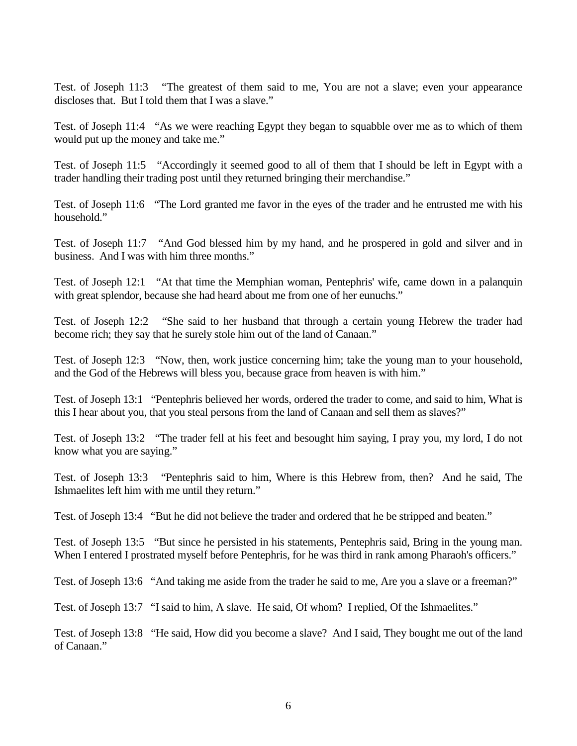Test. of Joseph 11:3 "The greatest of them said to me, You are not a slave; even your appearance discloses that. But I told them that I was a slave."

Test. of Joseph 11:4 "As we were reaching Egypt they began to squabble over me as to which of them would put up the money and take me."

Test. of Joseph 11:5 "Accordingly it seemed good to all of them that I should be left in Egypt with a trader handling their trading post until they returned bringing their merchandise."

Test. of Joseph 11:6 "The Lord granted me favor in the eyes of the trader and he entrusted me with his household."

Test. of Joseph 11:7 "And God blessed him by my hand, and he prospered in gold and silver and in business. And I was with him three months."

Test. of Joseph 12:1 "At that time the Memphian woman, Pentephris' wife, came down in a palanquin with great splendor, because she had heard about me from one of her eunuchs."

Test. of Joseph 12:2 "She said to her husband that through a certain young Hebrew the trader had become rich; they say that he surely stole him out of the land of Canaan."

Test. of Joseph 12:3 "Now, then, work justice concerning him; take the young man to your household, and the God of the Hebrews will bless you, because grace from heaven is with him."

Test. of Joseph 13:1 "Pentephris believed her words, ordered the trader to come, and said to him, What is this I hear about you, that you steal persons from the land of Canaan and sell them as slaves?"

Test. of Joseph 13:2 "The trader fell at his feet and besought him saying, I pray you, my lord, I do not know what you are saying."

Test. of Joseph 13:3 "Pentephris said to him, Where is this Hebrew from, then? And he said, The Ishmaelites left him with me until they return."

Test. of Joseph 13:4 "But he did not believe the trader and ordered that he be stripped and beaten."

Test. of Joseph 13:5 "But since he persisted in his statements, Pentephris said, Bring in the young man. When I entered I prostrated myself before Pentephris, for he was third in rank among Pharaoh's officers."

Test. of Joseph 13:6 "And taking me aside from the trader he said to me, Are you a slave or a freeman?"

Test. of Joseph 13:7 "I said to him, A slave. He said, Of whom? I replied, Of the Ishmaelites."

Test. of Joseph 13:8 "He said, How did you become a slave? And I said, They bought me out of the land of Canaan."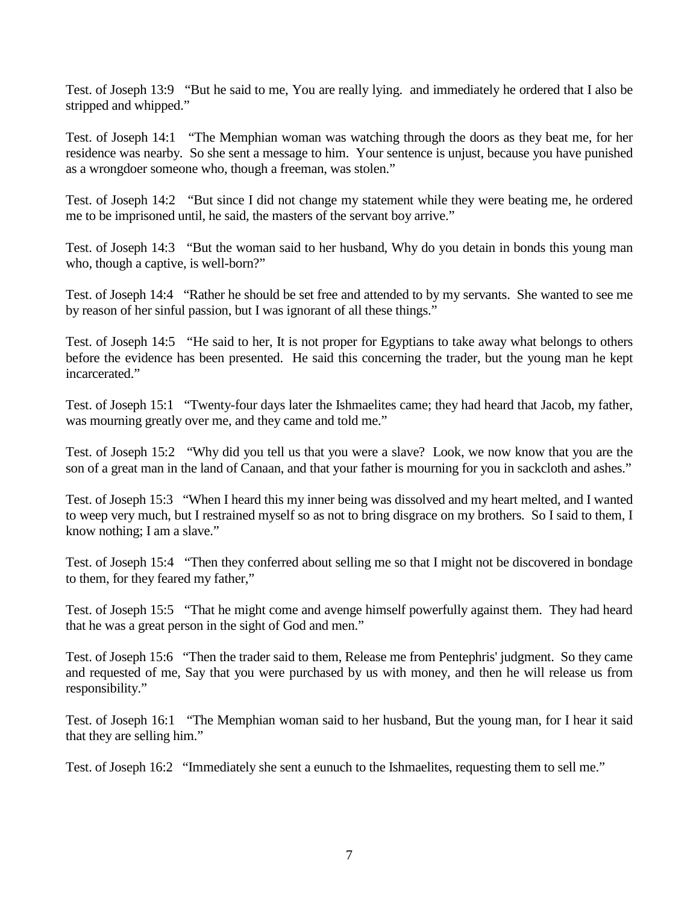Test. of Joseph 13:9 "But he said to me, You are really lying. and immediately he ordered that I also be stripped and whipped."

Test. of Joseph 14:1 "The Memphian woman was watching through the doors as they beat me, for her residence was nearby. So she sent a message to him. Your sentence is unjust, because you have punished as a wrongdoer someone who, though a freeman, was stolen."

Test. of Joseph 14:2 "But since I did not change my statement while they were beating me, he ordered me to be imprisoned until, he said, the masters of the servant boy arrive."

Test. of Joseph 14:3 "But the woman said to her husband, Why do you detain in bonds this young man who, though a captive, is well-born?"

Test. of Joseph 14:4 "Rather he should be set free and attended to by my servants. She wanted to see me by reason of her sinful passion, but I was ignorant of all these things."

Test. of Joseph 14:5 "He said to her, It is not proper for Egyptians to take away what belongs to others before the evidence has been presented. He said this concerning the trader, but the young man he kept incarcerated."

Test. of Joseph 15:1 "Twenty-four days later the Ishmaelites came; they had heard that Jacob, my father, was mourning greatly over me, and they came and told me."

Test. of Joseph 15:2 "Why did you tell us that you were a slave? Look, we now know that you are the son of a great man in the land of Canaan, and that your father is mourning for you in sackcloth and ashes."

Test. of Joseph 15:3 "When I heard this my inner being was dissolved and my heart melted, and I wanted to weep very much, but I restrained myself so as not to bring disgrace on my brothers. So I said to them, I know nothing; I am a slave."

Test. of Joseph 15:4 "Then they conferred about selling me so that I might not be discovered in bondage to them, for they feared my father,"

Test. of Joseph 15:5 "That he might come and avenge himself powerfully against them. They had heard that he was a great person in the sight of God and men."

Test. of Joseph 15:6 "Then the trader said to them, Release me from Pentephris' judgment. So they came and requested of me, Say that you were purchased by us with money, and then he will release us from responsibility."

Test. of Joseph 16:1 "The Memphian woman said to her husband, But the young man, for I hear it said that they are selling him."

Test. of Joseph 16:2 "Immediately she sent a eunuch to the Ishmaelites, requesting them to sell me."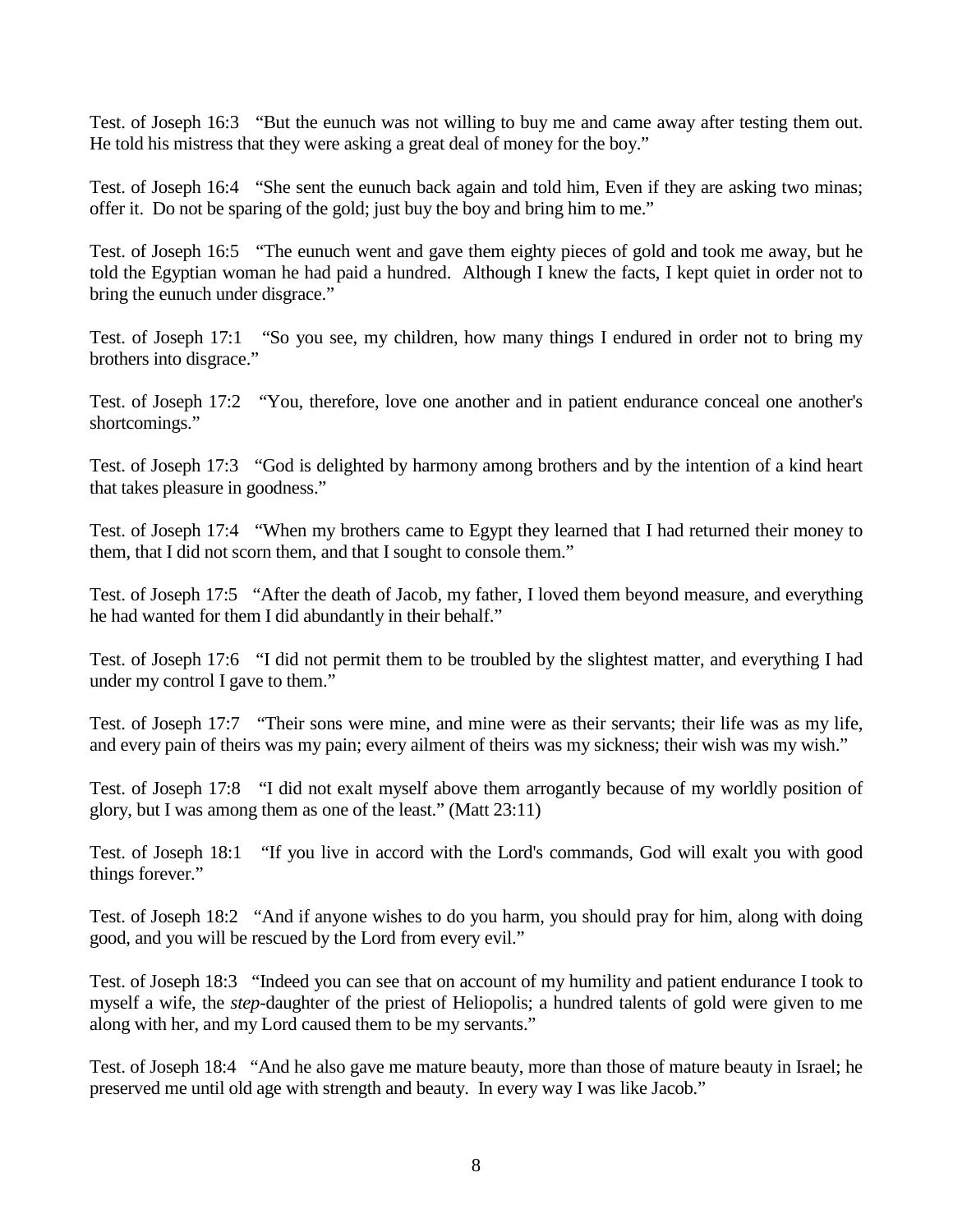Test. of Joseph 16:3 “But the eunuch was not willing to buy me and came away after testing them out. He told his mistress that they were asking a great deal of money for the boy.”

Test. of Joseph 16:4 “She sent the eunuch back again and told him, Even if they are asking two minas; offer it. Do not be sparing of the gold; just buy the boy and bring him to me.”

Test. of Joseph 16:5 “The eunuch went and gave them eighty pieces of gold and took me away, but he told the Egyptian woman he had paid a hundred. Although I knew the facts, I kept quiet in order not to bring the eunuch under disgrace.”

Test. of Joseph 17:1 “So you see, my children, how many things I endured in order not to bring my brothers into disgrace.”

Test. of Joseph 17:2 “You, therefore, love one another and in patient endurance conceal one another's shortcomings.”

Test. of Joseph 17:3 “God is delighted by harmony among brothers and by the intention of a kind heart that takes pleasure in goodness.”

Test. of Joseph 17:4 “When my brothers came to Egypt they learned that I had returned their money to them, that I did not scorn them, and that I sought to console them.”

Test. of Joseph 17:5 “After the death of Jacob, my father, I loved them beyond measure, and everything he had wanted for them I did abundantly in their behalf.”

Test. of Joseph 17:6 “I did not permit them to be troubled by the slightest matter, and everything I had under my control I gave to them.”

Test. of Joseph 17:7 “Their sons were mine, and mine were as their servants; their life was as my life, and every pain of theirs was my pain; every ailment of theirs was my sickness; their wish was my wish.”

Test. of Joseph 17:8 “I did not exalt myself above them arrogantly because of my worldly position of glory, but I was among them as one of the least.” (Matt 23:11)

Test. of Joseph 18:1 “If you live in accord with the Lord's commands, God will exalt you with good things forever.”

Test. of Joseph 18:2 “And if anyone wishes to do you harm, you should pray for him, along with doing good, and you will be rescued by the Lord from every evil.”

Test. of Joseph 18:3 “Indeed you can see that on account of my humility and patient endurance I took to myself a wife, the *step*-daughter of the priest of Heliopolis; a hundred talents of gold were given to me along with her, and my Lord caused them to be my servants.”

Test. of Joseph 18:4 “And he also gave me mature beauty, more than those of mature beauty in Israel; he preserved me until old age with strength and beauty. In every way I was like Jacob.”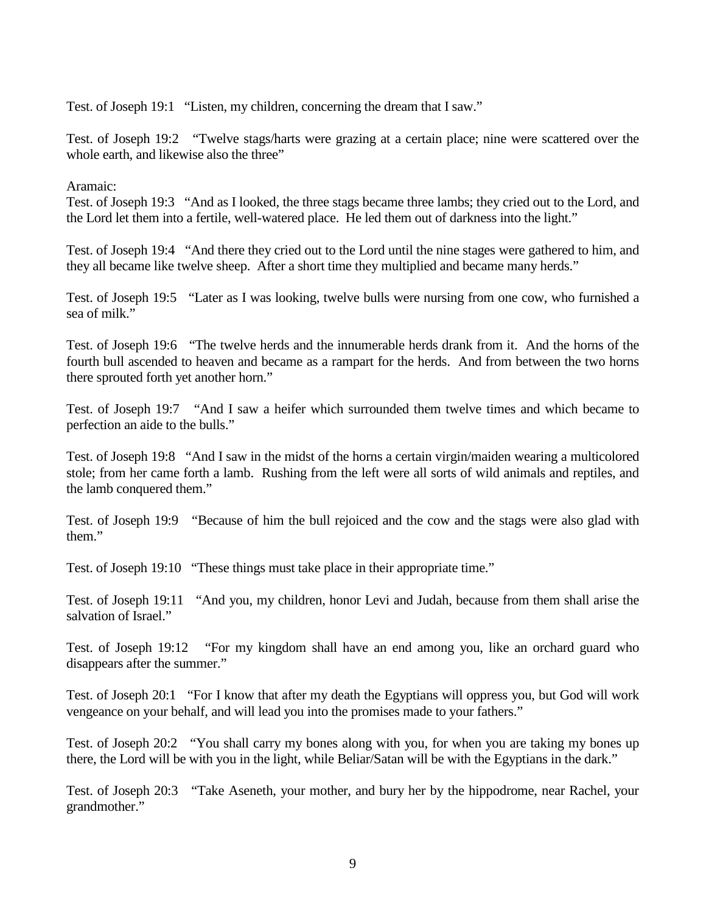Test. of Joseph 19:1 "Listen, my children, concerning the dream that I saw."

Test. of Joseph 19:2 "Twelve stags/harts were grazing at a certain place; nine were scattered over the whole earth, and likewise also the three"

Aramaic:
Test. of Joseph 19:3 "And as I looked, the three stags became three lambs; they cried out to the Lord, and the Lord let them into a fertile, well-watered place. He led them out of darkness into the light."

Test. of Joseph 19:4 "And there they cried out to the Lord until the nine stages were gathered to him, and they all became like twelve sheep. After a short time they multiplied and became many herds."

Test. of Joseph 19:5 "Later as I was looking, twelve bulls were nursing from one cow, who furnished a sea of milk."

Test. of Joseph 19:6 "The twelve herds and the innumerable herds drank from it. And the horns of the fourth bull ascended to heaven and became as a rampart for the herds. And from between the two horns there sprouted forth yet another horn."

Test. of Joseph 19:7 "And I saw a heifer which surrounded them twelve times and which became to perfection an aide to the bulls."

Test. of Joseph 19:8 "And I saw in the midst of the horns a certain virgin/maiden wearing a multicolored stole; from her came forth a lamb. Rushing from the left were all sorts of wild animals and reptiles, and the lamb conquered them."

Test. of Joseph 19:9 "Because of him the bull rejoiced and the cow and the stags were also glad with them."

Test. of Joseph 19:10 "These things must take place in their appropriate time."

Test. of Joseph 19:11 "And you, my children, honor Levi and Judah, because from them shall arise the salvation of Israel."

Test. of Joseph 19:12 "For my kingdom shall have an end among you, like an orchard guard who disappears after the summer."

Test. of Joseph 20:1 "For I know that after my death the Egyptians will oppress you, but God will work vengeance on your behalf, and will lead you into the promises made to your fathers."

Test. of Joseph 20:2 "You shall carry my bones along with you, for when you are taking my bones up there, the Lord will be with you in the light, while Beliar/Satan will be with the Egyptians in the dark."

Test. of Joseph 20:3 "Take Aseneth, your mother, and bury her by the hippodrome, near Rachel, your grandmother."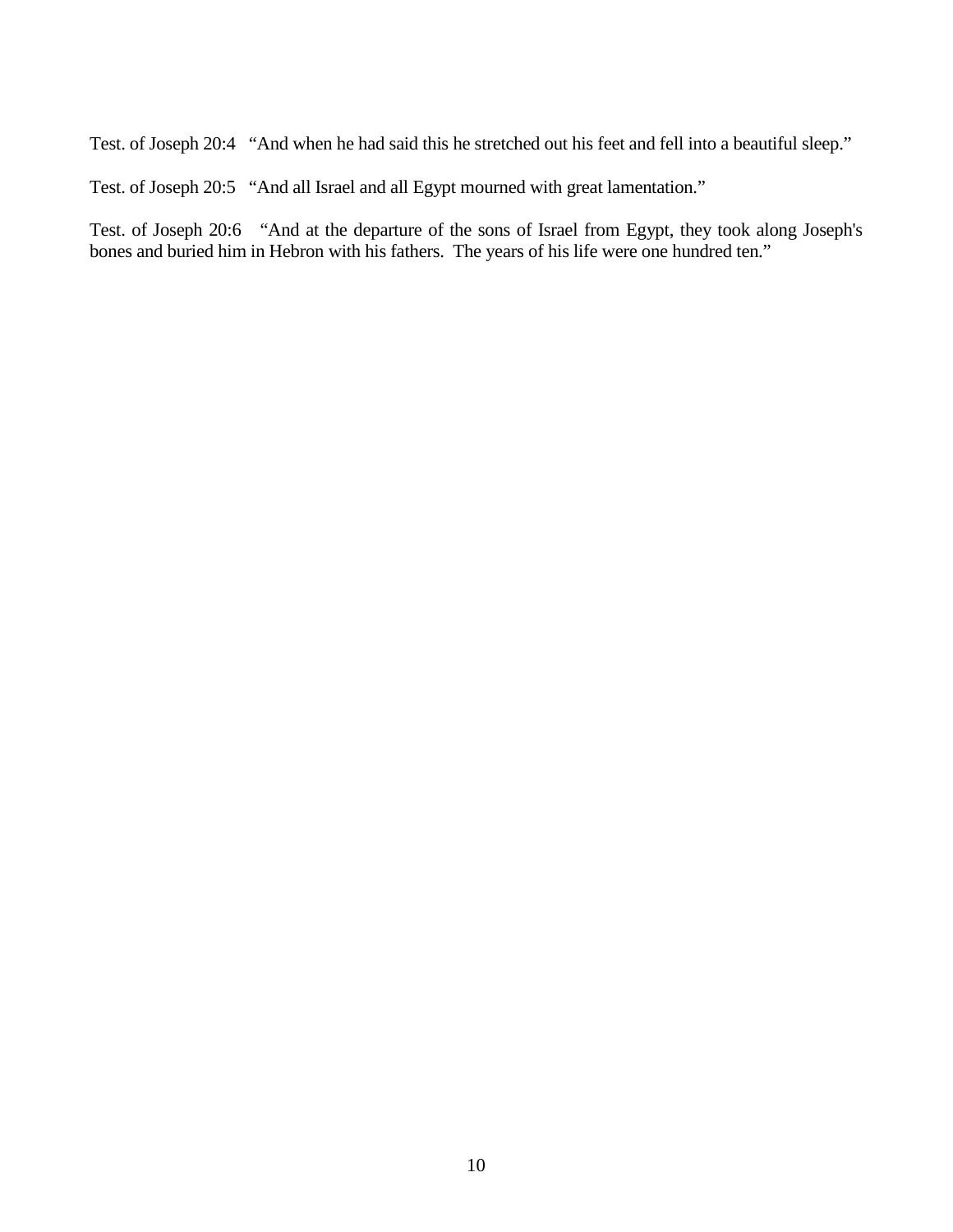Test. of Joseph 20:4 "And when he had said this he stretched out his feet and fell into a beautiful sleep."

Test. of Joseph 20:5 "And all Israel and all Egypt mourned with great lamentation."

Test. of Joseph 20:6 "And at the departure of the sons of Israel from Egypt, they took along Joseph's bones and buried him in Hebron with his fathers. The years of his life were one hundred ten."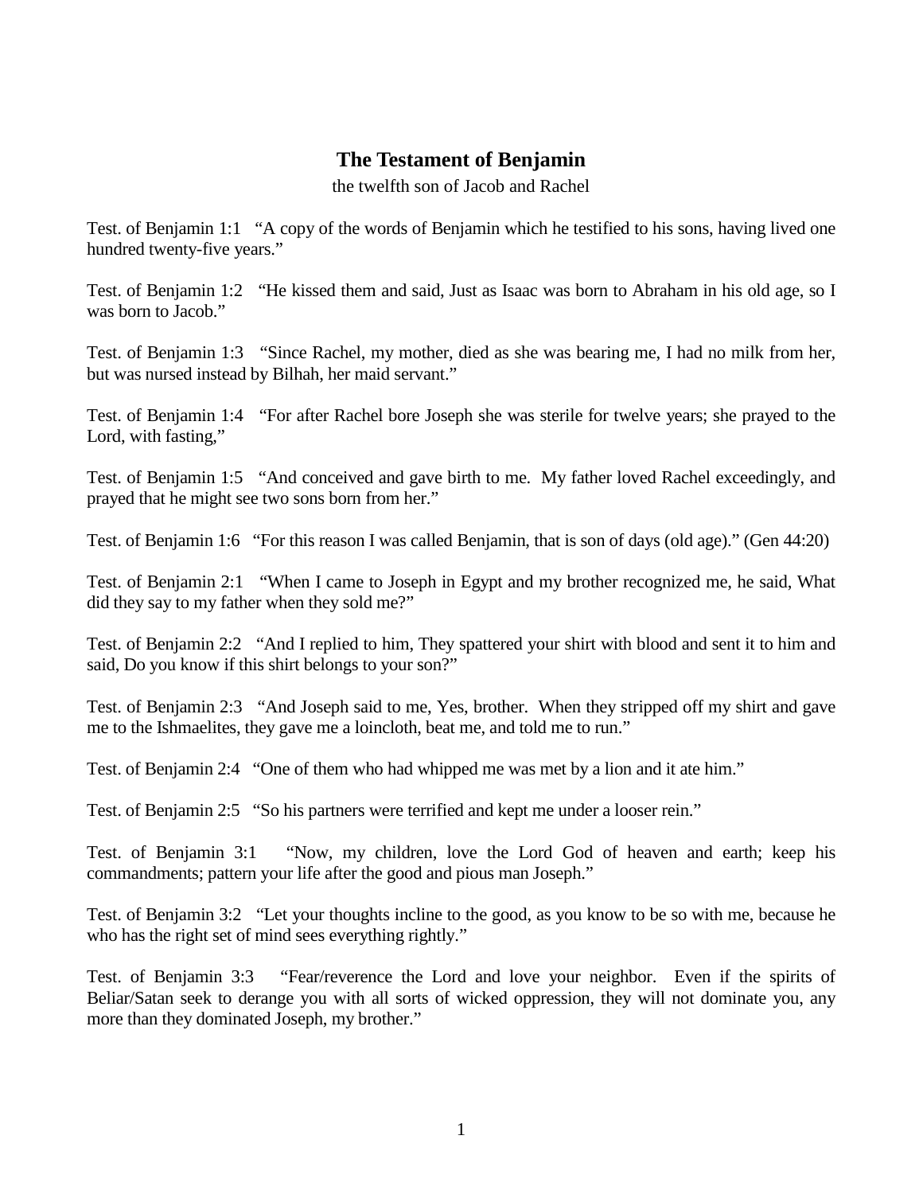## The Testament of Benjamin

the twelfth son of Jacob and Rachel

Test. of Benjamin 1:1 "A copy of the words of Benjamin which he testified to his sons, having lived one hundred twenty-five years."

Test. of Benjamin 1:2 "He kissed them and said, Just as Isaac was born to Abraham in his old age, so I was born to Jacob."

Test. of Benjamin 1:3 "Since Rachel, my mother, died as she was bearing me, I had no milk from her, but was nursed instead by Bilhah, her maid servant."

Test. of Benjamin 1:4 "For after Rachel bore Joseph she was sterile for twelve years; she prayed to the Lord, with fasting,"

Test. of Benjamin 1:5 "And conceived and gave birth to me. My father loved Rachel exceedingly, and prayed that he might see two sons born from her."

Test. of Benjamin 1:6 "For this reason I was called Benjamin, that is son of days (old age)." (Gen 44:20)

Test. of Benjamin 2:1 "When I came to Joseph in Egypt and my brother recognized me, he said, What did they say to my father when they sold me?"

Test. of Benjamin 2:2 "And I replied to him, They spattered your shirt with blood and sent it to him and said, Do you know if this shirt belongs to your son?"

Test. of Benjamin 2:3 "And Joseph said to me, Yes, brother. When they stripped off my shirt and gave me to the Ishmaelites, they gave me a loincloth, beat me, and told me to run."

Test. of Benjamin 2:4 "One of them who had whipped me was met by a lion and it ate him."

Test. of Benjamin 2:5 "So his partners were terrified and kept me under a looser rein."

Test. of Benjamin 3:1 "Now, my children, love the Lord God of heaven and earth; keep his commandments; pattern your life after the good and pious man Joseph."

Test. of Benjamin 3:2 "Let your thoughts incline to the good, as you know to be so with me, because he who has the right set of mind sees everything rightly."

Test. of Benjamin 3:3 "Fear/reverence the Lord and love your neighbor. Even if the spirits of Beliar/Satan seek to derange you with all sorts of wicked oppression, they will not dominate you, any more than they dominated Joseph, my brother."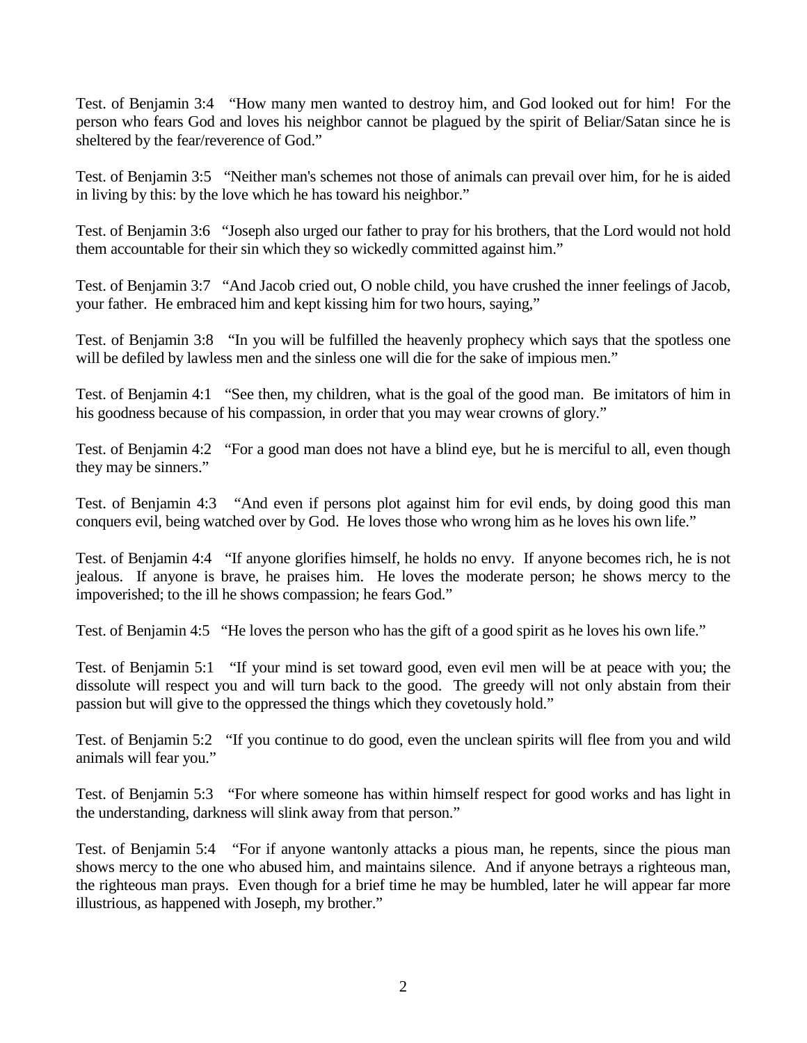Test. of Benjamin 3:4 "How many men wanted to destroy him, and God looked out for him! For the person who fears God and loves his neighbor cannot be plagued by the spirit of Beliar/Satan since he is sheltered by the fear/reverence of God."

Test. of Benjamin 3:5 "Neither man's schemes not those of animals can prevail over him, for he is aided in living by this: by the love which he has toward his neighbor."

Test. of Benjamin 3:6 "Joseph also urged our father to pray for his brothers, that the Lord would not hold them accountable for their sin which they so wickedly committed against him."

Test. of Benjamin 3:7 "And Jacob cried out, O noble child, you have crushed the inner feelings of Jacob, your father. He embraced him and kept kissing him for two hours, saying,"

Test. of Benjamin 3:8 "In you will be fulfilled the heavenly prophecy which says that the spotless one will be defiled by lawless men and the sinless one will die for the sake of impious men."

Test. of Benjamin 4:1 "See then, my children, what is the goal of the good man. Be imitators of him in his goodness because of his compassion, in order that you may wear crowns of glory."

Test. of Benjamin 4:2 "For a good man does not have a blind eye, but he is merciful to all, even though they may be sinners."

Test. of Benjamin 4:3 "And even if persons plot against him for evil ends, by doing good this man conquers evil, being watched over by God. He loves those who wrong him as he loves his own life."

Test. of Benjamin 4:4 "If anyone glorifies himself, he holds no envy. If anyone becomes rich, he is not jealous. If anyone is brave, he praises him. He loves the moderate person; he shows mercy to the impoverished; to the ill he shows compassion; he fears God."

Test. of Benjamin 4:5 "He loves the person who has the gift of a good spirit as he loves his own life."

Test. of Benjamin 5:1 "If your mind is set toward good, even evil men will be at peace with you; the dissolute will respect you and will turn back to the good. The greedy will not only abstain from their passion but will give to the oppressed the things which they covetously hold."

Test. of Benjamin 5:2 "If you continue to do good, even the unclean spirits will flee from you and wild animals will fear you."

Test. of Benjamin 5:3 "For where someone has within himself respect for good works and has light in the understanding, darkness will slink away from that person."

Test. of Benjamin 5:4 "For if anyone wantonly attacks a pious man, he repents, since the pious man shows mercy to the one who abused him, and maintains silence. And if anyone betrays a righteous man, the righteous man prays. Even though for a brief time he may be humbled, later he will appear far more illustrious, as happened with Joseph, my brother."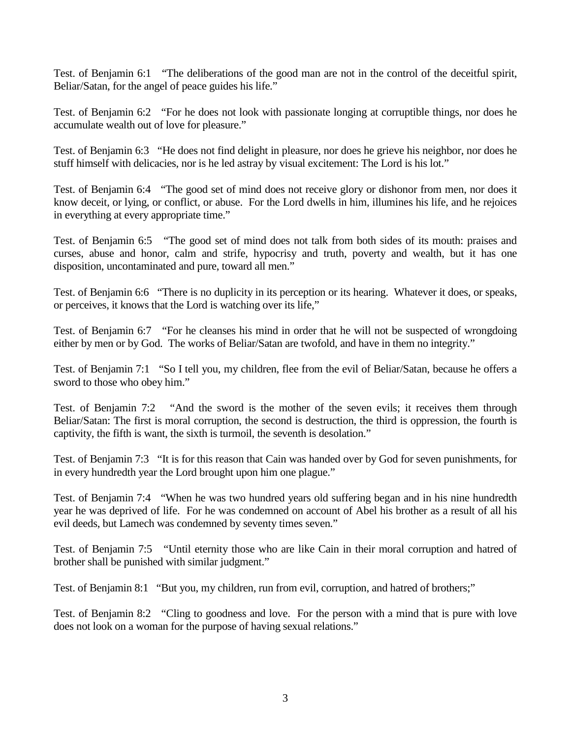Test. of Benjamin 6:1 "The deliberations of the good man are not in the control of the deceitful spirit, Beliar/Satan, for the angel of peace guides his life."

Test. of Benjamin 6:2 "For he does not look with passionate longing at corruptible things, nor does he accumulate wealth out of love for pleasure."

Test. of Benjamin 6:3 "He does not find delight in pleasure, nor does he grieve his neighbor, nor does he stuff himself with delicacies, nor is he led astray by visual excitement: The Lord is his lot."

Test. of Benjamin 6:4 "The good set of mind does not receive glory or dishonor from men, nor does it know deceit, or lying, or conflict, or abuse. For the Lord dwells in him, illumines his life, and he rejoices in everything at every appropriate time."

Test. of Benjamin 6:5 "The good set of mind does not talk from both sides of its mouth: praises and curses, abuse and honor, calm and strife, hypocrisy and truth, poverty and wealth, but it has one disposition, uncontaminated and pure, toward all men."

Test. of Benjamin 6:6 "There is no duplicity in its perception or its hearing. Whatever it does, or speaks, or perceives, it knows that the Lord is watching over its life,"

Test. of Benjamin 6:7 "For he cleanses his mind in order that he will not be suspected of wrongdoing either by men or by God. The works of Beliar/Satan are twofold, and have in them no integrity."

Test. of Benjamin 7:1 "So I tell you, my children, flee from the evil of Beliar/Satan, because he offers a sword to those who obey him."

Test. of Benjamin 7:2 "And the sword is the mother of the seven evils; it receives them through Beliar/Satan: The first is moral corruption, the second is destruction, the third is oppression, the fourth is captivity, the fifth is want, the sixth is turmoil, the seventh is desolation."

Test. of Benjamin 7:3 "It is for this reason that Cain was handed over by God for seven punishments, for in every hundredth year the Lord brought upon him one plague."

Test. of Benjamin 7:4 "When he was two hundred years old suffering began and in his nine hundredth year he was deprived of life. For he was condemned on account of Abel his brother as a result of all his evil deeds, but Lamech was condemned by seventy times seven."

Test. of Benjamin 7:5 "Until eternity those who are like Cain in their moral corruption and hatred of brother shall be punished with similar judgment."

Test. of Benjamin 8:1 "But you, my children, run from evil, corruption, and hatred of brothers;"

Test. of Benjamin 8:2 "Cling to goodness and love. For the person with a mind that is pure with love does not look on a woman for the purpose of having sexual relations."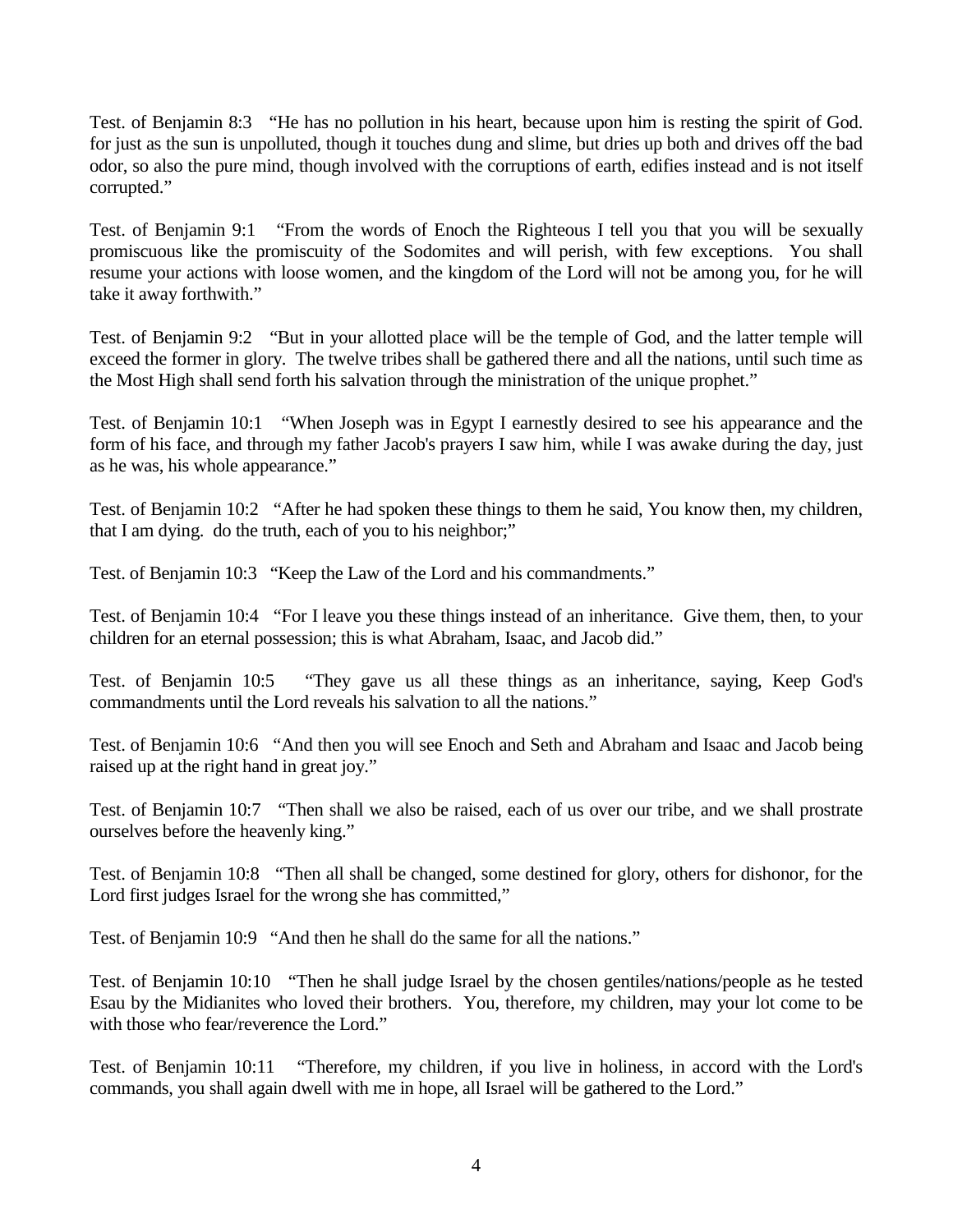Test. of Benjamin 8:3 "He has no pollution in his heart, because upon him is resting the spirit of God. for just as the sun is unpolluted, though it touches dung and slime, but dries up both and drives off the bad odor, so also the pure mind, though involved with the corruptions of earth, edifies instead and is not itself corrupted."

Test. of Benjamin 9:1 "From the words of Enoch the Righteous I tell you that you will be sexually promiscuous like the promiscuity of the Sodomites and will perish, with few exceptions. You shall resume your actions with loose women, and the kingdom of the Lord will not be among you, for he will take it away forthwith."

Test. of Benjamin 9:2 "But in your allotted place will be the temple of God, and the latter temple will exceed the former in glory. The twelve tribes shall be gathered there and all the nations, until such time as the Most High shall send forth his salvation through the ministration of the unique prophet."

Test. of Benjamin 10:1 "When Joseph was in Egypt I earnestly desired to see his appearance and the form of his face, and through my father Jacob's prayers I saw him, while I was awake during the day, just as he was, his whole appearance."

Test. of Benjamin 10:2 "After he had spoken these things to them he said, You know then, my children, that I am dying. do the truth, each of you to his neighbor;"

Test. of Benjamin 10:3 "Keep the Law of the Lord and his commandments."

Test. of Benjamin 10:4 "For I leave you these things instead of an inheritance. Give them, then, to your children for an eternal possession; this is what Abraham, Isaac, and Jacob did."

Test. of Benjamin 10:5 "They gave us all these things as an inheritance, saying, Keep God's commandments until the Lord reveals his salvation to all the nations."

Test. of Benjamin 10:6 "And then you will see Enoch and Seth and Abraham and Isaac and Jacob being raised up at the right hand in great joy."

Test. of Benjamin 10:7 "Then shall we also be raised, each of us over our tribe, and we shall prostrate ourselves before the heavenly king."

Test. of Benjamin 10:8 "Then all shall be changed, some destined for glory, others for dishonor, for the Lord first judges Israel for the wrong she has committed,"

Test. of Benjamin 10:9 "And then he shall do the same for all the nations."

Test. of Benjamin 10:10 "Then he shall judge Israel by the chosen gentiles/nations/people as he tested Esau by the Midianites who loved their brothers. You, therefore, my children, may your lot come to be with those who fear/reverence the Lord."

Test. of Benjamin 10:11 "Therefore, my children, if you live in holiness, in accord with the Lord's commands, you shall again dwell with me in hope, all Israel will be gathered to the Lord."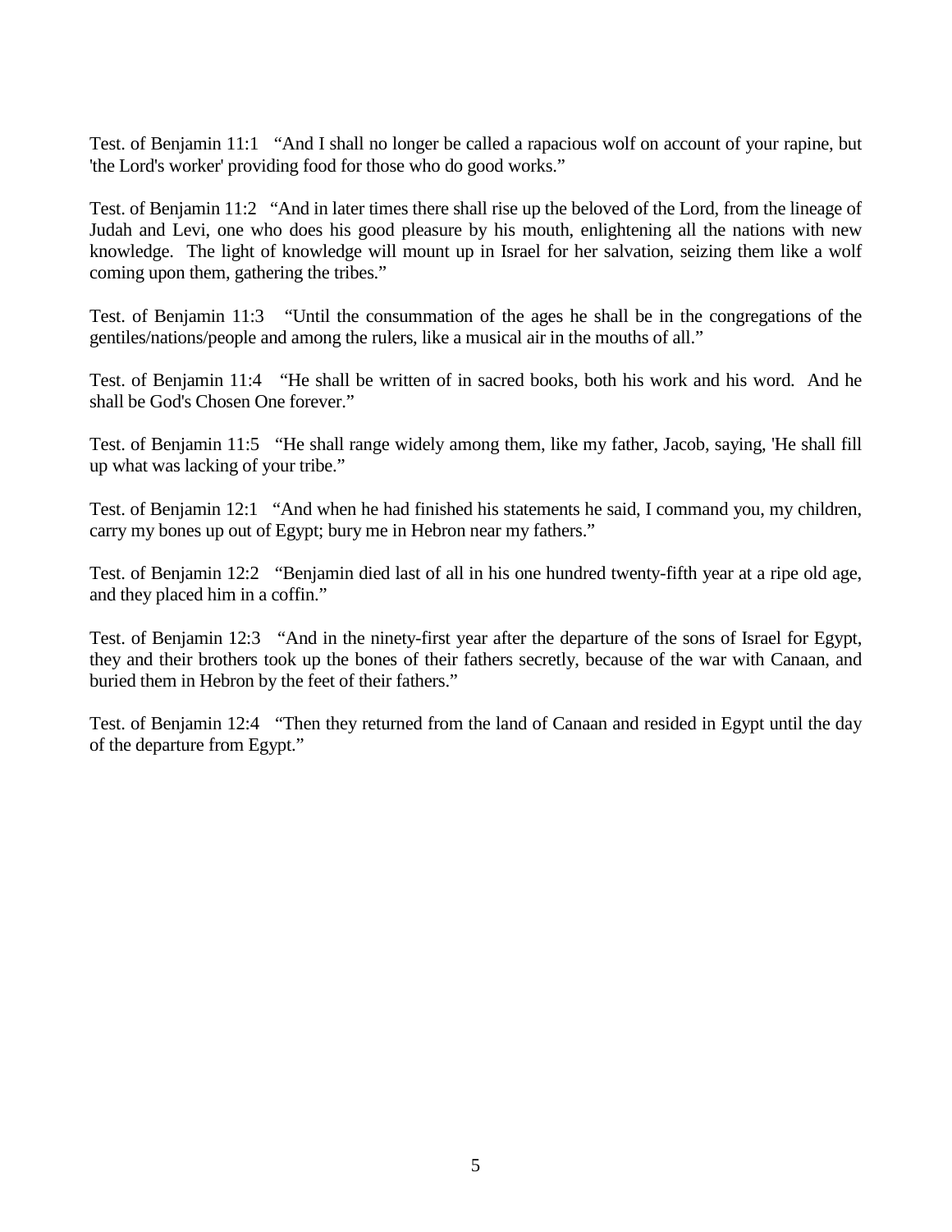Test. of Benjamin 11:1 "And I shall no longer be called a rapacious wolf on account of your rapine, but 'the Lord's worker' providing food for those who do good works."

Test. of Benjamin 11:2 "And in later times there shall rise up the beloved of the Lord, from the lineage of Judah and Levi, one who does his good pleasure by his mouth, enlightening all the nations with new knowledge. The light of knowledge will mount up in Israel for her salvation, seizing them like a wolf coming upon them, gathering the tribes."

Test. of Benjamin 11:3 "Until the consummation of the ages he shall be in the congregations of the gentiles/nations/people and among the rulers, like a musical air in the mouths of all."

Test. of Benjamin 11:4 "He shall be written of in sacred books, both his work and his word. And he shall be God's Chosen One forever."

Test. of Benjamin 11:5 "He shall range widely among them, like my father, Jacob, saying, 'He shall fill up what was lacking of your tribe."

Test. of Benjamin 12:1 "And when he had finished his statements he said, I command you, my children, carry my bones up out of Egypt; bury me in Hebron near my fathers."

Test. of Benjamin 12:2 "Benjamin died last of all in his one hundred twenty-fifth year at a ripe old age, and they placed him in a coffin."

Test. of Benjamin 12:3 "And in the ninety-first year after the departure of the sons of Israel for Egypt, they and their brothers took up the bones of their fathers secretly, because of the war with Canaan, and buried them in Hebron by the feet of their fathers."

Test. of Benjamin 12:4 "Then they returned from the land of Canaan and resided in Egypt until the day of the departure from Egypt."